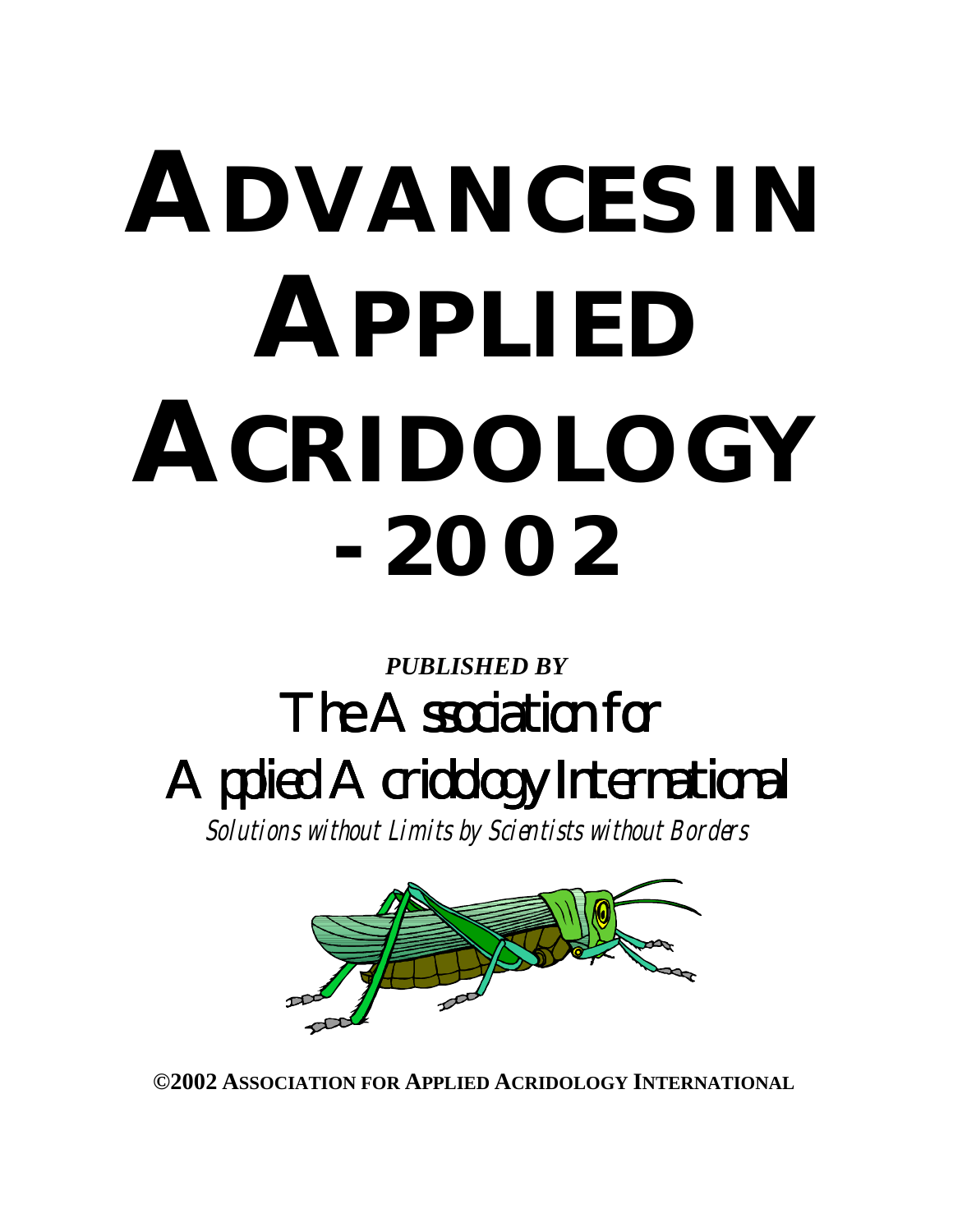# ADVANCES IN APPLIED ACRIDOLOGY - 2002

***PUBLISHED BY***

## The Association for Applied Acridology International

*Solutions without Limits by Scientists without Borders*

**©2002 ASSOCIATION FOR APPLIED ACRIDOLOGY INTERNATIONAL**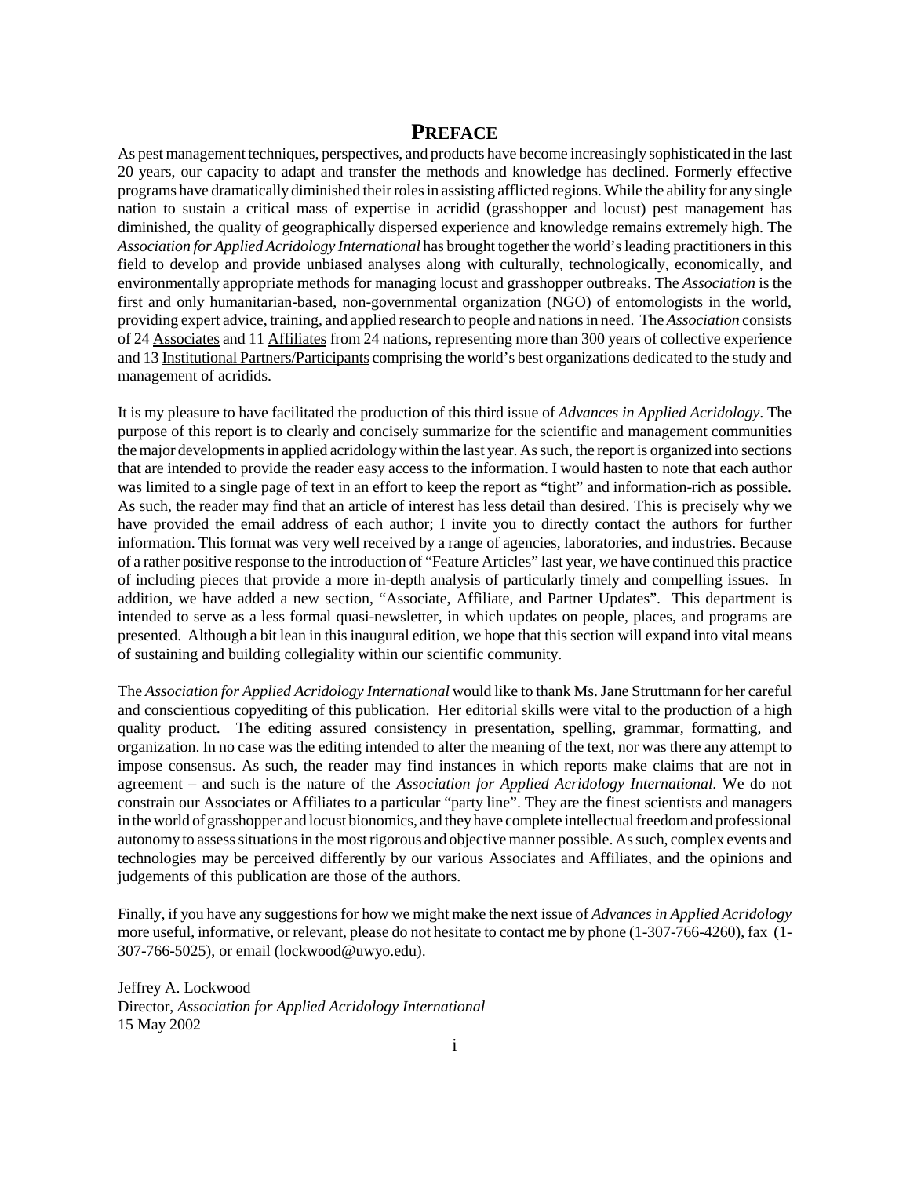# PREFACE

As pest management techniques, perspectives, and products have become increasingly sophisticated in the last 20 years, our capacity to adapt and transfer the methods and knowledge has declined. Formerly effective programs have dramatically diminished their roles in assisting afflicted regions. While the ability for any single nation to sustain a critical mass of expertise in acridid (grasshopper and locust) pest management has diminished, the quality of geographically dispersed experience and knowledge remains extremely high. The *Association for Applied Acridology International* has brought together the world's leading practitioners in this field to develop and provide unbiased analyses along with culturally, technologically, economically, and environmentally appropriate methods for managing locust and grasshopper outbreaks. The *Association* is the first and only humanitarian-based, non-governmental organization (NGO) of entomologists in the world, providing expert advice, training, and applied research to people and nations in need. The *Association* consists of 24 Associates and 11 Affiliates from 24 nations, representing more than 300 years of collective experience and 13 Institutional Partners/Participants comprising the world's best organizations dedicated to the study and management of acridids.

It is my pleasure to have facilitated the production of this third issue of *Advances in Applied Acridology*. The purpose of this report is to clearly and concisely summarize for the scientific and management communities the major developments in applied acridology within the last year. As such, the report is organized into sections that are intended to provide the reader easy access to the information. I would hasten to note that each author was limited to a single page of text in an effort to keep the report as "tight" and information-rich as possible. As such, the reader may find that an article of interest has less detail than desired. This is precisely why we have provided the email address of each author; I invite you to directly contact the authors for further information. This format was very well received by a range of agencies, laboratories, and industries. Because of a rather positive response to the introduction of "Feature Articles" last year, we have continued this practice of including pieces that provide a more in-depth analysis of particularly timely and compelling issues. In addition, we have added a new section, "Associate, Affiliate, and Partner Updates". This department is intended to serve as a less formal quasi-newsletter, in which updates on people, places, and programs are presented. Although a bit lean in this inaugural edition, we hope that this section will expand into vital means of sustaining and building collegiality within our scientific community.

The *Association for Applied Acridology International* would like to thank Ms. Jane Struttmann for her careful and conscientious copyediting of this publication. Her editorial skills were vital to the production of a high quality product. The editing assured consistency in presentation, spelling, grammar, formatting, and organization. In no case was the editing intended to alter the meaning of the text, nor was there any attempt to impose consensus. As such, the reader may find instances in which reports make claims that are not in agreement – and such is the nature of the *Association for Applied Acridology International*. We do not constrain our Associates or Affiliates to a particular "party line". They are the finest scientists and managers in the world of grasshopper and locust bionomics, and they have complete intellectual freedom and professional autonomy to assess situations in the most rigorous and objective manner possible. As such, complex events and technologies may be perceived differently by our various Associates and Affiliates, and the opinions and judgements of this publication are those of the authors.

Finally, if you have any suggestions for how we might make the next issue of *Advances in Applied Acridology* more useful, informative, or relevant, please do not hesitate to contact me by phone (1-307-766-4260), fax (1-307-766-5025), or email (lockwood@uwyo.edu).

Jeffrey A. Lockwood
Director, *Association for Applied Acridology International*
15 May 2002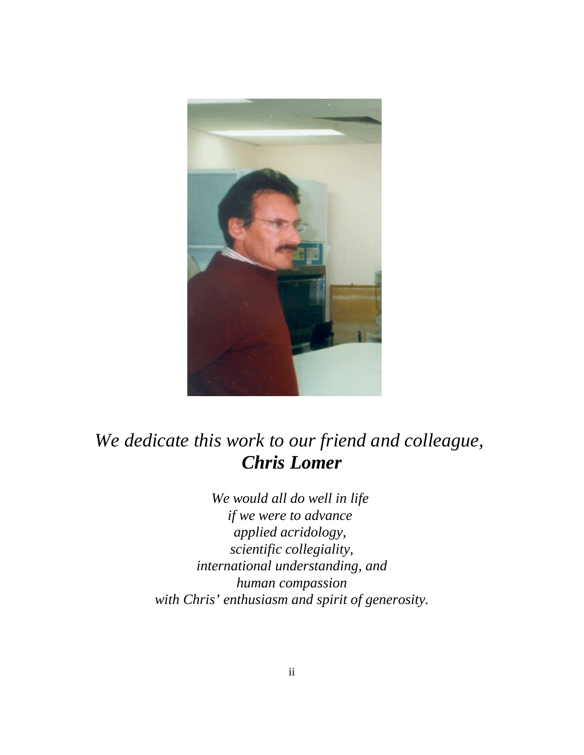*We dedicate this work to our friend and colleague,*
***Chris Lomer***

*We would all do well in life*
*if we were to advance*
*applied acridology,*
*scientific collegiality,*
*international understanding, and*
*human compassion*
*with Chris' enthusiasm and spirit of generosity.*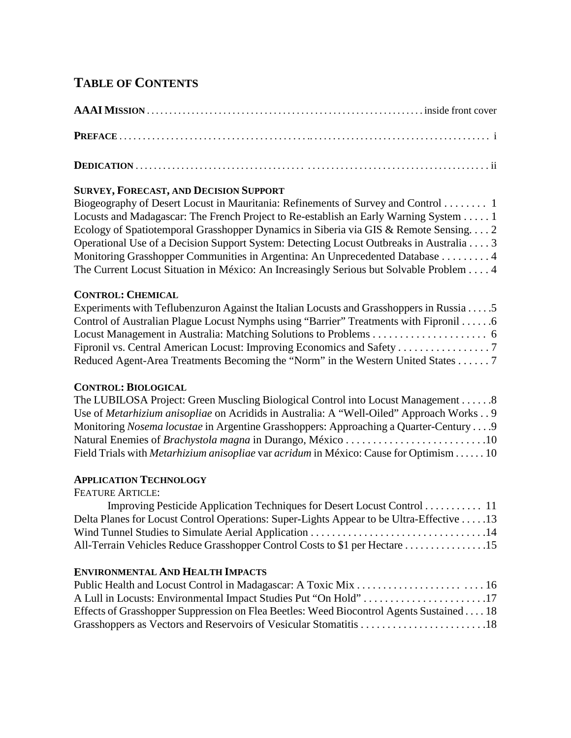# TABLE OF CONTENTS

**AAAI MISSION** . . . . . . . . . . . . . . . . . . . . . . . . . . . . . . . . . . . . . . . . . . . . . . . . . . . . . . . . . inside front cover

**PREFACE** . . . . . . . . . . . . . . . . . . . . . . . . . . . . . . . . . . . . . . . . . . . . . . . . . . . . . . . . . . . . . . . . . . . . . . . i

**DEDICATION** . . . . . . . . . . . . . . . . . . . . . . . . . . . . . . . . . . . . . . . . . . . . . . . . . . . . . . . . . . . . . . . . . . . . ii

**SURVEY, FORECAST, AND DECISION SUPPORT**

Biogeography of Desert Locust in Mauritania: Refinements of Survey and Control . . . . . . . . 1
Locusts and Madagascar: The French Project to Re-establish an Early Warning System . . . . . 1
Ecology of Spatiotemporal Grasshopper Dynamics in Siberia via GIS & Remote Sensing. . . . 2
Operational Use of a Decision Support System: Detecting Locust Outbreaks in Australia . . . . 3
Monitoring Grasshopper Communities in Argentina: An Unprecedented Database . . . . . . . . . 4
The Current Locust Situation in México: An Increasingly Serious but Solvable Problem . . . . 4

**CONTROL: CHEMICAL**

Experiments with Teflubenzuron Against the Italian Locusts and Grasshoppers in Russia . . . . .5
Control of Australian Plague Locust Nymphs using "Barrier" Treatments with Fipronil . . . . . .6
Locust Management in Australia: Matching Solutions to Problems . . . . . . . . . . . . . . . . . . . . . 6
Fipronil vs. Central American Locust: Improving Economics and Safety . . . . . . . . . . . . . . . . . 7
Reduced Agent-Area Treatments Becoming the "Norm" in the Western United States . . . . . . 7

**CONTROL: BIOLOGICAL**

The LUBILOSA Project: Green Muscling Biological Control into Locust Management . . . . . .8
Use of *Metarhizium anisopliae* on Acridids in Australia: A "Well-Oiled" Approach Works . . 9
Monitoring *Nosema locustae* in Argentine Grasshoppers: Approaching a Quarter-Century . . . .9
Natural Enemies of *Brachystola magna* in Durango, México . . . . . . . . . . . . . . . . . . . . . . . . . .10
Field Trials with *Metarhizium anisopliae* var *acridum* in México: Cause for Optimism . . . . . . 10

**APPLICATION TECHNOLOGY**

FEATURE ARTICLE:
Improving Pesticide Application Techniques for Desert Locust Control . . . . . . . . . . . 11
Delta Planes for Locust Control Operations: Super-Lights Appear to be Ultra-Effective . . . . .13
Wind Tunnel Studies to Simulate Aerial Application . . . . . . . . . . . . . . . . . . . . . . . . . . . . . . . . .14
All-Terrain Vehicles Reduce Grasshopper Control Costs to $1 per Hectare . . . . . . . . . . . . . . . .15

**ENVIRONMENTAL AND HEALTH IMPACTS**

Public Health and Locust Control in Madagascar: A Toxic Mix . . . . . . . . . . . . . . . . . . . . . . . 16
A Lull in Locusts: Environmental Impact Studies Put "On Hold" . . . . . . . . . . . . . . . . . . . . . . .17
Effects of Grasshopper Suppression on Flea Beetles: Weed Biocontrol Agents Sustained . . . . 18
Grasshoppers as Vectors and Reservoirs of Vesicular Stomatitis . . . . . . . . . . . . . . . . . . . . . . . .18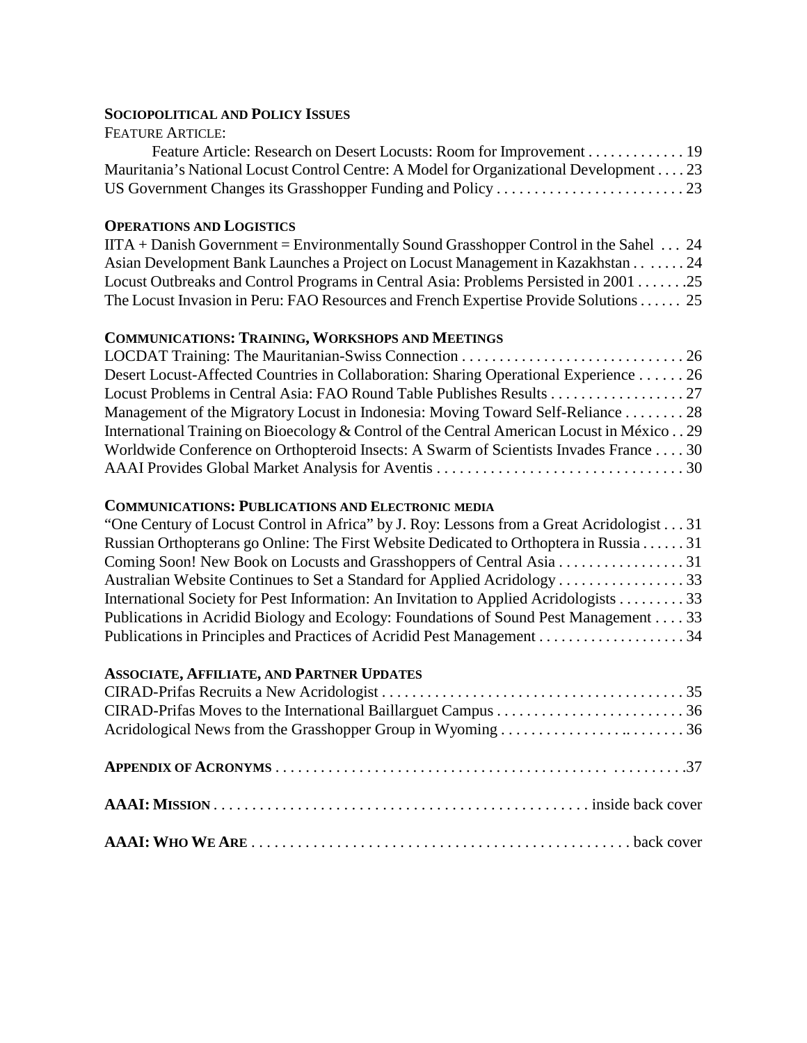**SOCIOPOLITICAL AND POLICY ISSUES**

FEATURE ARTICLE:

Feature Article: Research on Desert Locusts: Room for Improvement . . . . . . . . . . . . . 19
Mauritania's National Locust Control Centre: A Model for Organizational Development . . . . 23
US Government Changes its Grasshopper Funding and Policy . . . . . . . . . . . . . . . . . . . . . . . . . 23

**OPERATIONS AND LOGISTICS**

IITA + Danish Government = Environmentally Sound Grasshopper Control in the Sahel . . . 24
Asian Development Bank Launches a Project on Locust Management in Kazakhstan . . . . . . . 24
Locust Outbreaks and Control Programs in Central Asia: Problems Persisted in 2001 . . . . . . .25
The Locust Invasion in Peru: FAO Resources and French Expertise Provide Solutions . . . . . . 25

**COMMUNICATIONS: TRAINING, WORKSHOPS AND MEETINGS**

LOCDAT Training: The Mauritanian-Swiss Connection . . . . . . . . . . . . . . . . . . . . . . . . . . . . . . 26
Desert Locust-Affected Countries in Collaboration: Sharing Operational Experience . . . . . . 26
Locust Problems in Central Asia: FAO Round Table Publishes Results . . . . . . . . . . . . . . . . . . 27
Management of the Migratory Locust in Indonesia: Moving Toward Self-Reliance . . . . . . . . 28
International Training on Bioecology & Control of the Central American Locust in México . . 29
Worldwide Conference on Orthopteroid Insects: A Swarm of Scientists Invades France . . . . 30
AAAI Provides Global Market Analysis for Aventis . . . . . . . . . . . . . . . . . . . . . . . . . . . . . . . . 30

**COMMUNICATIONS: PUBLICATIONS AND ELECTRONIC MEDIA**

"One Century of Locust Control in Africa" by J. Roy: Lessons from a Great Acridologist . . . 31
Russian Orthopterans go Online: The First Website Dedicated to Orthoptera in Russia . . . . . . 31
Coming Soon! New Book on Locusts and Grasshoppers of Central Asia . . . . . . . . . . . . . . . . . 31
Australian Website Continues to Set a Standard for Applied Acridology . . . . . . . . . . . . . . . . . 33
International Society for Pest Information: An Invitation to Applied Acridologists . . . . . . . . . 33
Publications in Acridid Biology and Ecology: Foundations of Sound Pest Management . . . . 33
Publications in Principles and Practices of Acridid Pest Management . . . . . . . . . . . . . . . . . . . . 34

**ASSOCIATE, AFFILIATE, AND PARTNER UPDATES**

CIRAD-Prifas Recruits a New Acridologist . . . . . . . . . . . . . . . . . . . . . . . . . . . . . . . . . . . . . . . . 35
CIRAD-Prifas Moves to the International Baillarguet Campus . . . . . . . . . . . . . . . . . . . . . . . . . 36
Acridological News from the Grasshopper Group in Wyoming . . . . . . . . . . . . . . . . . . . . . . . . . 36

**APPENDIX OF ACRONYMS** . . . . . . . . . . . . . . . . . . . . . . . . . . . . . . . . . . . . . . . . . . . . . . . . . . . .37

**AAAI: MISSION** . . . . . . . . . . . . . . . . . . . . . . . . . . . . . . . . . . . . . . . . . . . . . . . . inside back cover

**AAAI: WHO WE ARE** . . . . . . . . . . . . . . . . . . . . . . . . . . . . . . . . . . . . . . . . . . . . . . . . . back cover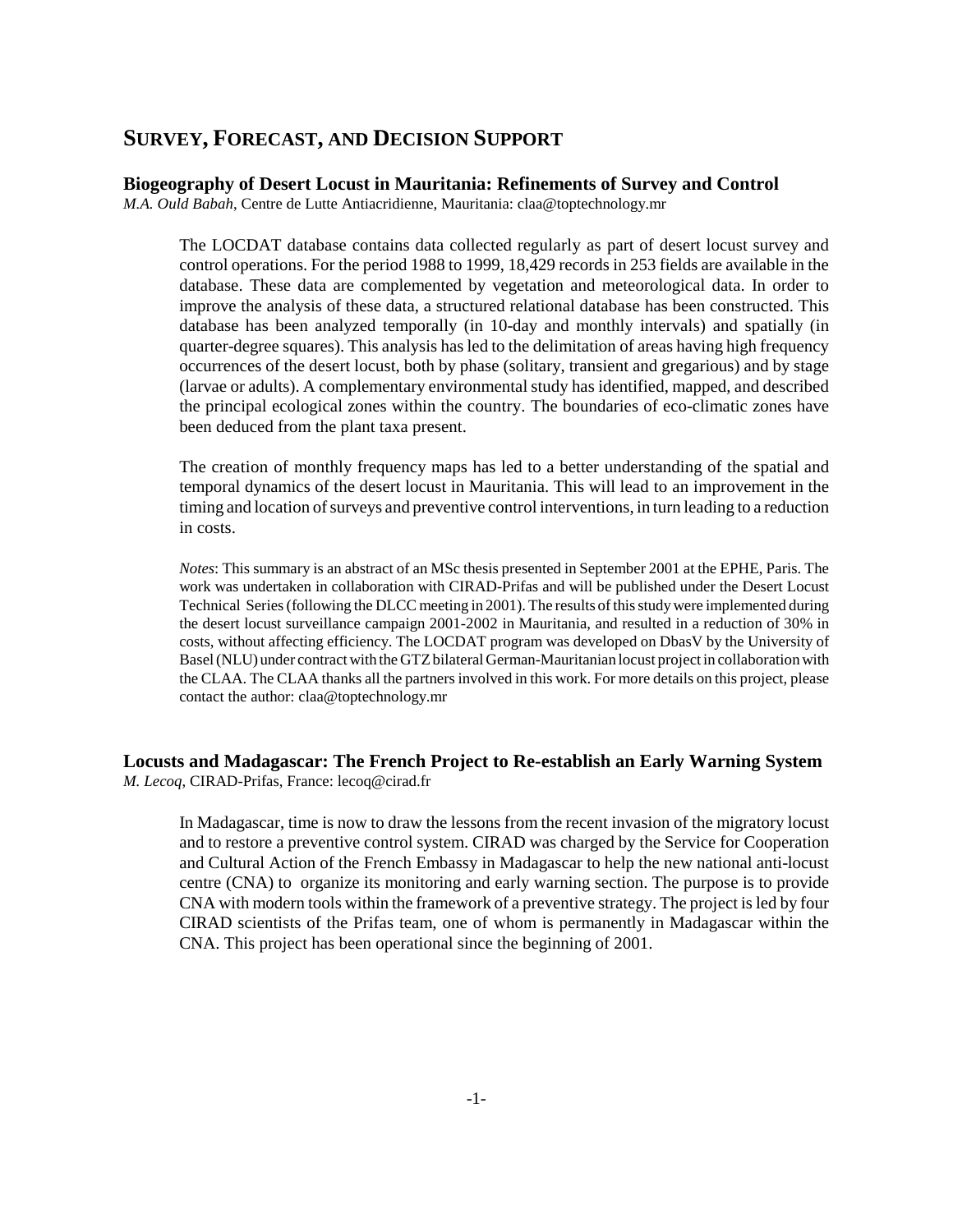# SURVEY, FORECAST, AND DECISION SUPPORT

## Biogeography of Desert Locust in Mauritania: Refinements of Survey and Control

*M.A. Ould Babah*, Centre de Lutte Antiacridienne, Mauritania: claa@toptechnology.mr

The LOCDAT database contains data collected regularly as part of desert locust survey and control operations. For the period 1988 to 1999, 18,429 records in 253 fields are available in the database. These data are complemented by vegetation and meteorological data. In order to improve the analysis of these data, a structured relational database has been constructed. This database has been analyzed temporally (in 10-day and monthly intervals) and spatially (in quarter-degree squares). This analysis has led to the delimitation of areas having high frequency occurrences of the desert locust, both by phase (solitary, transient and gregarious) and by stage (larvae or adults). A complementary environmental study has identified, mapped, and described the principal ecological zones within the country. The boundaries of eco-climatic zones have been deduced from the plant taxa present.

The creation of monthly frequency maps has led to a better understanding of the spatial and temporal dynamics of the desert locust in Mauritania. This will lead to an improvement in the timing and location of surveys and preventive control interventions, in turn leading to a reduction in costs.

*Notes*: This summary is an abstract of an MSc thesis presented in September 2001 at the EPHE, Paris. The work was undertaken in collaboration with CIRAD-Prifas and will be published under the Desert Locust Technical Series (following the DLCC meeting in 2001). The results of this study were implemented during the desert locust surveillance campaign 2001-2002 in Mauritania, and resulted in a reduction of 30% in costs, without affecting efficiency. The LOCDAT program was developed on DbasV by the University of Basel (NLU) under contract with the GTZ bilateral German-Mauritanian locust project in collaboration with the CLAA. The CLAA thanks all the partners involved in this work. For more details on this project, please contact the author: claa@toptechnology.mr

## Locusts and Madagascar: The French Project to Re-establish an Early Warning System

*M. Lecoq*, CIRAD-Prifas, France: lecoq@cirad.fr

In Madagascar, time is now to draw the lessons from the recent invasion of the migratory locust and to restore a preventive control system. CIRAD was charged by the Service for Cooperation and Cultural Action of the French Embassy in Madagascar to help the new national anti-locust centre (CNA) to organize its monitoring and early warning section. The purpose is to provide CNA with modern tools within the framework of a preventive strategy. The project is led by four CIRAD scientists of the Prifas team, one of whom is permanently in Madagascar within the CNA. This project has been operational since the beginning of 2001.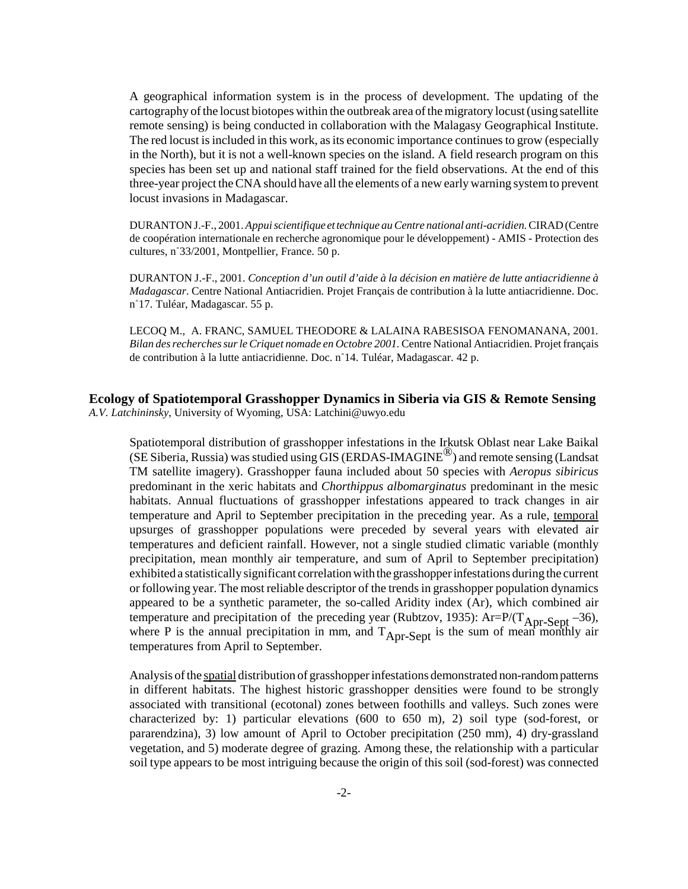A geographical information system is in the process of development. The updating of the cartography of the locust biotopes within the outbreak area of the migratory locust (using satellite remote sensing) is being conducted in collaboration with the Malagasy Geographical Institute. The red locust is included in this work, as its economic importance continues to grow (especially in the North), but it is not a well-known species on the island. A field research program on this species has been set up and national staff trained for the field observations. At the end of this three-year project the CNA should have all the elements of a new early warning system to prevent locust invasions in Madagascar.

DURANTON J.-F., 2001. *Appui scientifique et technique au Centre national anti-acridien.* CIRAD (Centre de coopération internationale en recherche agronomique pour le développement) - AMIS - Protection des cultures, n˚33/2001, Montpellier, France. 50 p.

DURANTON J.-F., 2001. *Conception d'un outil d'aide à la décision en matière de lutte antiacridienne à Madagascar*. Centre National Antiacridien. Projet Français de contribution à la lutte antiacridienne. Doc. n˚17. Tuléar, Madagascar. 55 p.

LECOQ M., A. FRANC, SAMUEL THEODORE & LALAINA RABESISOA FENOMANANA, 2001. *Bilan des recherches sur le Criquet nomade en Octobre 2001.* Centre National Antiacridien. Projet français de contribution à la lutte antiacridienne. Doc. n˚14. Tuléar, Madagascar. 42 p.

## Ecology of Spatiotemporal Grasshopper Dynamics in Siberia via GIS & Remote Sensing

*A.V. Latchininsky*, University of Wyoming, USA: Latchini@uwyo.edu

Spatiotemporal distribution of grasshopper infestations in the Irkutsk Oblast near Lake Baikal (SE Siberia, Russia) was studied using GIS (ERDAS-IMAGINE®) and remote sensing (Landsat TM satellite imagery). Grasshopper fauna included about 50 species with *Aeropus sibiricus* predominant in the xeric habitats and *Chorthippus albomarginatus* predominant in the mesic habitats. Annual fluctuations of grasshopper infestations appeared to track changes in air temperature and April to September precipitation in the preceding year. As a rule, <u>temporal</u> upsurges of grasshopper populations were preceded by several years with elevated air temperatures and deficient rainfall. However, not a single studied climatic variable (monthly precipitation, mean monthly air temperature, and sum of April to September precipitation) exhibited a statistically significant correlation with the grasshopper infestations during the current or following year. The most reliable descriptor of the trends in grasshopper population dynamics appeared to be a synthetic parameter, the so-called Aridity index (Ar), which combined air temperature and precipitation of the preceding year (Rubtzov, 1935): $Ar=P/(T_{Apr\text{-}Sept} - 36)$, where P is the annual precipitation in mm, and $T_{Apr\text{-}Sept}$ is the sum of mean monthly air temperatures from April to September.

Analysis of the <u>spatial</u> distribution of grasshopper infestations demonstrated non-random patterns in different habitats. The highest historic grasshopper densities were found to be strongly associated with transitional (ecotonal) zones between foothills and valleys. Such zones were characterized by: 1) particular elevations (600 to 650 m), 2) soil type (sod-forest, or pararendzina), 3) low amount of April to October precipitation (250 mm), 4) dry-grassland vegetation, and 5) moderate degree of grazing. Among these, the relationship with a particular soil type appears to be most intriguing because the origin of this soil (sod-forest) was connected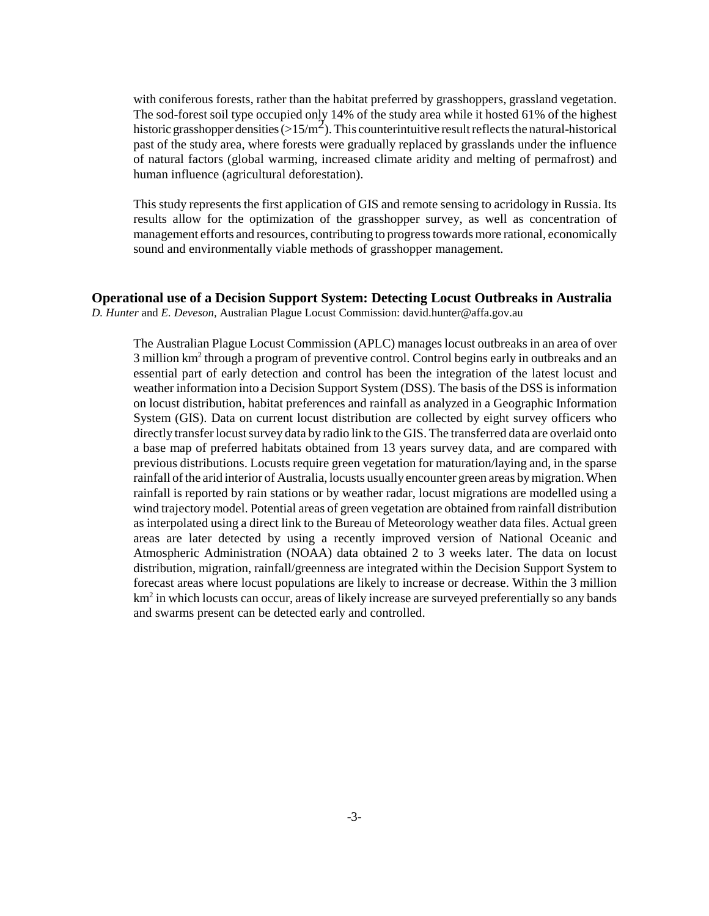with coniferous forests, rather than the habitat preferred by grasshoppers, grassland vegetation. The sod-forest soil type occupied only 14% of the study area while it hosted 61% of the highest historic grasshopper densities (>15/$m^2$). This counterintuitive result reflects the natural-historical past of the study area, where forests were gradually replaced by grasslands under the influence of natural factors (global warming, increased climate aridity and melting of permafrost) and human influence (agricultural deforestation).

This study represents the first application of GIS and remote sensing to acridology in Russia. Its results allow for the optimization of the grasshopper survey, as well as concentration of management efforts and resources, contributing to progress towards more rational, economically sound and environmentally viable methods of grasshopper management.

### Operational use of a Decision Support System: Detecting Locust Outbreaks in Australia

*D. Hunter* and *E. Deveson*, Australian Plague Locust Commission: david.hunter@affa.gov.au

The Australian Plague Locust Commission (APLC) manages locust outbreaks in an area of over 3 million $km^2$ through a program of preventive control. Control begins early in outbreaks and an essential part of early detection and control has been the integration of the latest locust and weather information into a Decision Support System (DSS). The basis of the DSS is information on locust distribution, habitat preferences and rainfall as analyzed in a Geographic Information System (GIS). Data on current locust distribution are collected by eight survey officers who directly transfer locust survey data by radio link to the GIS. The transferred data are overlaid onto a base map of preferred habitats obtained from 13 years survey data, and are compared with previous distributions. Locusts require green vegetation for maturation/laying and, in the sparse rainfall of the arid interior of Australia, locusts usually encounter green areas by migration. When rainfall is reported by rain stations or by weather radar, locust migrations are modelled using a wind trajectory model. Potential areas of green vegetation are obtained from rainfall distribution as interpolated using a direct link to the Bureau of Meteorology weather data files. Actual green areas are later detected by using a recently improved version of National Oceanic and Atmospheric Administration (NOAA) data obtained 2 to 3 weeks later. The data on locust distribution, migration, rainfall/greenness are integrated within the Decision Support System to forecast areas where locust populations are likely to increase or decrease. Within the 3 million $km^2$ in which locusts can occur, areas of likely increase are surveyed preferentially so any bands and swarms present can be detected early and controlled.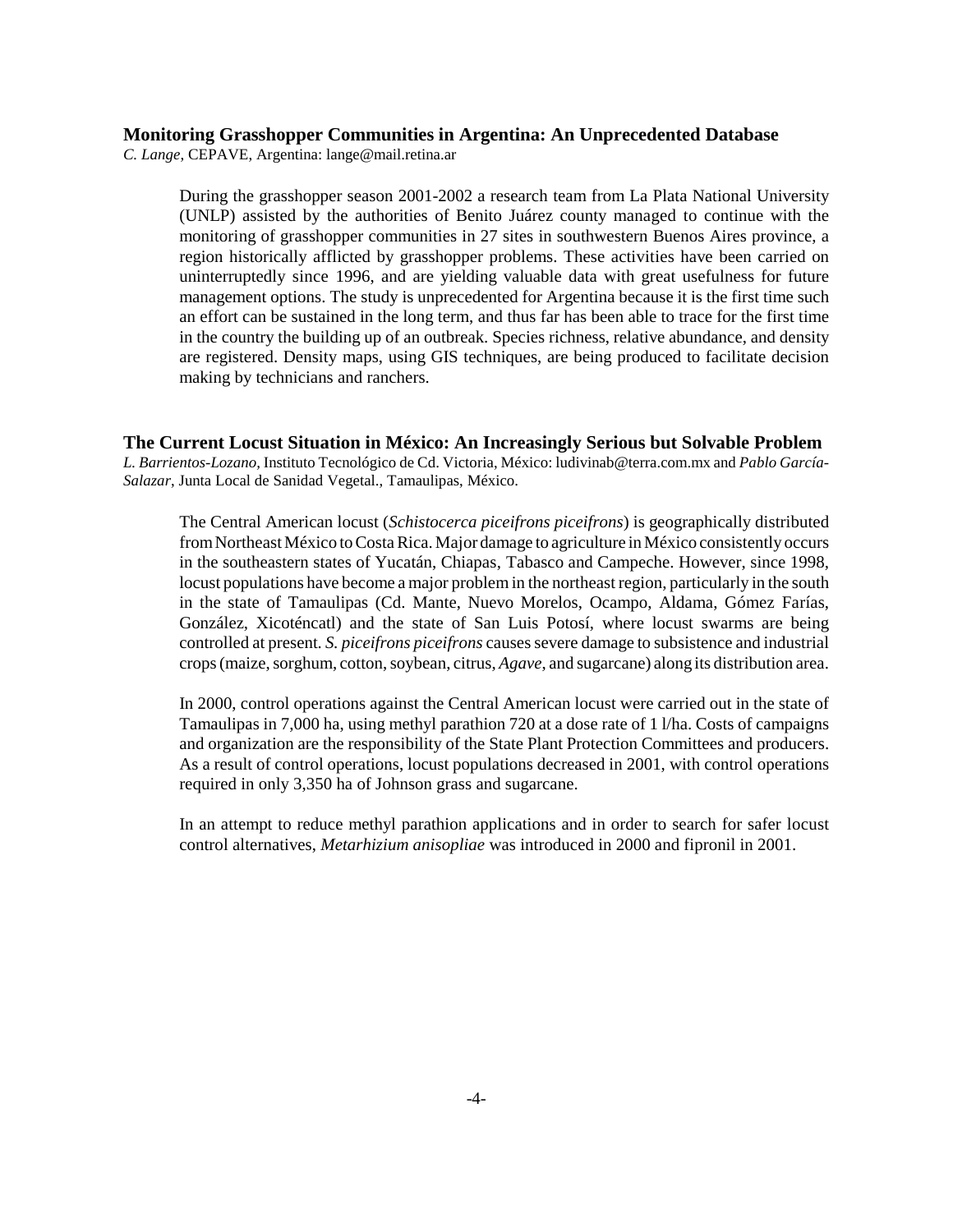## Monitoring Grasshopper Communities in Argentina: An Unprecedented Database

*C. Lange*, CEPAVE, Argentina: lange@mail.retina.ar

During the grasshopper season 2001-2002 a research team from La Plata National University (UNLP) assisted by the authorities of Benito Juárez county managed to continue with the monitoring of grasshopper communities in 27 sites in southwestern Buenos Aires province, a region historically afflicted by grasshopper problems. These activities have been carried on uninterruptedly since 1996, and are yielding valuable data with great usefulness for future management options. The study is unprecedented for Argentina because it is the first time such an effort can be sustained in the long term, and thus far has been able to trace for the first time in the country the building up of an outbreak. Species richness, relative abundance, and density are registered. Density maps, using GIS techniques, are being produced to facilitate decision making by technicians and ranchers.

## The Current Locust Situation in México: An Increasingly Serious but Solvable Problem

*L. Barrientos-Lozano*, Instituto Tecnológico de Cd. Victoria, México: ludivinab@terra.com.mx and *Pablo García-Salazar*, Junta Local de Sanidad Vegetal., Tamaulipas, México.

The Central American locust (*Schistocerca piceifrons piceifrons*) is geographically distributed from Northeast México to Costa Rica. Major damage to agriculture in México consistently occurs in the southeastern states of Yucatán, Chiapas, Tabasco and Campeche. However, since 1998, locust populations have become a major problem in the northeast region, particularly in the south in the state of Tamaulipas (Cd. Mante, Nuevo Morelos, Ocampo, Aldama, Gómez Farías, González, Xicoténcatl) and the state of San Luis Potosí, where locust swarms are being controlled at present. *S. piceifrons piceifrons* causes severe damage to subsistence and industrial crops (maize, sorghum, cotton, soybean, citrus, *Agave*, and sugarcane) along its distribution area.

In 2000, control operations against the Central American locust were carried out in the state of Tamaulipas in 7,000 ha, using methyl parathion 720 at a dose rate of 1 l/ha. Costs of campaigns and organization are the responsibility of the State Plant Protection Committees and producers. As a result of control operations, locust populations decreased in 2001, with control operations required in only 3,350 ha of Johnson grass and sugarcane.

In an attempt to reduce methyl parathion applications and in order to search for safer locust control alternatives, *Metarhizium anisopliae* was introduced in 2000 and fipronil in 2001.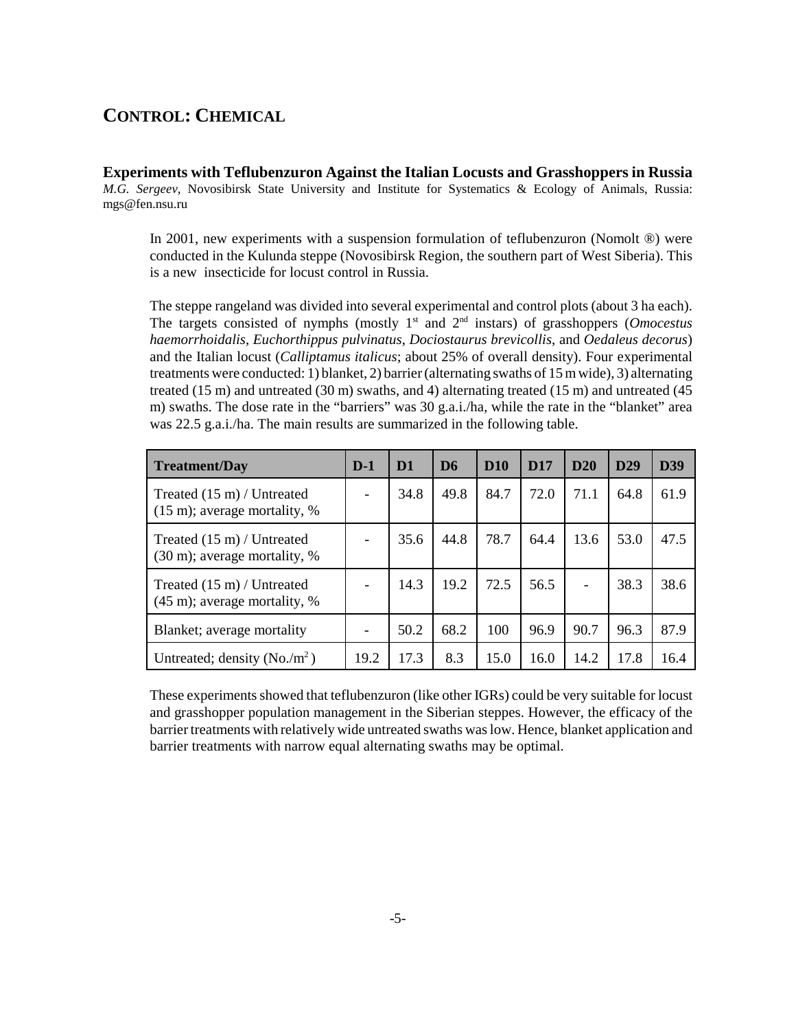# CONTROL: CHEMICAL

## Experiments with Teflubenzuron Against the Italian Locusts and Grasshoppers in Russia

*M.G. Sergeev*, Novosibirsk State University and Institute for Systematics & Ecology of Animals, Russia: mgs@fen.nsu.ru

In 2001, new experiments with a suspension formulation of teflubenzuron (Nomolt ®) were conducted in the Kulunda steppe (Novosibirsk Region, the southern part of West Siberia). This is a new insecticide for locust control in Russia.

The steppe rangeland was divided into several experimental and control plots (about 3 ha each). The targets consisted of nymphs (mostly 1st and 2nd instars) of grasshoppers (*Omocestus haemorrhoidalis*, *Euchorthippus pulvinatus*, *Dociostaurus brevicollis*, and *Oedaleus decorus*) and the Italian locust (*Calliptamus italicus*; about 25% of overall density). Four experimental treatments were conducted: 1) blanket, 2) barrier (alternating swaths of 15 m wide), 3) alternating treated (15 m) and untreated (30 m) swaths, and 4) alternating treated (15 m) and untreated (45 m) swaths. The dose rate in the "barriers" was 30 g.a.i./ha, while the rate in the "blanket" area was 22.5 g.a.i./ha. The main results are summarized in the following table.

| Treatment/Day | D-1 | D1 | D6 | D10 | D17 | D20 | D29 | D39 |
|---|---|---|---|---|---|---|---|---|
| Treated (15 m) / Untreated (15 m); average mortality, % | - | 34.8 | 49.8 | 84.7 | 72.0 | 71.1 | 64.8 | 61.9 |
| Treated (15 m) / Untreated (30 m); average mortality, % | - | 35.6 | 44.8 | 78.7 | 64.4 | 13.6 | 53.0 | 47.5 |
| Treated (15 m) / Untreated (45 m); average mortality, % | - | 14.3 | 19.2 | 72.5 | 56.5 | - | 38.3 | 38.6 |
| Blanket; average mortality | - | 50.2 | 68.2 | 100 | 96.9 | 90.7 | 96.3 | 87.9 |
| Untreated; density (No./$m^2$) | 19.2 | 17.3 | 8.3 | 15.0 | 16.0 | 14.2 | 17.8 | 16.4 |

These experiments showed that teflubenzuron (like other IGRs) could be very suitable for locust and grasshopper population management in the Siberian steppes. However, the efficacy of the barrier treatments with relatively wide untreated swaths was low. Hence, blanket application and barrier treatments with narrow equal alternating swaths may be optimal.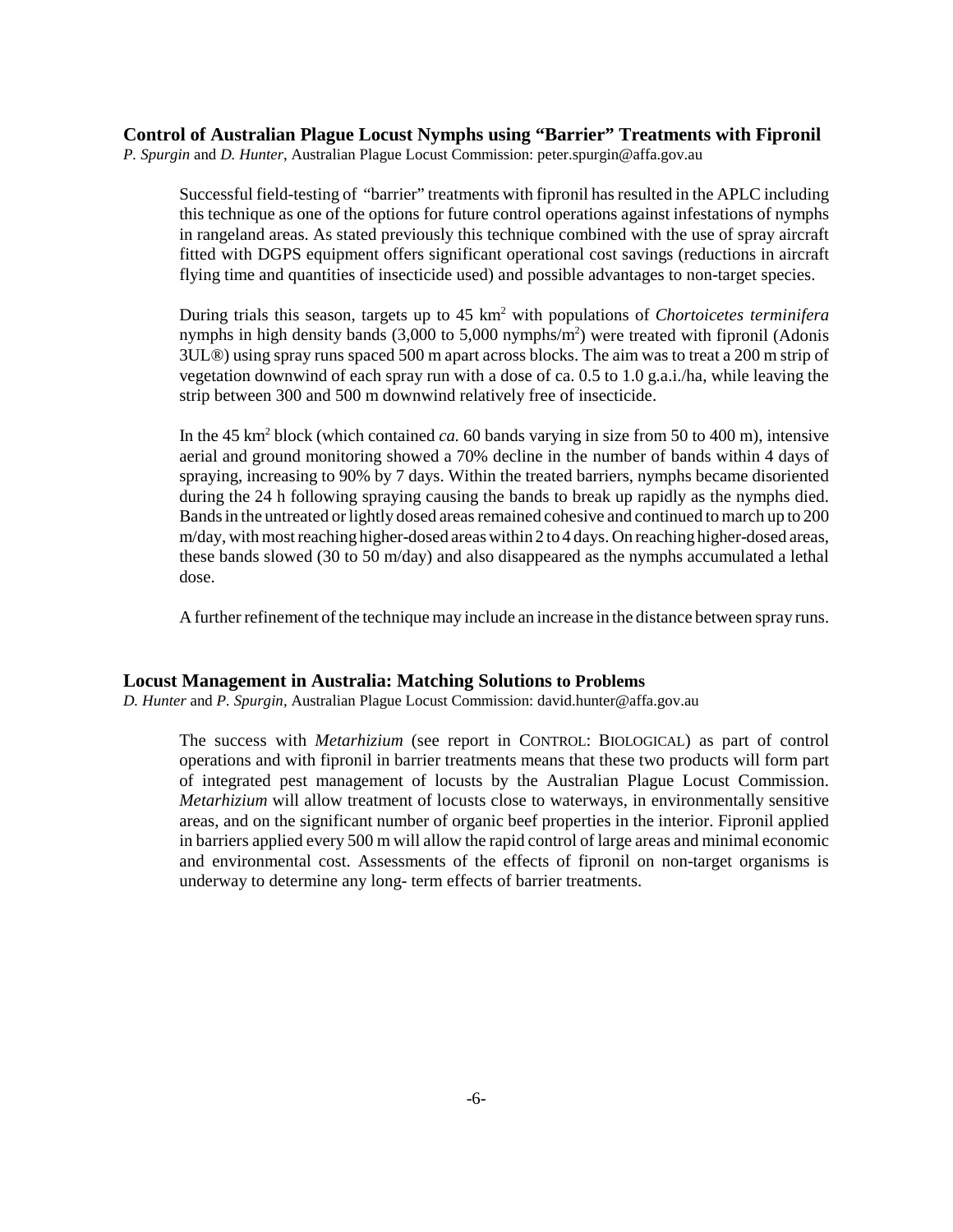## Control of Australian Plague Locust Nymphs using "Barrier" Treatments with Fipronil

*P. Spurgin* and *D. Hunter*, Australian Plague Locust Commission: peter.spurgin@affa.gov.au

Successful field-testing of "barrier" treatments with fipronil has resulted in the APLC including this technique as one of the options for future control operations against infestations of nymphs in rangeland areas. As stated previously this technique combined with the use of spray aircraft fitted with DGPS equipment offers significant operational cost savings (reductions in aircraft flying time and quantities of insecticide used) and possible advantages to non-target species.

During trials this season, targets up to 45 $km^2$ with populations of *Chortoicetes terminifera* nymphs in high density bands (3,000 to 5,000 nymphs/$m^2$) were treated with fipronil (Adonis 3UL®) using spray runs spaced 500 m apart across blocks. The aim was to treat a 200 m strip of vegetation downwind of each spray run with a dose of ca. 0.5 to 1.0 g.a.i./ha, while leaving the strip between 300 and 500 m downwind relatively free of insecticide.

In the 45 $km^2$ block (which contained *ca.* 60 bands varying in size from 50 to 400 m), intensive aerial and ground monitoring showed a 70% decline in the number of bands within 4 days of spraying, increasing to 90% by 7 days. Within the treated barriers, nymphs became disoriented during the 24 h following spraying causing the bands to break up rapidly as the nymphs died. Bands in the untreated or lightly dosed areas remained cohesive and continued to march up to 200 m/day, with most reaching higher-dosed areas within 2 to 4 days. On reaching higher-dosed areas, these bands slowed (30 to 50 m/day) and also disappeared as the nymphs accumulated a lethal dose.

A further refinement of the technique may include an increase in the distance between spray runs.

## Locust Management in Australia: Matching Solutions to Problems

*D. Hunter* and *P. Spurgin*, Australian Plague Locust Commission: david.hunter@affa.gov.au

The success with *Metarhizium* (see report in CONTROL: BIOLOGICAL) as part of control operations and with fipronil in barrier treatments means that these two products will form part of integrated pest management of locusts by the Australian Plague Locust Commission. *Metarhizium* will allow treatment of locusts close to waterways, in environmentally sensitive areas, and on the significant number of organic beef properties in the interior. Fipronil applied in barriers applied every 500 m will allow the rapid control of large areas and minimal economic and environmental cost. Assessments of the effects of fipronil on non-target organisms is underway to determine any long- term effects of barrier treatments.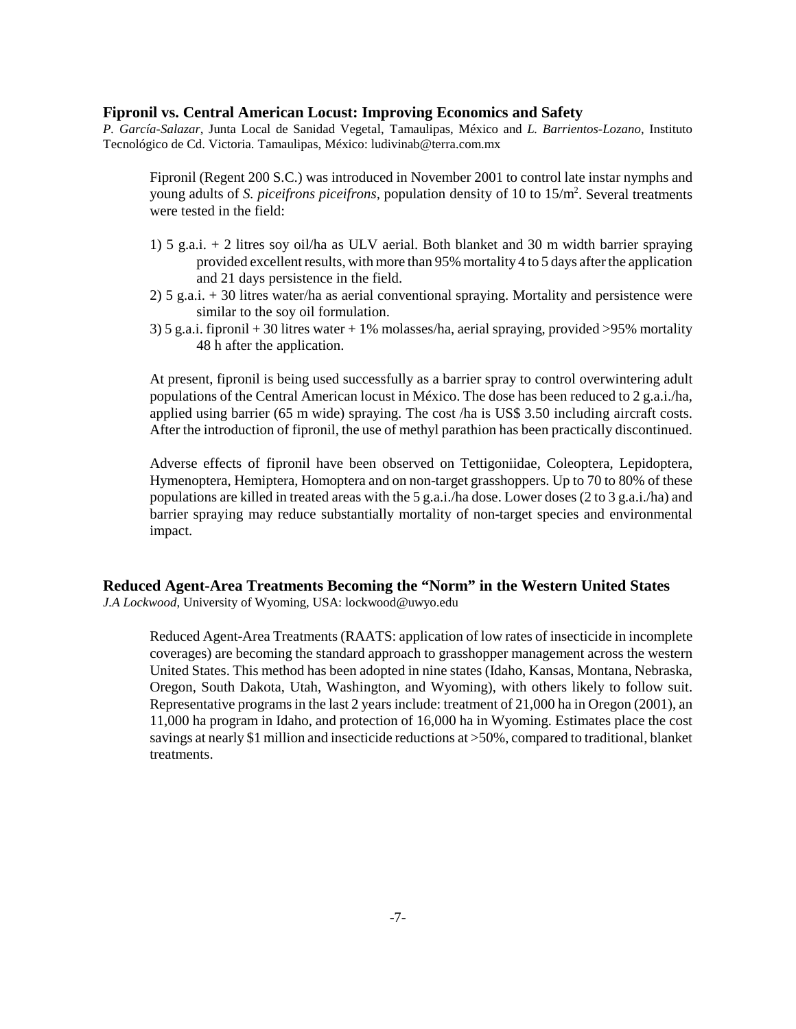## Fipronil vs. Central American Locust: Improving Economics and Safety

*P. García-Salazar*, Junta Local de Sanidad Vegetal, Tamaulipas, México and *L. Barrientos-Lozano*, Instituto Tecnológico de Cd. Victoria. Tamaulipas, México: ludivinab@terra.com.mx

Fipronil (Regent 200 S.C.) was introduced in November 2001 to control late instar nymphs and young adults of *S. piceifrons piceifrons*, population density of 10 to 15/m$^2$. Several treatments were tested in the field:

1) 5 g.a.i. + 2 litres soy oil/ha as ULV aerial. Both blanket and 30 m width barrier spraying provided excellent results, with more than 95% mortality 4 to 5 days after the application and 21 days persistence in the field.
2) 5 g.a.i. + 30 litres water/ha as aerial conventional spraying. Mortality and persistence were similar to the soy oil formulation.
3) 5 g.a.i. fipronil + 30 litres water + 1% molasses/ha, aerial spraying, provided >95% mortality 48 h after the application.

At present, fipronil is being used successfully as a barrier spray to control overwintering adult populations of the Central American locust in México. The dose has been reduced to 2 g.a.i./ha, applied using barrier (65 m wide) spraying. The cost /ha is US$ 3.50 including aircraft costs. After the introduction of fipronil, the use of methyl parathion has been practically discontinued.

Adverse effects of fipronil have been observed on Tettigoniidae, Coleoptera, Lepidoptera, Hymenoptera, Hemiptera, Homoptera and on non-target grasshoppers. Up to 70 to 80% of these populations are killed in treated areas with the 5 g.a.i./ha dose. Lower doses (2 to 3 g.a.i./ha) and barrier spraying may reduce substantially mortality of non-target species and environmental impact.

## Reduced Agent-Area Treatments Becoming the "Norm" in the Western United States

*J.A Lockwood*, University of Wyoming, USA: lockwood@uwyo.edu

Reduced Agent-Area Treatments (RAATS: application of low rates of insecticide in incomplete coverages) are becoming the standard approach to grasshopper management across the western United States. This method has been adopted in nine states (Idaho, Kansas, Montana, Nebraska, Oregon, South Dakota, Utah, Washington, and Wyoming), with others likely to follow suit. Representative programs in the last 2 years include: treatment of 21,000 ha in Oregon (2001), an 11,000 ha program in Idaho, and protection of 16,000 ha in Wyoming. Estimates place the cost savings at nearly $1 million and insecticide reductions at >50%, compared to traditional, blanket treatments.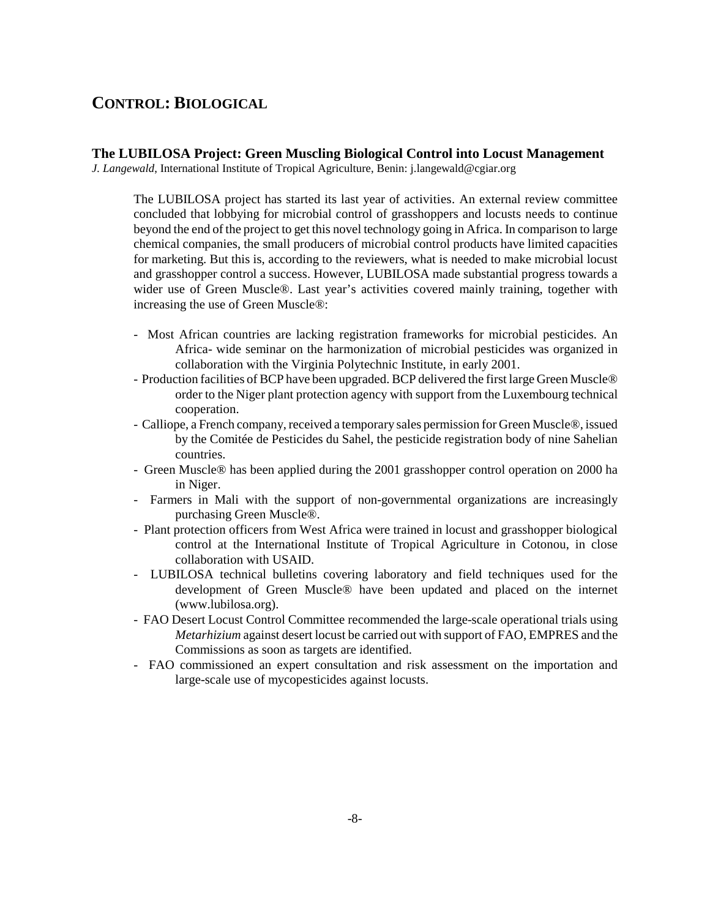# CONTROL: BIOLOGICAL

## The LUBILOSA Project: Green Muscling Biological Control into Locust Management

*J. Langewald*, International Institute of Tropical Agriculture, Benin: j.langewald@cgiar.org

The LUBILOSA project has started its last year of activities. An external review committee concluded that lobbying for microbial control of grasshoppers and locusts needs to continue beyond the end of the project to get this novel technology going in Africa. In comparison to large chemical companies, the small producers of microbial control products have limited capacities for marketing. But this is, according to the reviewers, what is needed to make microbial locust and grasshopper control a success. However, LUBILOSA made substantial progress towards a wider use of Green Muscle®. Last year's activities covered mainly training, together with increasing the use of Green Muscle®:

- Most African countries are lacking registration frameworks for microbial pesticides. An Africa- wide seminar on the harmonization of microbial pesticides was organized in collaboration with the Virginia Polytechnic Institute, in early 2001.
- Production facilities of BCP have been upgraded. BCP delivered the first large Green Muscle® order to the Niger plant protection agency with support from the Luxembourg technical cooperation.
- Calliope, a French company, received a temporary sales permission for Green Muscle®, issued by the Comitée de Pesticides du Sahel, the pesticide registration body of nine Sahelian countries.
- Green Muscle® has been applied during the 2001 grasshopper control operation on 2000 ha in Niger.
- Farmers in Mali with the support of non-governmental organizations are increasingly purchasing Green Muscle®.
- Plant protection officers from West Africa were trained in locust and grasshopper biological control at the International Institute of Tropical Agriculture in Cotonou, in close collaboration with USAID.
- LUBILOSA technical bulletins covering laboratory and field techniques used for the development of Green Muscle® have been updated and placed on the internet (www.lubilosa.org).
- FAO Desert Locust Control Committee recommended the large-scale operational trials using *Metarhizium* against desert locust be carried out with support of FAO, EMPRES and the Commissions as soon as targets are identified.
- FAO commissioned an expert consultation and risk assessment on the importation and large-scale use of mycopesticides against locusts.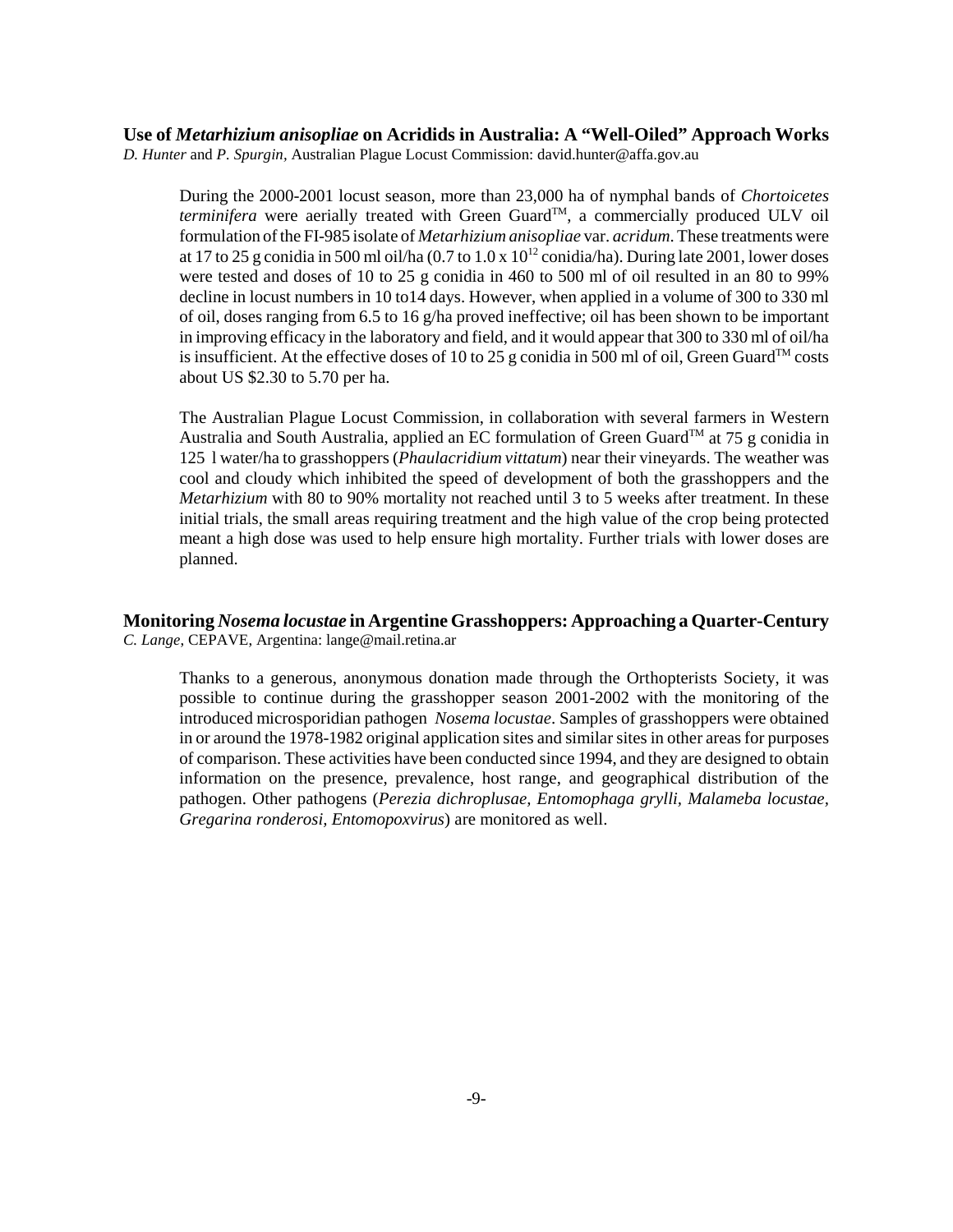### Use of *Metarhizium anisopliae* on Acridids in Australia: A "Well-Oiled" Approach Works

*D. Hunter* and *P. Spurgin,* Australian Plague Locust Commission: david.hunter@affa.gov.au

During the 2000-2001 locust season, more than 23,000 ha of nymphal bands of *Chortoicetes terminifera* were aerially treated with Green Guard™, a commercially produced ULV oil formulation of the FI-985 isolate of *Metarhizium anisopliae* var. *acridum*. These treatments were at 17 to 25 g conidia in 500 ml oil/ha (0.7 to 1.0 x $10^{12}$ conidia/ha). During late 2001, lower doses were tested and doses of 10 to 25 g conidia in 460 to 500 ml of oil resulted in an 80 to 99% decline in locust numbers in 10 to14 days. However, when applied in a volume of 300 to 330 ml of oil, doses ranging from 6.5 to 16 g/ha proved ineffective; oil has been shown to be important in improving efficacy in the laboratory and field, and it would appear that 300 to 330 ml of oil/ha is insufficient. At the effective doses of 10 to 25 g conidia in 500 ml of oil, Green Guard™ costs about US $2.30 to 5.70 per ha.

The Australian Plague Locust Commission, in collaboration with several farmers in Western Australia and South Australia, applied an EC formulation of Green Guard™ at 75 g conidia in 125 l water/ha to grasshoppers (*Phaulacridium vittatum*) near their vineyards. The weather was cool and cloudy which inhibited the speed of development of both the grasshoppers and the *Metarhizium* with 80 to 90% mortality not reached until 3 to 5 weeks after treatment. In these initial trials, the small areas requiring treatment and the high value of the crop being protected meant a high dose was used to help ensure high mortality. Further trials with lower doses are planned.

### Monitoring *Nosema locustae* in Argentine Grasshoppers: Approaching a Quarter-Century

*C. Lange*, CEPAVE, Argentina: lange@mail.retina.ar

Thanks to a generous, anonymous donation made through the Orthopterists Society, it was possible to continue during the grasshopper season 2001-2002 with the monitoring of the introduced microsporidian pathogen *Nosema locustae*. Samples of grasshoppers were obtained in or around the 1978-1982 original application sites and similar sites in other areas for purposes of comparison. These activities have been conducted since 1994, and they are designed to obtain information on the presence, prevalence, host range, and geographical distribution of the pathogen. Other pathogens (*Perezia dichroplusae, Entomophaga grylli, Malameba locustae, Gregarina ronderosi, Entomopoxvirus*) are monitored as well.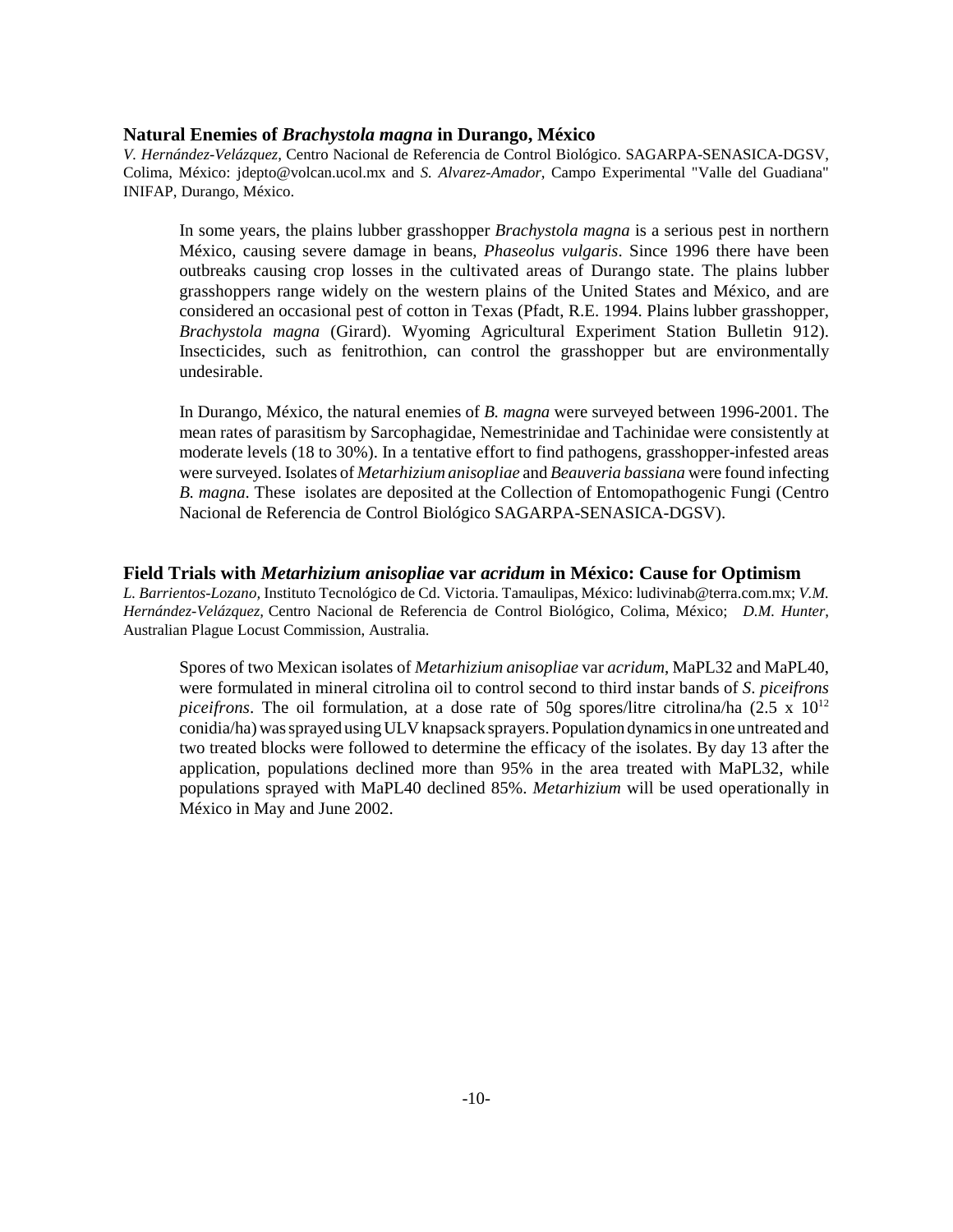## Natural Enemies of *Brachystola magna* in Durango, México

*V. Hernández-Velázquez,* Centro Nacional de Referencia de Control Biológico. SAGARPA-SENASICA-DGSV, Colima, México: jdepto@volcan.ucol.mx and *S. Alvarez-Amador*, Campo Experimental "Valle del Guadiana" INIFAP, Durango, México.

In some years, the plains lubber grasshopper *Brachystola magna* is a serious pest in northern México, causing severe damage in beans, *Phaseolus vulgaris*. Since 1996 there have been outbreaks causing crop losses in the cultivated areas of Durango state. The plains lubber grasshoppers range widely on the western plains of the United States and México, and are considered an occasional pest of cotton in Texas (Pfadt, R.E. 1994. Plains lubber grasshopper, *Brachystola magna* (Girard). Wyoming Agricultural Experiment Station Bulletin 912). Insecticides, such as fenitrothion, can control the grasshopper but are environmentally undesirable.

In Durango, México, the natural enemies of *B. magna* were surveyed between 1996-2001. The mean rates of parasitism by Sarcophagidae, Nemestrinidae and Tachinidae were consistently at moderate levels (18 to 30%). In a tentative effort to find pathogens, grasshopper-infested areas were surveyed. Isolates of *Metarhizium anisopliae* and *Beauveria bassiana* were found infecting *B. magna*. These isolates are deposited at the Collection of Entomopathogenic Fungi (Centro Nacional de Referencia de Control Biológico SAGARPA-SENASICA-DGSV).

## Field Trials with *Metarhizium anisopliae* var *acridum* in México: Cause for Optimism

*L. Barrientos-Lozano,* Instituto Tecnológico de Cd. Victoria. Tamaulipas, México: ludivinab@terra.com.mx; *V.M. Hernández-Velázquez,* Centro Nacional de Referencia de Control Biológico, Colima, México; *D.M. Hunter*, Australian Plague Locust Commission, Australia.

Spores of two Mexican isolates of *Metarhizium anisopliae* var *acridum*, MaPL32 and MaPL40, were formulated in mineral citrolina oil to control second to third instar bands of *S. piceifrons piceifrons*. The oil formulation, at a dose rate of 50g spores/litre citrolina/ha (2.5 x $10^{12}$ conidia/ha) was sprayed using ULV knapsack sprayers. Population dynamics in one untreated and two treated blocks were followed to determine the efficacy of the isolates. By day 13 after the application, populations declined more than 95% in the area treated with MaPL32, while populations sprayed with MaPL40 declined 85%. *Metarhizium* will be used operationally in México in May and June 2002.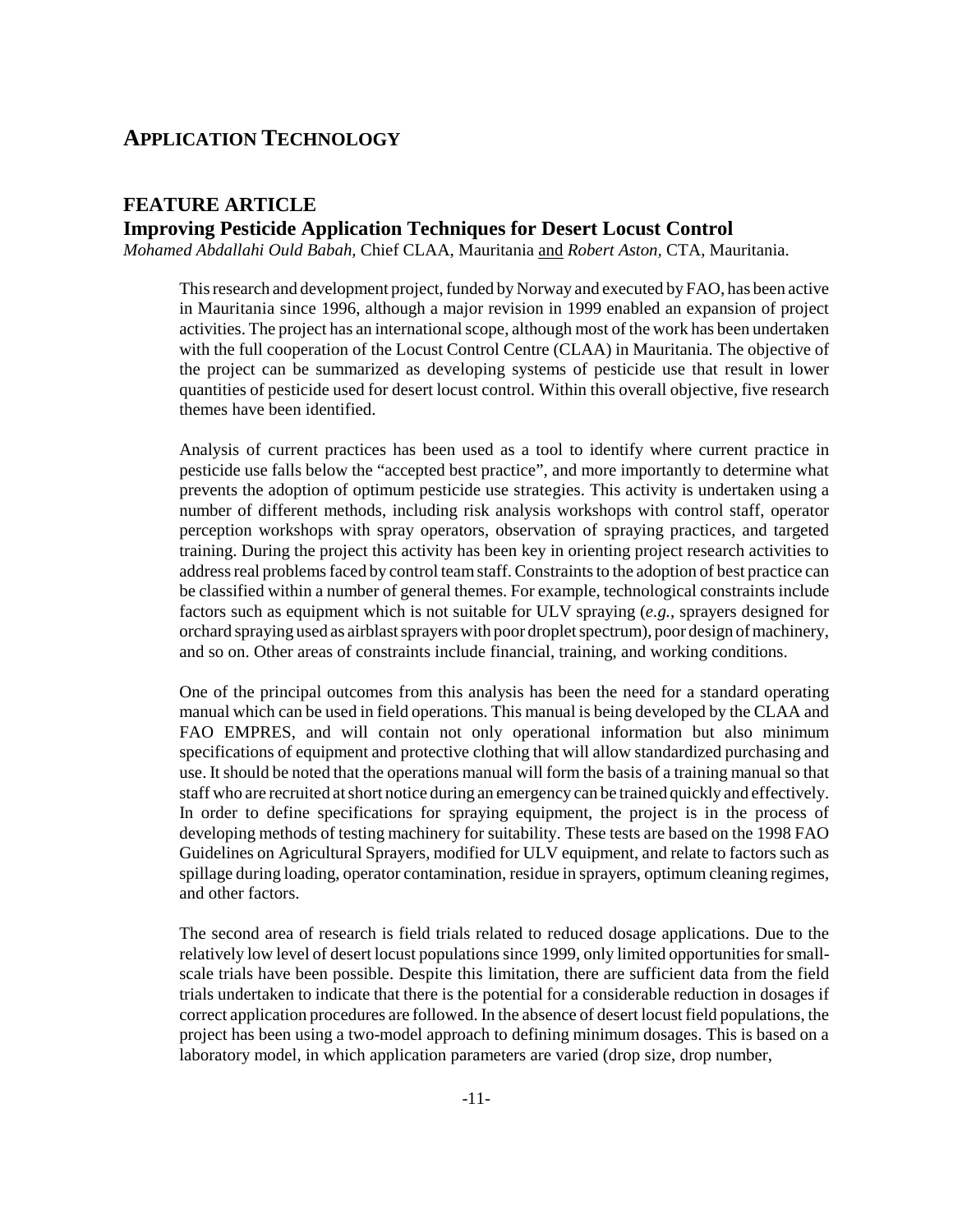# APPLICATION TECHNOLOGY

## FEATURE ARTICLE

### Improving Pesticide Application Techniques for Desert Locust Control

*Mohamed Abdallahi Ould Babah,* Chief CLAA, Mauritania and *Robert Aston,* CTA, Mauritania.

This research and development project, funded by Norway and executed by FAO, has been active in Mauritania since 1996, although a major revision in 1999 enabled an expansion of project activities. The project has an international scope, although most of the work has been undertaken with the full cooperation of the Locust Control Centre (CLAA) in Mauritania. The objective of the project can be summarized as developing systems of pesticide use that result in lower quantities of pesticide used for desert locust control. Within this overall objective, five research themes have been identified.

Analysis of current practices has been used as a tool to identify where current practice in pesticide use falls below the "accepted best practice", and more importantly to determine what prevents the adoption of optimum pesticide use strategies. This activity is undertaken using a number of different methods, including risk analysis workshops with control staff, operator perception workshops with spray operators, observation of spraying practices, and targeted training. During the project this activity has been key in orienting project research activities to address real problems faced by control team staff. Constraints to the adoption of best practice can be classified within a number of general themes. For example, technological constraints include factors such as equipment which is not suitable for ULV spraying (*e.g.*, sprayers designed for orchard spraying used as airblast sprayers with poor droplet spectrum), poor design of machinery, and so on. Other areas of constraints include financial, training, and working conditions.

One of the principal outcomes from this analysis has been the need for a standard operating manual which can be used in field operations. This manual is being developed by the CLAA and FAO EMPRES, and will contain not only operational information but also minimum specifications of equipment and protective clothing that will allow standardized purchasing and use. It should be noted that the operations manual will form the basis of a training manual so that staff who are recruited at short notice during an emergency can be trained quickly and effectively. In order to define specifications for spraying equipment, the project is in the process of developing methods of testing machinery for suitability. These tests are based on the 1998 FAO Guidelines on Agricultural Sprayers, modified for ULV equipment, and relate to factors such as spillage during loading, operator contamination, residue in sprayers, optimum cleaning regimes, and other factors.

The second area of research is field trials related to reduced dosage applications. Due to the relatively low level of desert locust populations since 1999, only limited opportunities for small-scale trials have been possible. Despite this limitation, there are sufficient data from the field trials undertaken to indicate that there is the potential for a considerable reduction in dosages if correct application procedures are followed. In the absence of desert locust field populations, the project has been using a two-model approach to defining minimum dosages. This is based on a laboratory model, in which application parameters are varied (drop size, drop number,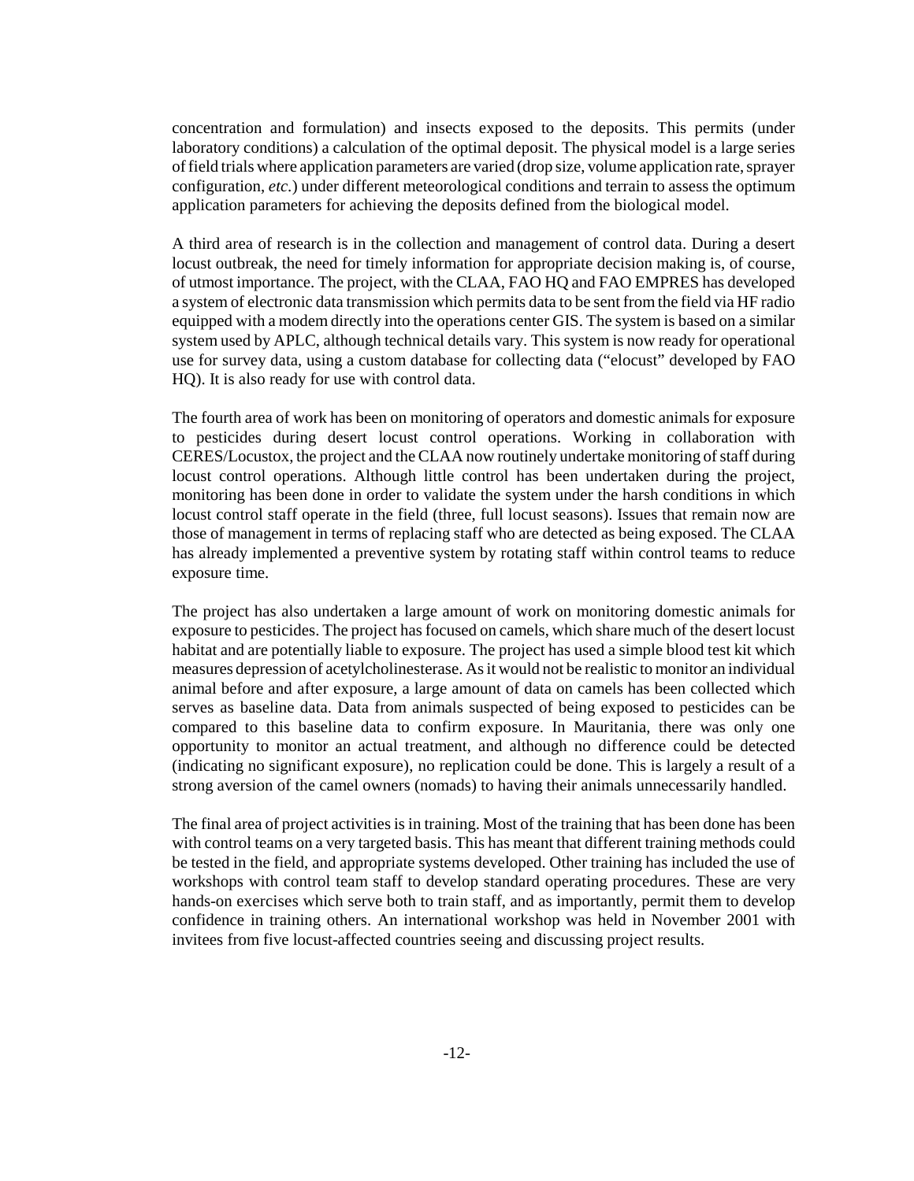concentration and formulation) and insects exposed to the deposits. This permits (under laboratory conditions) a calculation of the optimal deposit. The physical model is a large series of field trials where application parameters are varied (drop size, volume application rate, sprayer configuration, *etc.*) under different meteorological conditions and terrain to assess the optimum application parameters for achieving the deposits defined from the biological model.

A third area of research is in the collection and management of control data. During a desert locust outbreak, the need for timely information for appropriate decision making is, of course, of utmost importance. The project, with the CLAA, FAO HQ and FAO EMPRES has developed a system of electronic data transmission which permits data to be sent from the field via HF radio equipped with a modem directly into the operations center GIS. The system is based on a similar system used by APLC, although technical details vary. This system is now ready for operational use for survey data, using a custom database for collecting data ("elocust" developed by FAO HQ). It is also ready for use with control data.

The fourth area of work has been on monitoring of operators and domestic animals for exposure to pesticides during desert locust control operations. Working in collaboration with CERES/Locustox, the project and the CLAA now routinely undertake monitoring of staff during locust control operations. Although little control has been undertaken during the project, monitoring has been done in order to validate the system under the harsh conditions in which locust control staff operate in the field (three, full locust seasons). Issues that remain now are those of management in terms of replacing staff who are detected as being exposed. The CLAA has already implemented a preventive system by rotating staff within control teams to reduce exposure time.

The project has also undertaken a large amount of work on monitoring domestic animals for exposure to pesticides. The project has focused on camels, which share much of the desert locust habitat and are potentially liable to exposure. The project has used a simple blood test kit which measures depression of acetylcholinesterase. As it would not be realistic to monitor an individual animal before and after exposure, a large amount of data on camels has been collected which serves as baseline data. Data from animals suspected of being exposed to pesticides can be compared to this baseline data to confirm exposure. In Mauritania, there was only one opportunity to monitor an actual treatment, and although no difference could be detected (indicating no significant exposure), no replication could be done. This is largely a result of a strong aversion of the camel owners (nomads) to having their animals unnecessarily handled.

The final area of project activities is in training. Most of the training that has been done has been with control teams on a very targeted basis. This has meant that different training methods could be tested in the field, and appropriate systems developed. Other training has included the use of workshops with control team staff to develop standard operating procedures. These are very hands-on exercises which serve both to train staff, and as importantly, permit them to develop confidence in training others. An international workshop was held in November 2001 with invitees from five locust-affected countries seeing and discussing project results.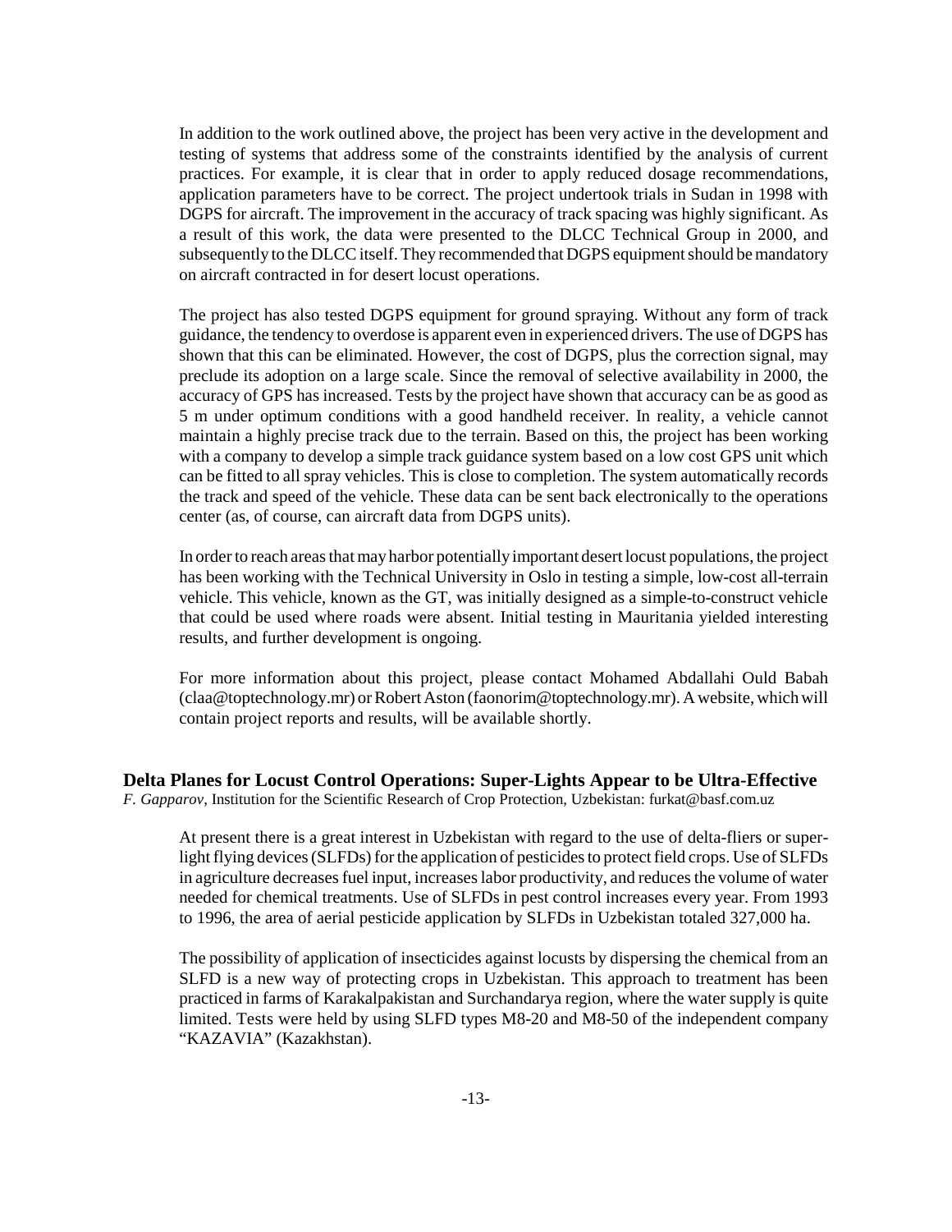In addition to the work outlined above, the project has been very active in the development and testing of systems that address some of the constraints identified by the analysis of current practices. For example, it is clear that in order to apply reduced dosage recommendations, application parameters have to be correct. The project undertook trials in Sudan in 1998 with DGPS for aircraft. The improvement in the accuracy of track spacing was highly significant. As a result of this work, the data were presented to the DLCC Technical Group in 2000, and subsequently to the DLCC itself. They recommended that DGPS equipment should be mandatory on aircraft contracted in for desert locust operations.

The project has also tested DGPS equipment for ground spraying. Without any form of track guidance, the tendency to overdose is apparent even in experienced drivers. The use of DGPS has shown that this can be eliminated. However, the cost of DGPS, plus the correction signal, may preclude its adoption on a large scale. Since the removal of selective availability in 2000, the accuracy of GPS has increased. Tests by the project have shown that accuracy can be as good as 5 m under optimum conditions with a good handheld receiver. In reality, a vehicle cannot maintain a highly precise track due to the terrain. Based on this, the project has been working with a company to develop a simple track guidance system based on a low cost GPS unit which can be fitted to all spray vehicles. This is close to completion. The system automatically records the track and speed of the vehicle. These data can be sent back electronically to the operations center (as, of course, can aircraft data from DGPS units).

In order to reach areas that may harbor potentially important desert locust populations, the project has been working with the Technical University in Oslo in testing a simple, low-cost all-terrain vehicle. This vehicle, known as the GT, was initially designed as a simple-to-construct vehicle that could be used where roads were absent. Initial testing in Mauritania yielded interesting results, and further development is ongoing.

For more information about this project, please contact Mohamed Abdallahi Ould Babah (claa@toptechnology.mr) or Robert Aston (faonorim@toptechnology.mr). A website, which will contain project reports and results, will be available shortly.

## Delta Planes for Locust Control Operations: Super-Lights Appear to be Ultra-Effective

*F. Gapparov*, Institution for the Scientific Research of Crop Protection, Uzbekistan: furkat@basf.com.uz

At present there is a great interest in Uzbekistan with regard to the use of delta-fliers or super-light flying devices (SLFDs) for the application of pesticides to protect field crops. Use of SLFDs in agriculture decreases fuel input, increases labor productivity, and reduces the volume of water needed for chemical treatments. Use of SLFDs in pest control increases every year. From 1993 to 1996, the area of aerial pesticide application by SLFDs in Uzbekistan totaled 327,000 ha.

The possibility of application of insecticides against locusts by dispersing the chemical from an SLFD is a new way of protecting crops in Uzbekistan. This approach to treatment has been practiced in farms of Karakalpakistan and Surchandarya region, where the water supply is quite limited. Tests were held by using SLFD types M8-20 and M8-50 of the independent company "KAZAVIA" (Kazakhstan).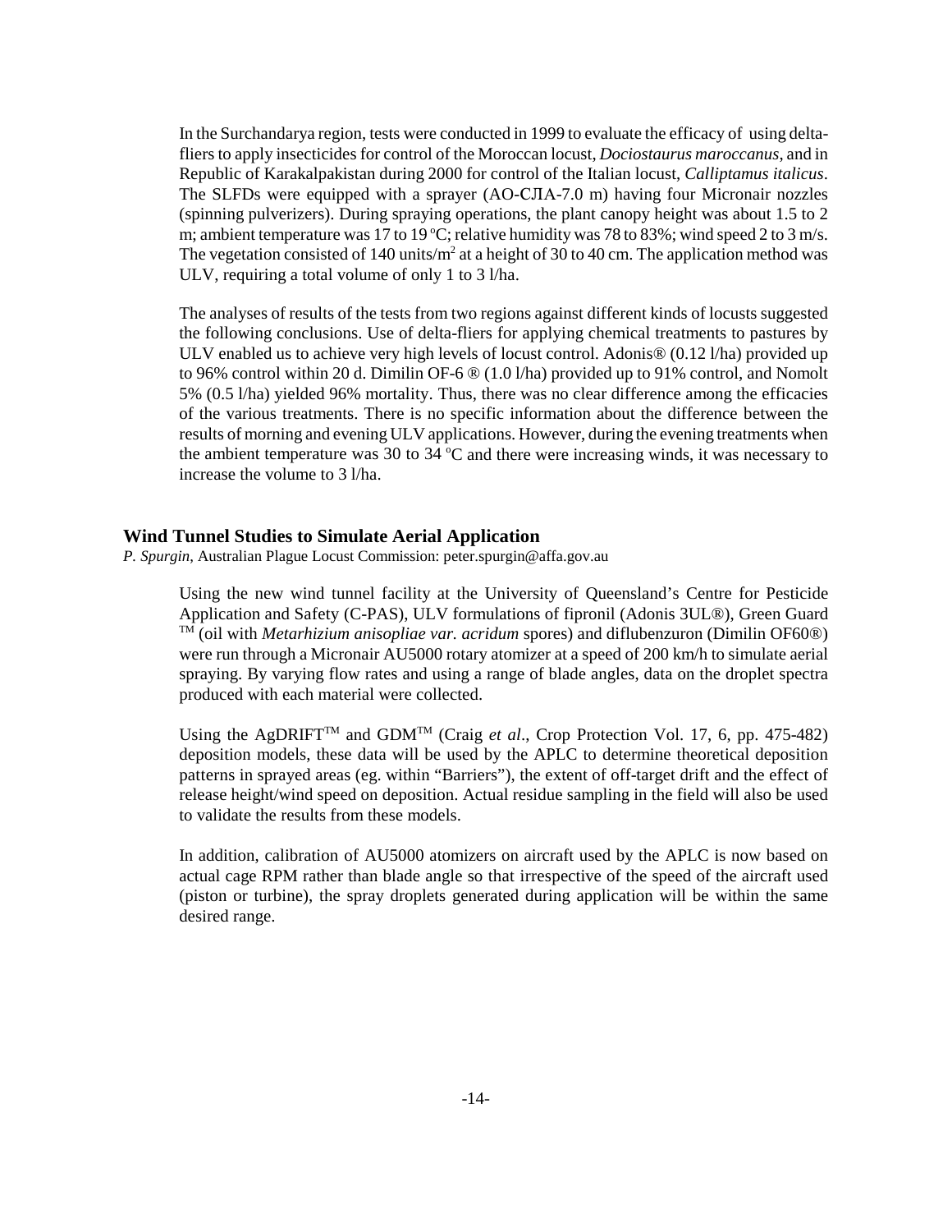In the Surchandarya region, tests were conducted in 1999 to evaluate the efficacy of using delta-fliers to apply insecticides for control of the Moroccan locust, *Dociostaurus maroccanus*, and in Republic of Karakalpakistan during 2000 for control of the Italian locust, *Calliptamus italicus*. The SLFDs were equipped with a sprayer (AO-СЛА-7.0 m) having four Micronair nozzles (spinning pulverizers). During spraying operations, the plant canopy height was about 1.5 to 2 m; ambient temperature was 17 to 19 °C; relative humidity was 78 to 83%; wind speed 2 to 3 m/s. The vegetation consisted of 140 units/$m^2$ at a height of 30 to 40 cm. The application method was ULV, requiring a total volume of only 1 to 3 l/ha.

The analyses of results of the tests from two regions against different kinds of locusts suggested the following conclusions. Use of delta-fliers for applying chemical treatments to pastures by ULV enabled us to achieve very high levels of locust control. Adonis® (0.12 l/ha) provided up to 96% control within 20 d. Dimilin OF-6 ® (1.0 l/ha) provided up to 91% control, and Nomolt 5% (0.5 l/ha) yielded 96% mortality. Thus, there was no clear difference among the efficacies of the various treatments. There is no specific information about the difference between the results of morning and evening ULV applications. However, during the evening treatments when the ambient temperature was 30 to 34 °C and there were increasing winds, it was necessary to increase the volume to 3 l/ha.

## Wind Tunnel Studies to Simulate Aerial Application

*P. Spurgin*, Australian Plague Locust Commission: peter.spurgin@affa.gov.au

Using the new wind tunnel facility at the University of Queensland's Centre for Pesticide Application and Safety (C-PAS), ULV formulations of fipronil (Adonis 3UL®), Green Guard ™ (oil with *Metarhizium anisopliae var. acridum* spores) and diflubenzuron (Dimilin OF60®) were run through a Micronair AU5000 rotary atomizer at a speed of 200 km/h to simulate aerial spraying. By varying flow rates and using a range of blade angles, data on the droplet spectra produced with each material were collected.

Using the AgDRIFT™ and GDM™ (Craig *et al*., Crop Protection Vol. 17, 6, pp. 475-482) deposition models, these data will be used by the APLC to determine theoretical deposition patterns in sprayed areas (eg. within "Barriers"), the extent of off-target drift and the effect of release height/wind speed on deposition. Actual residue sampling in the field will also be used to validate the results from these models.

In addition, calibration of AU5000 atomizers on aircraft used by the APLC is now based on actual cage RPM rather than blade angle so that irrespective of the speed of the aircraft used (piston or turbine), the spray droplets generated during application will be within the same desired range.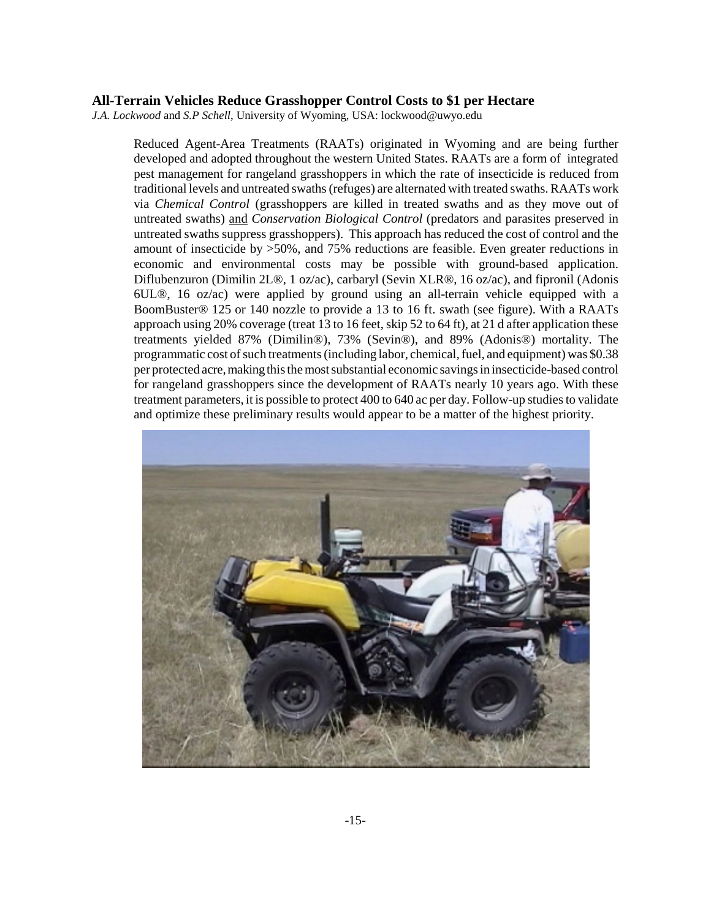## All-Terrain Vehicles Reduce Grasshopper Control Costs to $1 per Hectare

*J.A. Lockwood* and *S.P Schell*, University of Wyoming, USA: lockwood@uwyo.edu

Reduced Agent-Area Treatments (RAATs) originated in Wyoming and are being further developed and adopted throughout the western United States. RAATs are a form of integrated pest management for rangeland grasshoppers in which the rate of insecticide is reduced from traditional levels and untreated swaths (refuges) are alternated with treated swaths. RAATs work via *Chemical Control* (grasshoppers are killed in treated swaths and as they move out of untreated swaths) <u>and</u> *Conservation Biological Control* (predators and parasites preserved in untreated swaths suppress grasshoppers). This approach has reduced the cost of control and the amount of insecticide by >50%, and 75% reductions are feasible. Even greater reductions in economic and environmental costs may be possible with ground-based application. Diflubenzuron (Dimilin 2L®, 1 oz/ac), carbaryl (Sevin XLR®, 16 oz/ac), and fipronil (Adonis 6UL®, 16 oz/ac) were applied by ground using an all-terrain vehicle equipped with a BoomBuster® 125 or 140 nozzle to provide a 13 to 16 ft. swath (see figure). With a RAATs approach using 20% coverage (treat 13 to 16 feet, skip 52 to 64 ft), at 21 d after application these treatments yielded 87% (Dimilin®), 73% (Sevin®), and 89% (Adonis®) mortality. The programmatic cost of such treatments (including labor, chemical, fuel, and equipment) was $0.38 per protected acre, making this the most substantial economic savings in insecticide-based control for rangeland grasshoppers since the development of RAATs nearly 10 years ago. With these treatment parameters, it is possible to protect 400 to 640 ac per day. Follow-up studies to validate and optimize these preliminary results would appear to be a matter of the highest priority.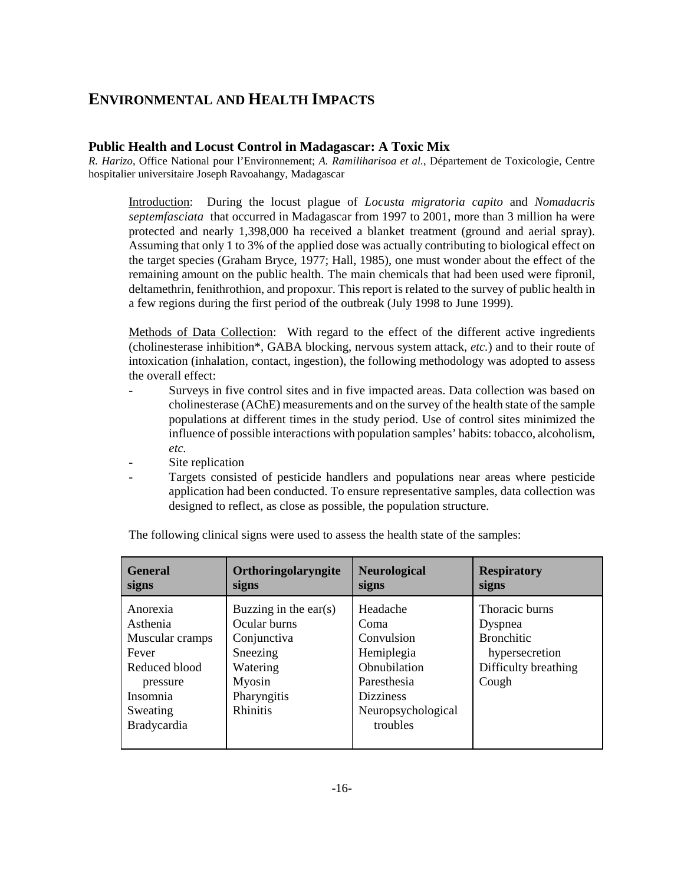# ENVIRONMENTAL AND HEALTH IMPACTS

## Public Health and Locust Control in Madagascar: A Toxic Mix

*R. Harizo*, Office National pour l'Environnement; *A. Ramiliharisoa et al.*, Département de Toxicologie, Centre hospitalier universitaire Joseph Ravoahangy, Madagascar

Introduction: During the locust plague of *Locusta migratoria capito* and *Nomadacris septemfasciata* that occurred in Madagascar from 1997 to 2001, more than 3 million ha were protected and nearly 1,398,000 ha received a blanket treatment (ground and aerial spray). Assuming that only 1 to 3% of the applied dose was actually contributing to biological effect on the target species (Graham Bryce, 1977; Hall, 1985), one must wonder about the effect of the remaining amount on the public health. The main chemicals that had been used were fipronil, deltamethrin, fenithrothion, and propoxur. This report is related to the survey of public health in a few regions during the first period of the outbreak (July 1998 to June 1999).

Methods of Data Collection: With regard to the effect of the different active ingredients (cholinesterase inhibition*, GABA blocking, nervous system attack, *etc.*) and to their route of intoxication (inhalation, contact, ingestion), the following methodology was adopted to assess the overall effect:

- Surveys in five control sites and in five impacted areas. Data collection was based on cholinesterase (AChE) measurements and on the survey of the health state of the sample populations at different times in the study period. Use of control sites minimized the influence of possible interactions with population samples' habits: tobacco, alcoholism, *etc.*
- Site replication
- Targets consisted of pesticide handlers and populations near areas where pesticide application had been conducted. To ensure representative samples, data collection was designed to reflect, as close as possible, the population structure.

The following clinical signs were used to assess the health state of the samples:

| General signs | Orthoringolaryngite signs | Neurological signs | Respiratory signs |
|---|---|---|---|
| Anorexia<br>Asthenia<br>Muscular cramps<br>Fever<br>Reduced blood pressure<br>Insomnia<br>Sweating<br>Bradycardia | Buzzing in the ear(s)<br>Ocular burns<br>Conjunctiva<br>Sneezing<br>Watering<br>Myosin<br>Pharyngitis<br>Rhinitis | Headache<br>Coma<br>Convulsion<br>Hemiplegia<br>Obnubilation<br>Paresthesia<br>Dizziness<br>Neuropsychological troubles | Thoracic burns<br>Dyspnea<br>Bronchitic hypersecretion<br>Difficulty breathing<br>Cough |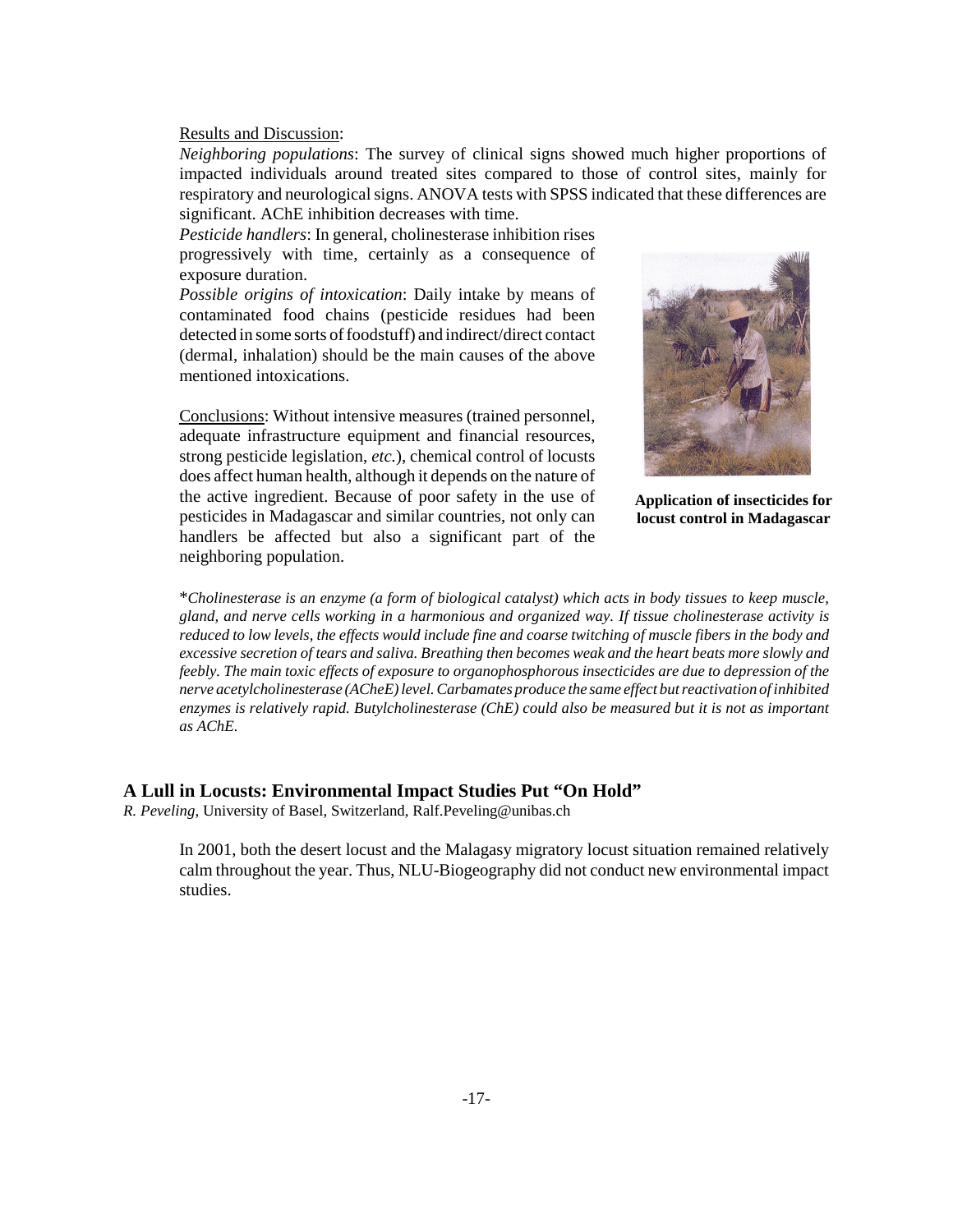Results and Discussion:

*Neighboring populations*: The survey of clinical signs showed much higher proportions of impacted individuals around treated sites compared to those of control sites, mainly for respiratory and neurological signs. ANOVA tests with SPSS indicated that these differences are significant. AChE inhibition decreases with time.

*Pesticide handlers*: In general, cholinesterase inhibition rises progressively with time, certainly as a consequence of exposure duration.

*Possible origins of intoxication*: Daily intake by means of contaminated food chains (pesticide residues had been detected in some sorts of foodstuff) and indirect/direct contact (dermal, inhalation) should be the main causes of the above mentioned intoxications.

Conclusions: Without intensive measures (trained personnel, adequate infrastructure equipment and financial resources, strong pesticide legislation, *etc.*), chemical control of locusts does affect human health, although it depends on the nature of the active ingredient. Because of poor safety in the use of pesticides in Madagascar and similar countries, not only can handlers be affected but also a significant part of the neighboring population.

**Application of insecticides for locust control in Madagascar**

\**Cholinesterase is an enzyme (a form of biological catalyst) which acts in body tissues to keep muscle, gland, and nerve cells working in a harmonious and organized way. If tissue cholinesterase activity is reduced to low levels, the effects would include fine and coarse twitching of muscle fibers in the body and excessive secretion of tears and saliva. Breathing then becomes weak and the heart beats more slowly and feebly. The main toxic effects of exposure to organophosphorous insecticides are due to depression of the nerve acetylcholinesterase (ACheE) level. Carbamates produce the same effect but reactivation of inhibited enzymes is relatively rapid. Butylcholinesterase (ChE) could also be measured but it is not as important as AChE.*

## A Lull in Locusts: Environmental Impact Studies Put "On Hold"

*R. Peveling*, University of Basel, Switzerland, Ralf.Peveling@unibas.ch

In 2001, both the desert locust and the Malagasy migratory locust situation remained relatively calm throughout the year. Thus, NLU-Biogeography did not conduct new environmental impact studies.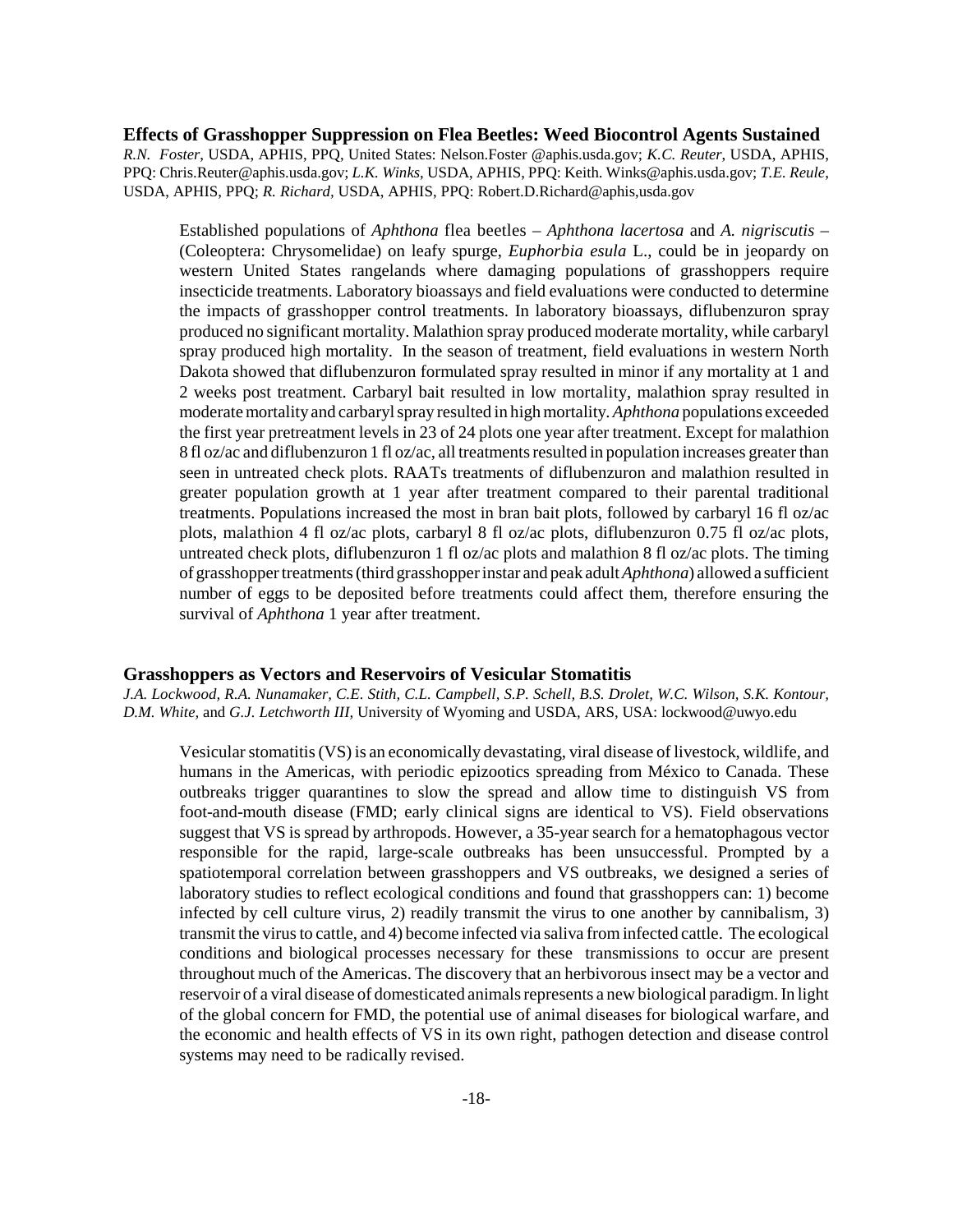### Effects of Grasshopper Suppression on Flea Beetles: Weed Biocontrol Agents Sustained

*R.N. Foster*, USDA, APHIS, PPQ, United States: Nelson.Foster @aphis.usda.gov; *K.C. Reuter*, USDA, APHIS, PPQ: Chris.Reuter@aphis.usda.gov; *L.K. Winks*, USDA, APHIS, PPQ: Keith. Winks@aphis.usda.gov; *T.E. Reule*, USDA, APHIS, PPQ; *R. Richard*, USDA, APHIS, PPQ: Robert.D.Richard@aphis,usda.gov

Established populations of *Aphthona* flea beetles – *Aphthona lacertosa* and *A. nigriscutis* – (Coleoptera: Chrysomelidae) on leafy spurge, *Euphorbia esula* L., could be in jeopardy on western United States rangelands where damaging populations of grasshoppers require insecticide treatments. Laboratory bioassays and field evaluations were conducted to determine the impacts of grasshopper control treatments. In laboratory bioassays, diflubenzuron spray produced no significant mortality. Malathion spray produced moderate mortality, while carbaryl spray produced high mortality. In the season of treatment, field evaluations in western North Dakota showed that diflubenzuron formulated spray resulted in minor if any mortality at 1 and 2 weeks post treatment. Carbaryl bait resulted in low mortality, malathion spray resulted in moderate mortality and carbaryl spray resulted in high mortality. *Aphthona* populations exceeded the first year pretreatment levels in 23 of 24 plots one year after treatment. Except for malathion 8 fl oz/ac and diflubenzuron 1 fl oz/ac, all treatments resulted in population increases greater than seen in untreated check plots. RAATs treatments of diflubenzuron and malathion resulted in greater population growth at 1 year after treatment compared to their parental traditional treatments. Populations increased the most in bran bait plots, followed by carbaryl 16 fl oz/ac plots, malathion 4 fl oz/ac plots, carbaryl 8 fl oz/ac plots, diflubenzuron 0.75 fl oz/ac plots, untreated check plots, diflubenzuron 1 fl oz/ac plots and malathion 8 fl oz/ac plots. The timing of grasshopper treatments (third grasshopper instar and peak adult *Aphthona*) allowed a sufficient number of eggs to be deposited before treatments could affect them, therefore ensuring the survival of *Aphthona* 1 year after treatment.

### Grasshoppers as Vectors and Reservoirs of Vesicular Stomatitis

*J.A. Lockwood, R.A. Nunamaker, C.E. Stith, C.L. Campbell, S.P. Schell, B.S. Drolet, W.C. Wilson, S.K. Kontour, D.M. White,* and *G.J. Letchworth III,* University of Wyoming and USDA, ARS, USA: lockwood@uwyo.edu

Vesicular stomatitis (VS) is an economically devastating, viral disease of livestock, wildlife, and humans in the Americas, with periodic epizootics spreading from México to Canada. These outbreaks trigger quarantines to slow the spread and allow time to distinguish VS from foot-and-mouth disease (FMD; early clinical signs are identical to VS). Field observations suggest that VS is spread by arthropods. However, a 35-year search for a hematophagous vector responsible for the rapid, large-scale outbreaks has been unsuccessful. Prompted by a spatiotemporal correlation between grasshoppers and VS outbreaks, we designed a series of laboratory studies to reflect ecological conditions and found that grasshoppers can: 1) become infected by cell culture virus, 2) readily transmit the virus to one another by cannibalism, 3) transmit the virus to cattle, and 4) become infected via saliva from infected cattle. The ecological conditions and biological processes necessary for these transmissions to occur are present throughout much of the Americas. The discovery that an herbivorous insect may be a vector and reservoir of a viral disease of domesticated animals represents a new biological paradigm. In light of the global concern for FMD, the potential use of animal diseases for biological warfare, and the economic and health effects of VS in its own right, pathogen detection and disease control systems may need to be radically revised.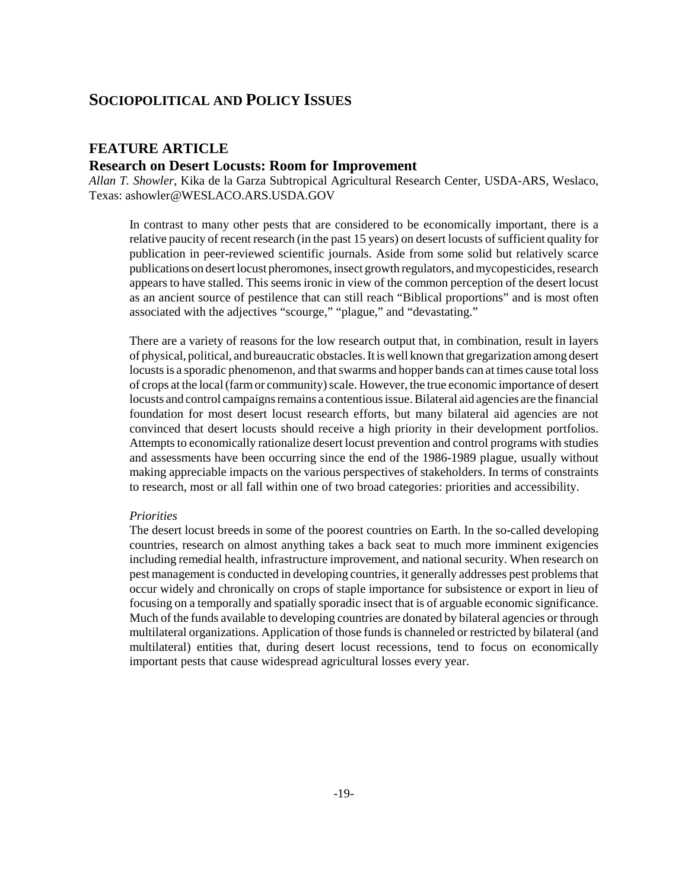# Sociopolitical and Policy Issues

## FEATURE ARTICLE

### Research on Desert Locusts: Room for Improvement

*Allan T. Showler*, Kika de la Garza Subtropical Agricultural Research Center, USDA-ARS, Weslaco, Texas: ashowler@WESLACO.ARS.USDA.GOV

In contrast to many other pests that are considered to be economically important, there is a relative paucity of recent research (in the past 15 years) on desert locusts of sufficient quality for publication in peer-reviewed scientific journals. Aside from some solid but relatively scarce publications on desert locust pheromones, insect growth regulators, and mycopesticides, research appears to have stalled. This seems ironic in view of the common perception of the desert locust as an ancient source of pestilence that can still reach "Biblical proportions" and is most often associated with the adjectives "scourge," "plague," and "devastating."

There are a variety of reasons for the low research output that, in combination, result in layers of physical, political, and bureaucratic obstacles. It is well known that gregarization among desert locusts is a sporadic phenomenon, and that swarms and hopper bands can at times cause total loss of crops at the local (farm or community) scale. However, the true economic importance of desert locusts and control campaigns remains a contentious issue. Bilateral aid agencies are the financial foundation for most desert locust research efforts, but many bilateral aid agencies are not convinced that desert locusts should receive a high priority in their development portfolios. Attempts to economically rationalize desert locust prevention and control programs with studies and assessments have been occurring since the end of the 1986-1989 plague, usually without making appreciable impacts on the various perspectives of stakeholders. In terms of constraints to research, most or all fall within one of two broad categories: priorities and accessibility.

*Priorities*

The desert locust breeds in some of the poorest countries on Earth. In the so-called developing countries, research on almost anything takes a back seat to much more imminent exigencies including remedial health, infrastructure improvement, and national security. When research on pest management is conducted in developing countries, it generally addresses pest problems that occur widely and chronically on crops of staple importance for subsistence or export in lieu of focusing on a temporally and spatially sporadic insect that is of arguable economic significance. Much of the funds available to developing countries are donated by bilateral agencies or through multilateral organizations. Application of those funds is channeled or restricted by bilateral (and multilateral) entities that, during desert locust recessions, tend to focus on economically important pests that cause widespread agricultural losses every year.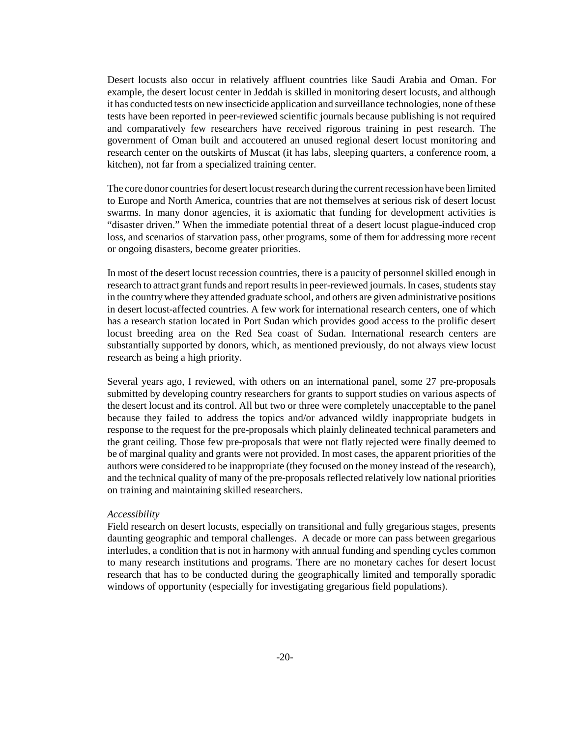Desert locusts also occur in relatively affluent countries like Saudi Arabia and Oman. For example, the desert locust center in Jeddah is skilled in monitoring desert locusts, and although it has conducted tests on new insecticide application and surveillance technologies, none of these tests have been reported in peer-reviewed scientific journals because publishing is not required and comparatively few researchers have received rigorous training in pest research. The government of Oman built and accoutered an unused regional desert locust monitoring and research center on the outskirts of Muscat (it has labs, sleeping quarters, a conference room, a kitchen), not far from a specialized training center.

The core donor countries for desert locust research during the current recession have been limited to Europe and North America, countries that are not themselves at serious risk of desert locust swarms. In many donor agencies, it is axiomatic that funding for development activities is "disaster driven." When the immediate potential threat of a desert locust plague-induced crop loss, and scenarios of starvation pass, other programs, some of them for addressing more recent or ongoing disasters, become greater priorities.

In most of the desert locust recession countries, there is a paucity of personnel skilled enough in research to attract grant funds and report results in peer-reviewed journals. In cases, students stay in the country where they attended graduate school, and others are given administrative positions in desert locust-affected countries. A few work for international research centers, one of which has a research station located in Port Sudan which provides good access to the prolific desert locust breeding area on the Red Sea coast of Sudan. International research centers are substantially supported by donors, which, as mentioned previously, do not always view locust research as being a high priority.

Several years ago, I reviewed, with others on an international panel, some 27 pre-proposals submitted by developing country researchers for grants to support studies on various aspects of the desert locust and its control. All but two or three were completely unacceptable to the panel because they failed to address the topics and/or advanced wildly inappropriate budgets in response to the request for the pre-proposals which plainly delineated technical parameters and the grant ceiling. Those few pre-proposals that were not flatly rejected were finally deemed to be of marginal quality and grants were not provided. In most cases, the apparent priorities of the authors were considered to be inappropriate (they focused on the money instead of the research), and the technical quality of many of the pre-proposals reflected relatively low national priorities on training and maintaining skilled researchers.

*Accessibility*

Field research on desert locusts, especially on transitional and fully gregarious stages, presents daunting geographic and temporal challenges. A decade or more can pass between gregarious interludes, a condition that is not in harmony with annual funding and spending cycles common to many research institutions and programs. There are no monetary caches for desert locust research that has to be conducted during the geographically limited and temporally sporadic windows of opportunity (especially for investigating gregarious field populations).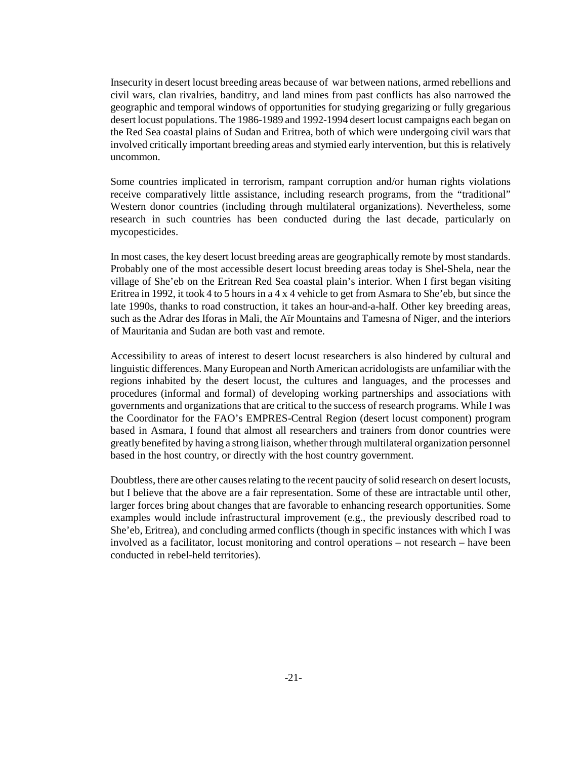Insecurity in desert locust breeding areas because of war between nations, armed rebellions and civil wars, clan rivalries, banditry, and land mines from past conflicts has also narrowed the geographic and temporal windows of opportunities for studying gregarizing or fully gregarious desert locust populations. The 1986-1989 and 1992-1994 desert locust campaigns each began on the Red Sea coastal plains of Sudan and Eritrea, both of which were undergoing civil wars that involved critically important breeding areas and stymied early intervention, but this is relatively uncommon.

Some countries implicated in terrorism, rampant corruption and/or human rights violations receive comparatively little assistance, including research programs, from the "traditional" Western donor countries (including through multilateral organizations). Nevertheless, some research in such countries has been conducted during the last decade, particularly on mycopesticides.

In most cases, the key desert locust breeding areas are geographically remote by most standards. Probably one of the most accessible desert locust breeding areas today is Shel-Shela, near the village of She'eb on the Eritrean Red Sea coastal plain's interior. When I first began visiting Eritrea in 1992, it took 4 to 5 hours in a 4 x 4 vehicle to get from Asmara to She'eb, but since the late 1990s, thanks to road construction, it takes an hour-and-a-half. Other key breeding areas, such as the Adrar des Iforas in Mali, the Aïr Mountains and Tamesna of Niger, and the interiors of Mauritania and Sudan are both vast and remote.

Accessibility to areas of interest to desert locust researchers is also hindered by cultural and linguistic differences. Many European and North American acridologists are unfamiliar with the regions inhabited by the desert locust, the cultures and languages, and the processes and procedures (informal and formal) of developing working partnerships and associations with governments and organizations that are critical to the success of research programs. While I was the Coordinator for the FAO's EMPRES-Central Region (desert locust component) program based in Asmara, I found that almost all researchers and trainers from donor countries were greatly benefited by having a strong liaison, whether through multilateral organization personnel based in the host country, or directly with the host country government.

Doubtless, there are other causes relating to the recent paucity of solid research on desert locusts, but I believe that the above are a fair representation. Some of these are intractable until other, larger forces bring about changes that are favorable to enhancing research opportunities. Some examples would include infrastructural improvement (e.g., the previously described road to She'eb, Eritrea), and concluding armed conflicts (though in specific instances with which I was involved as a facilitator, locust monitoring and control operations – not research – have been conducted in rebel-held territories).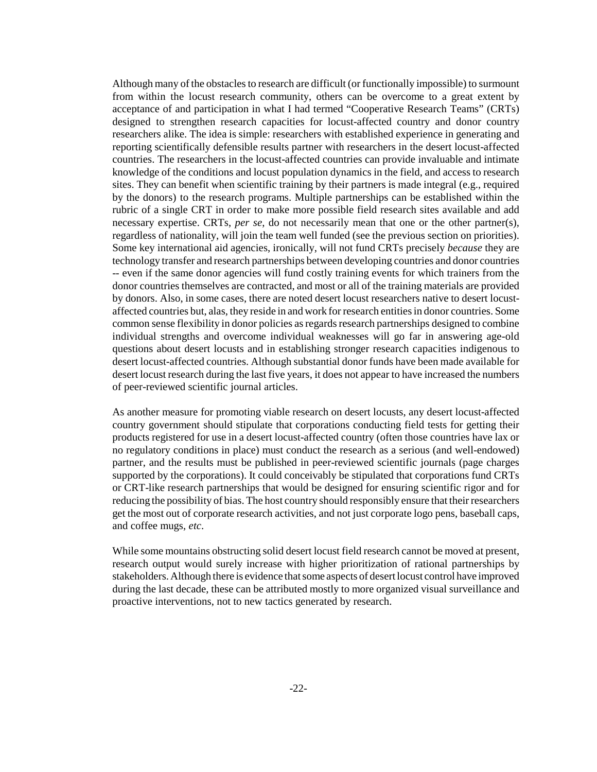Although many of the obstacles to research are difficult (or functionally impossible) to surmount from within the locust research community, others can be overcome to a great extent by acceptance of and participation in what I had termed "Cooperative Research Teams" (CRTs) designed to strengthen research capacities for locust-affected country and donor country researchers alike. The idea is simple: researchers with established experience in generating and reporting scientifically defensible results partner with researchers in the desert locust-affected countries. The researchers in the locust-affected countries can provide invaluable and intimate knowledge of the conditions and locust population dynamics in the field, and access to research sites. They can benefit when scientific training by their partners is made integral (e.g., required by the donors) to the research programs. Multiple partnerships can be established within the rubric of a single CRT in order to make more possible field research sites available and add necessary expertise. CRTs, *per se*, do not necessarily mean that one or the other partner(s), regardless of nationality, will join the team well funded (see the previous section on priorities). Some key international aid agencies, ironically, will not fund CRTs precisely *because* they are technology transfer and research partnerships between developing countries and donor countries -- even if the same donor agencies will fund costly training events for which trainers from the donor countries themselves are contracted, and most or all of the training materials are provided by donors. Also, in some cases, there are noted desert locust researchers native to desert locust-affected countries but, alas, they reside in and work for research entities in donor countries. Some common sense flexibility in donor policies as regards research partnerships designed to combine individual strengths and overcome individual weaknesses will go far in answering age-old questions about desert locusts and in establishing stronger research capacities indigenous to desert locust-affected countries. Although substantial donor funds have been made available for desert locust research during the last five years, it does not appear to have increased the numbers of peer-reviewed scientific journal articles.

As another measure for promoting viable research on desert locusts, any desert locust-affected country government should stipulate that corporations conducting field tests for getting their products registered for use in a desert locust-affected country (often those countries have lax or no regulatory conditions in place) must conduct the research as a serious (and well-endowed) partner, and the results must be published in peer-reviewed scientific journals (page charges supported by the corporations). It could conceivably be stipulated that corporations fund CRTs or CRT-like research partnerships that would be designed for ensuring scientific rigor and for reducing the possibility of bias. The host country should responsibly ensure that their researchers get the most out of corporate research activities, and not just corporate logo pens, baseball caps, and coffee mugs, *etc*.

While some mountains obstructing solid desert locust field research cannot be moved at present, research output would surely increase with higher prioritization of rational partnerships by stakeholders. Although there is evidence that some aspects of desert locust control have improved during the last decade, these can be attributed mostly to more organized visual surveillance and proactive interventions, not to new tactics generated by research.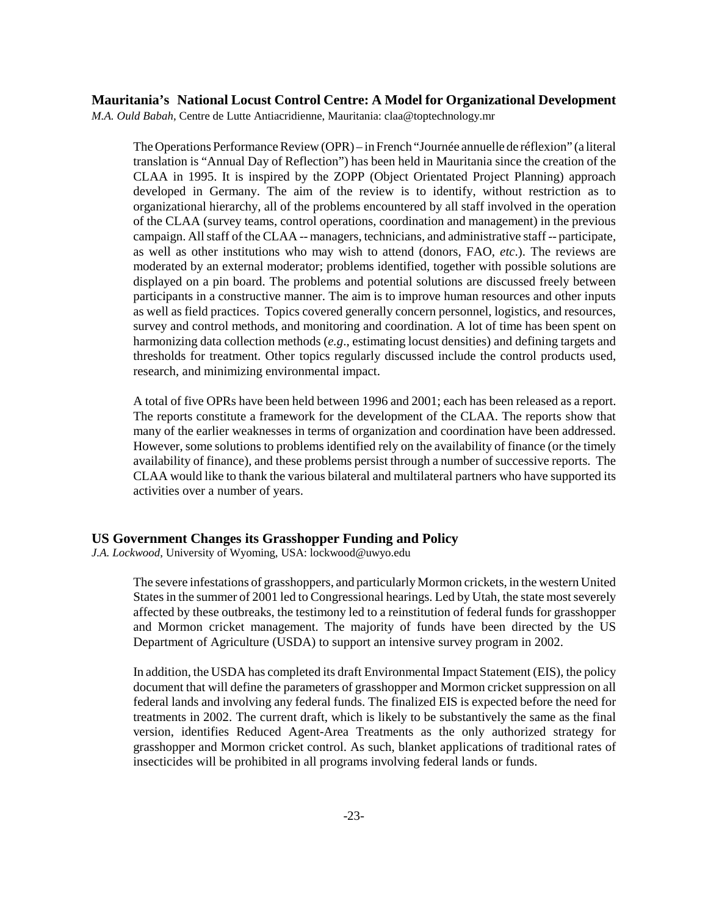### Mauritania's National Locust Control Centre: A Model for Organizational Development

*M.A. Ould Babah*, Centre de Lutte Antiacridienne, Mauritania: claa@toptechnology.mr

The Operations Performance Review (OPR) – in French "Journée annuelle de réflexion" (a literal translation is "Annual Day of Reflection") has been held in Mauritania since the creation of the CLAA in 1995. It is inspired by the ZOPP (Object Orientated Project Planning) approach developed in Germany. The aim of the review is to identify, without restriction as to organizational hierarchy, all of the problems encountered by all staff involved in the operation of the CLAA (survey teams, control operations, coordination and management) in the previous campaign. All staff of the CLAA -- managers, technicians, and administrative staff -- participate, as well as other institutions who may wish to attend (donors, FAO, *etc*.). The reviews are moderated by an external moderator; problems identified, together with possible solutions are displayed on a pin board. The problems and potential solutions are discussed freely between participants in a constructive manner. The aim is to improve human resources and other inputs as well as field practices. Topics covered generally concern personnel, logistics, and resources, survey and control methods, and monitoring and coordination. A lot of time has been spent on harmonizing data collection methods (*e.g*., estimating locust densities) and defining targets and thresholds for treatment. Other topics regularly discussed include the control products used, research, and minimizing environmental impact.

A total of five OPRs have been held between 1996 and 2001; each has been released as a report. The reports constitute a framework for the development of the CLAA. The reports show that many of the earlier weaknesses in terms of organization and coordination have been addressed. However, some solutions to problems identified rely on the availability of finance (or the timely availability of finance), and these problems persist through a number of successive reports. The CLAA would like to thank the various bilateral and multilateral partners who have supported its activities over a number of years.

### US Government Changes its Grasshopper Funding and Policy

*J.A. Lockwood*, University of Wyoming, USA: lockwood@uwyo.edu

The severe infestations of grasshoppers, and particularly Mormon crickets, in the western United States in the summer of 2001 led to Congressional hearings. Led by Utah, the state most severely affected by these outbreaks, the testimony led to a reinstitution of federal funds for grasshopper and Mormon cricket management. The majority of funds have been directed by the US Department of Agriculture (USDA) to support an intensive survey program in 2002.

In addition, the USDA has completed its draft Environmental Impact Statement (EIS), the policy document that will define the parameters of grasshopper and Mormon cricket suppression on all federal lands and involving any federal funds. The finalized EIS is expected before the need for treatments in 2002. The current draft, which is likely to be substantively the same as the final version, identifies Reduced Agent-Area Treatments as the only authorized strategy for grasshopper and Mormon cricket control. As such, blanket applications of traditional rates of insecticides will be prohibited in all programs involving federal lands or funds.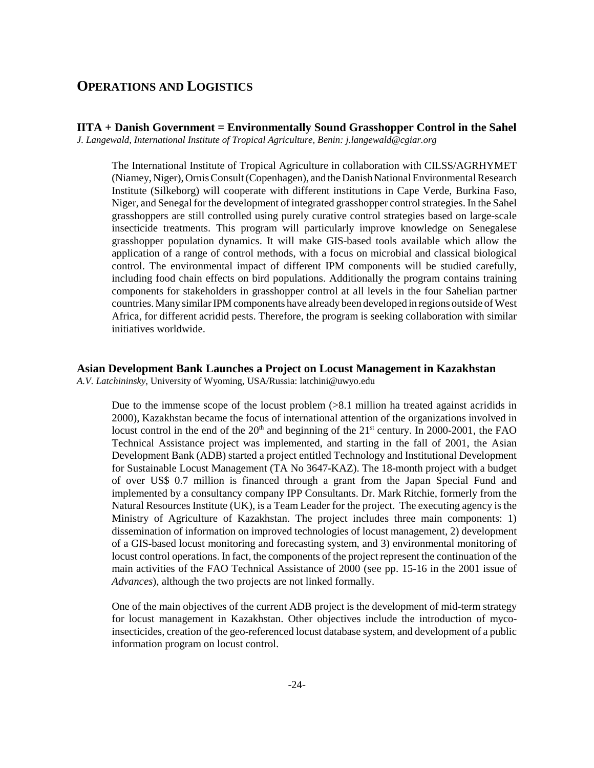# OPERATIONS AND LOGISTICS

## IITA + Danish Government = Environmentally Sound Grasshopper Control in the Sahel

*J. Langewald, International Institute of Tropical Agriculture, Benin: j.langewald@cgiar.org*

The International Institute of Tropical Agriculture in collaboration with CILSS/AGRHYMET (Niamey, Niger), Ornis Consult (Copenhagen), and the Danish National Environmental Research Institute (Silkeborg) will cooperate with different institutions in Cape Verde, Burkina Faso, Niger, and Senegal for the development of integrated grasshopper control strategies. In the Sahel grasshoppers are still controlled using purely curative control strategies based on large-scale insecticide treatments. This program will particularly improve knowledge on Senegalese grasshopper population dynamics. It will make GIS-based tools available which allow the application of a range of control methods, with a focus on microbial and classical biological control. The environmental impact of different IPM components will be studied carefully, including food chain effects on bird populations. Additionally the program contains training components for stakeholders in grasshopper control at all levels in the four Sahelian partner countries. Many similar IPM components have already been developed in regions outside of West Africa, for different acridid pests. Therefore, the program is seeking collaboration with similar initiatives worldwide.

## Asian Development Bank Launches a Project on Locust Management in Kazakhstan

*A.V. Latchininsky*, University of Wyoming, USA/Russia: latchini@uwyo.edu

Due to the immense scope of the locust problem (>8.1 million ha treated against acridids in 2000), Kazakhstan became the focus of international attention of the organizations involved in locust control in the end of the 20th and beginning of the 21st century. In 2000-2001, the FAO Technical Assistance project was implemented, and starting in the fall of 2001, the Asian Development Bank (ADB) started a project entitled Technology and Institutional Development for Sustainable Locust Management (TA No 3647-KAZ). The 18-month project with a budget of over US$ 0.7 million is financed through a grant from the Japan Special Fund and implemented by a consultancy company IPP Consultants. Dr. Mark Ritchie, formerly from the Natural Resources Institute (UK), is a Team Leader for the project. The executing agency is the Ministry of Agriculture of Kazakhstan. The project includes three main components: 1) dissemination of information on improved technologies of locust management, 2) development of a GIS-based locust monitoring and forecasting system, and 3) environmental monitoring of locust control operations. In fact, the components of the project represent the continuation of the main activities of the FAO Technical Assistance of 2000 (see pp. 15-16 in the 2001 issue of *Advances*), although the two projects are not linked formally.

One of the main objectives of the current ADB project is the development of mid-term strategy for locust management in Kazakhstan. Other objectives include the introduction of myco-insecticides, creation of the geo-referenced locust database system, and development of a public information program on locust control.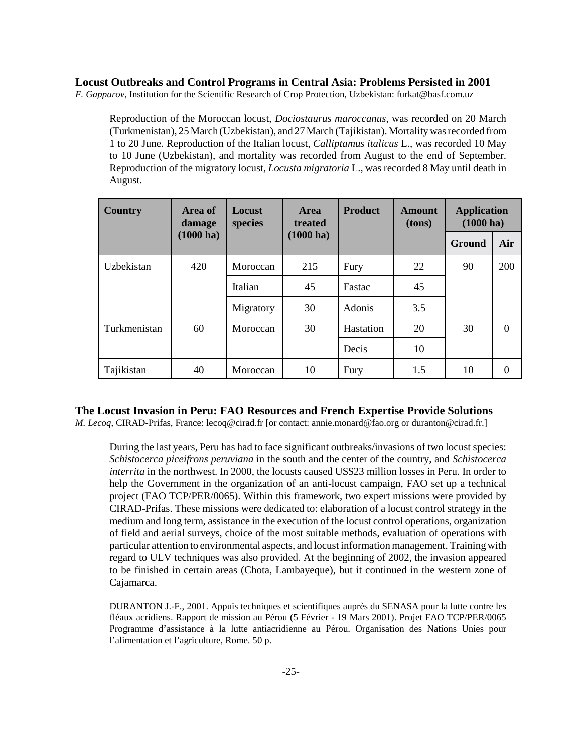### Locust Outbreaks and Control Programs in Central Asia: Problems Persisted in 2001

*F. Gapparov*, Institution for the Scientific Research of Crop Protection, Uzbekistan: furkat@basf.com.uz

Reproduction of the Moroccan locust, *Dociostaurus maroccanus*, was recorded on 20 March (Turkmenistan), 25 March (Uzbekistan), and 27 March (Tajikistan). Mortality was recorded from 1 to 20 June. Reproduction of the Italian locust, *Calliptamus italicus* L., was recorded 10 May to 10 June (Uzbekistan), and mortality was recorded from August to the end of September. Reproduction of the migratory locust, *Locusta migratoria* L., was recorded 8 May until death in August.

| Country | Area of damage (1000 ha) | Locust species | Area treated (1000 ha) | Product | Amount (tons) | Application (1000 ha) | |
|---|---|---|---|---|---|---|---|
| | | | | | | Ground | Air |
| Uzbekistan | 420 | Moroccan | 215 | Fury | 22 | 90 | 200 |
| | | Italian | 45 | Fastac | 45 | | |
| | | Migratory | 30 | Adonis | 3.5 | | |
| Turkmenistan | 60 | Moroccan | 30 | Hastation | 20 | 30 | 0 |
| | | | | Decis | 10 | | |
| Tajikistan | 40 | Moroccan | 10 | Fury | 1.5 | 10 | 0 |

### The Locust Invasion in Peru: FAO Resources and French Expertise Provide Solutions

*M. Lecoq*, CIRAD-Prifas, France: lecoq@cirad.fr [or contact: annie.monard@fao.org or duranton@cirad.fr.]

During the last years, Peru has had to face significant outbreaks/invasions of two locust species: *Schistocerca piceifrons peruviana* in the south and the center of the country, and *Schistocerca interrita* in the northwest. In 2000, the locusts caused US$23 million losses in Peru. In order to help the Government in the organization of an anti-locust campaign, FAO set up a technical project (FAO TCP/PER/0065). Within this framework, two expert missions were provided by CIRAD-Prifas. These missions were dedicated to: elaboration of a locust control strategy in the medium and long term, assistance in the execution of the locust control operations, organization of field and aerial surveys, choice of the most suitable methods, evaluation of operations with particular attention to environmental aspects, and locust information management. Training with regard to ULV techniques was also provided. At the beginning of 2002, the invasion appeared to be finished in certain areas (Chota, Lambayeque), but it continued in the western zone of Cajamarca.

DURANTON J.-F., 2001. Appuis techniques et scientifiques auprès du SENASA pour la lutte contre les fléaux acridiens. Rapport de mission au Pérou (5 Février - 19 Mars 2001). Projet FAO TCP/PER/0065 Programme d'assistance à la lutte antiacridienne au Pérou. Organisation des Nations Unies pour l'alimentation et l'agriculture, Rome. 50 p.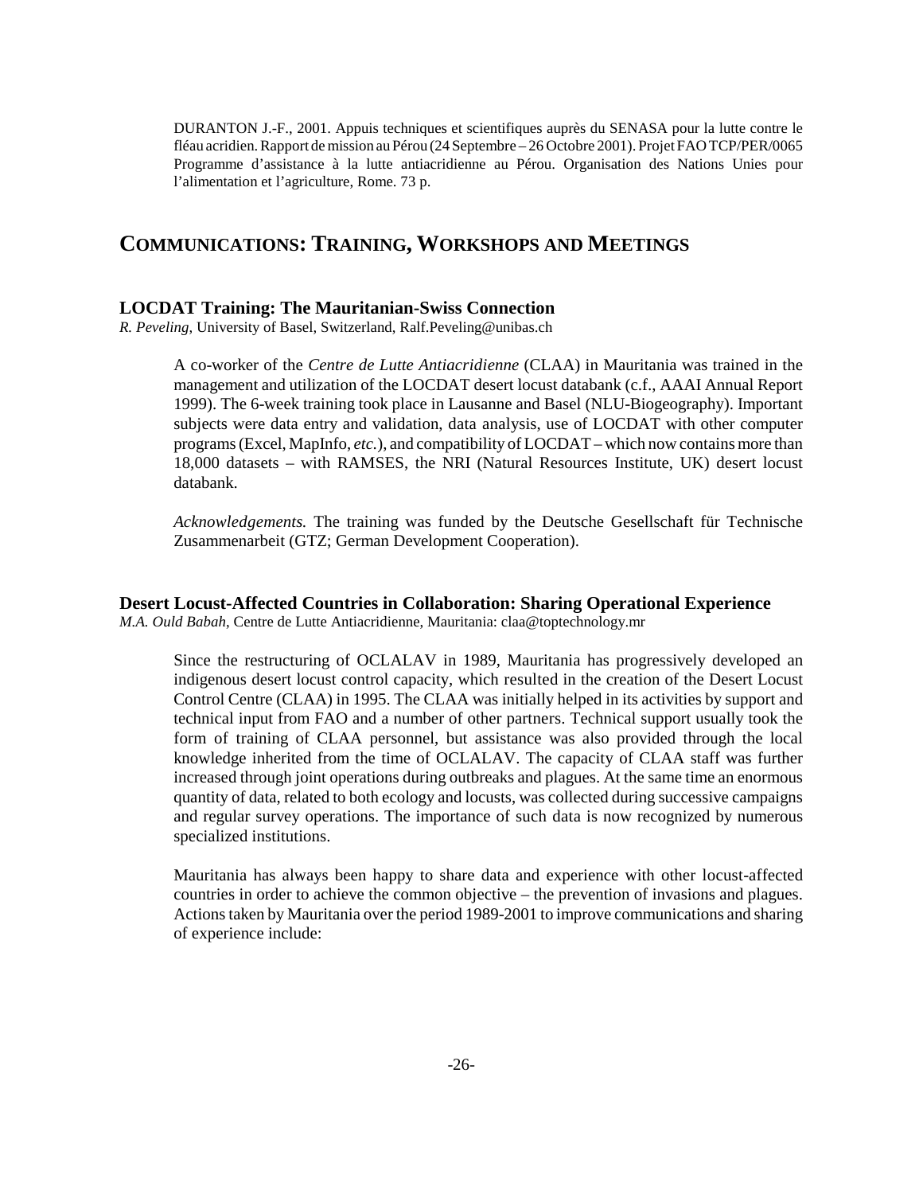DURANTON J.-F., 2001. Appuis techniques et scientifiques auprès du SENASA pour la lutte contre le fléau acridien. Rapport de mission au Pérou (24 Septembre – 26 Octobre 2001). Projet FAO TCP/PER/0065 Programme d'assistance à la lutte antiacridienne au Pérou. Organisation des Nations Unies pour l'alimentation et l'agriculture, Rome. 73 p.

## COMMUNICATIONS: TRAINING, WORKSHOPS AND MEETINGS

### LOCDAT Training: The Mauritanian-Swiss Connection

*R. Peveling*, University of Basel, Switzerland, Ralf.Peveling@unibas.ch

A co-worker of the *Centre de Lutte Antiacridienne* (CLAA) in Mauritania was trained in the management and utilization of the LOCDAT desert locust databank (c.f., AAAI Annual Report 1999). The 6-week training took place in Lausanne and Basel (NLU-Biogeography). Important subjects were data entry and validation, data analysis, use of LOCDAT with other computer programs (Excel, MapInfo, *etc.*), and compatibility of LOCDAT – which now contains more than 18,000 datasets – with RAMSES, the NRI (Natural Resources Institute, UK) desert locust databank.

*Acknowledgements.* The training was funded by the Deutsche Gesellschaft für Technische Zusammenarbeit (GTZ; German Development Cooperation).

### Desert Locust-Affected Countries in Collaboration: Sharing Operational Experience

*M.A. Ould Babah*, Centre de Lutte Antiacridienne, Mauritania: claa@toptechnology.mr

Since the restructuring of OCLALAV in 1989, Mauritania has progressively developed an indigenous desert locust control capacity, which resulted in the creation of the Desert Locust Control Centre (CLAA) in 1995. The CLAA was initially helped in its activities by support and technical input from FAO and a number of other partners. Technical support usually took the form of training of CLAA personnel, but assistance was also provided through the local knowledge inherited from the time of OCLALAV. The capacity of CLAA staff was further increased through joint operations during outbreaks and plagues. At the same time an enormous quantity of data, related to both ecology and locusts, was collected during successive campaigns and regular survey operations. The importance of such data is now recognized by numerous specialized institutions.

Mauritania has always been happy to share data and experience with other locust-affected countries in order to achieve the common objective – the prevention of invasions and plagues. Actions taken by Mauritania over the period 1989-2001 to improve communications and sharing of experience include: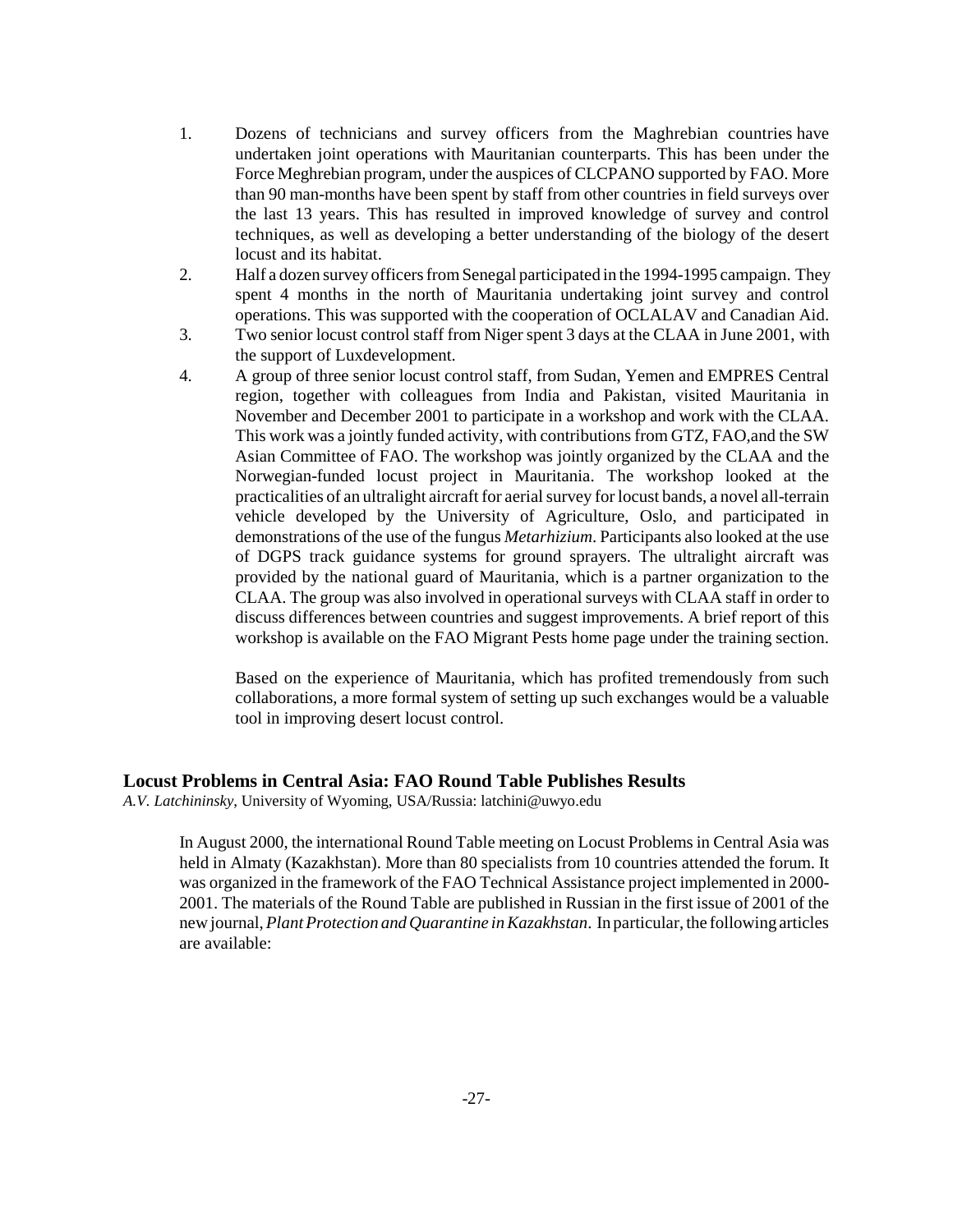1. Dozens of technicians and survey officers from the Maghrebian countries have undertaken joint operations with Mauritanian counterparts. This has been under the Force Meghrebian program, under the auspices of CLCPANO supported by FAO. More than 90 man-months have been spent by staff from other countries in field surveys over the last 13 years. This has resulted in improved knowledge of survey and control techniques, as well as developing a better understanding of the biology of the desert locust and its habitat.
2. Half a dozen survey officers from Senegal participated in the 1994-1995 campaign. They spent 4 months in the north of Mauritania undertaking joint survey and control operations. This was supported with the cooperation of OCLALAV and Canadian Aid.
3. Two senior locust control staff from Niger spent 3 days at the CLAA in June 2001, with the support of Luxdevelopment.
4. A group of three senior locust control staff, from Sudan, Yemen and EMPRES Central region, together with colleagues from India and Pakistan, visited Mauritania in November and December 2001 to participate in a workshop and work with the CLAA. This work was a jointly funded activity, with contributions from GTZ, FAO,and the SW Asian Committee of FAO. The workshop was jointly organized by the CLAA and the Norwegian-funded locust project in Mauritania. The workshop looked at the practicalities of an ultralight aircraft for aerial survey for locust bands, a novel all-terrain vehicle developed by the University of Agriculture, Oslo, and participated in demonstrations of the use of the fungus *Metarhizium*. Participants also looked at the use of DGPS track guidance systems for ground sprayers. The ultralight aircraft was provided by the national guard of Mauritania, which is a partner organization to the CLAA. The group was also involved in operational surveys with CLAA staff in order to discuss differences between countries and suggest improvements. A brief report of this workshop is available on the FAO Migrant Pests home page under the training section.

   Based on the experience of Mauritania, which has profited tremendously from such collaborations, a more formal system of setting up such exchanges would be a valuable tool in improving desert locust control.

## Locust Problems in Central Asia: FAO Round Table Publishes Results

*A.V. Latchininsky*, University of Wyoming, USA/Russia: latchini@uwyo.edu

In August 2000, the international Round Table meeting on Locust Problems in Central Asia was held in Almaty (Kazakhstan). More than 80 specialists from 10 countries attended the forum. It was organized in the framework of the FAO Technical Assistance project implemented in 2000-2001. The materials of the Round Table are published in Russian in the first issue of 2001 of the new journal, *Plant Protection and Quarantine in Kazakhstan*. In particular, the following articles are available: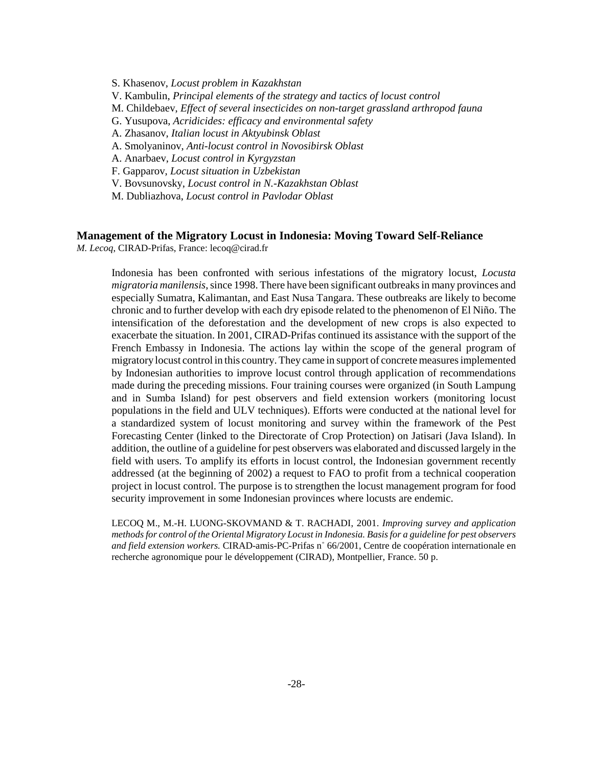S. Khasenov, *Locust problem in Kazakhstan*

V. Kambulin, *Principal elements of the strategy and tactics of locust control*

M. Childebaev, *Effect of several insecticides on non-target grassland arthropod fauna*

G. Yusupova, *Acridicides: efficacy and environmental safety*

A. Zhasanov, *Italian locust in Aktyubinsk Oblast*

A. Smolyaninov, *Anti-locust control in Novosibirsk Oblast*

A. Anarbaev, *Locust control in Kyrgyzstan*

F. Gapparov, *Locust situation in Uzbekistan*

V. Bovsunovsky, *Locust control in N.-Kazakhstan Oblast*

M. Dubliazhova, *Locust control in Pavlodar Oblast*

## Management of the Migratory Locust in Indonesia: Moving Toward Self-Reliance

*M. Lecoq*, CIRAD-Prifas, France: lecoq@cirad.fr

Indonesia has been confronted with serious infestations of the migratory locust, *Locusta migratoria manilensis*, since 1998. There have been significant outbreaks in many provinces and especially Sumatra, Kalimantan, and East Nusa Tangara. These outbreaks are likely to become chronic and to further develop with each dry episode related to the phenomenon of El Niño. The intensification of the deforestation and the development of new crops is also expected to exacerbate the situation. In 2001, CIRAD-Prifas continued its assistance with the support of the French Embassy in Indonesia. The actions lay within the scope of the general program of migratory locust control in this country. They came in support of concrete measures implemented by Indonesian authorities to improve locust control through application of recommendations made during the preceding missions. Four training courses were organized (in South Lampung and in Sumba Island) for pest observers and field extension workers (monitoring locust populations in the field and ULV techniques). Efforts were conducted at the national level for a standardized system of locust monitoring and survey within the framework of the Pest Forecasting Center (linked to the Directorate of Crop Protection) on Jatisari (Java Island). In addition, the outline of a guideline for pest observers was elaborated and discussed largely in the field with users. To amplify its efforts in locust control, the Indonesian government recently addressed (at the beginning of 2002) a request to FAO to profit from a technical cooperation project in locust control. The purpose is to strengthen the locust management program for food security improvement in some Indonesian provinces where locusts are endemic.

LECOQ M., M.-H. LUONG-SKOVMAND & T. RACHADI, 2001. *Improving survey and application methods for control of the Oriental Migratory Locust in Indonesia. Basis for a guideline for pest observers and field extension workers.* CIRAD-amis-PC-Prifas n° 66/2001, Centre de coopération internationale en recherche agronomique pour le développement (CIRAD), Montpellier, France. 50 p.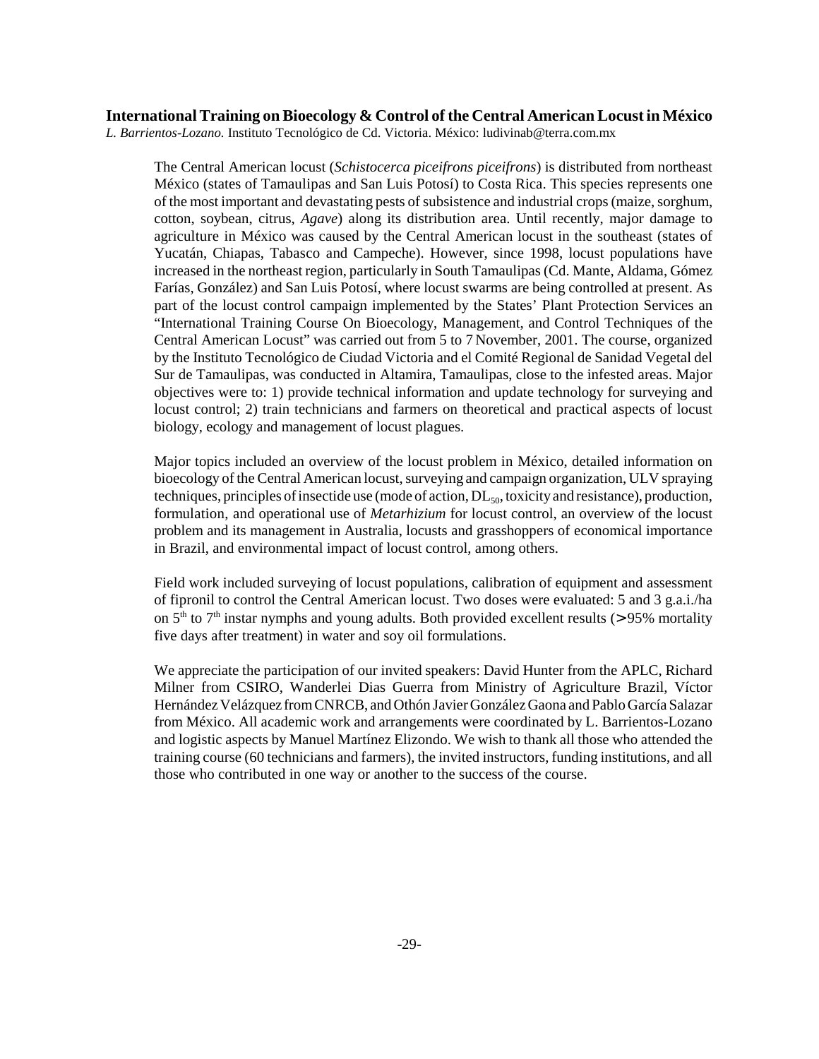## International Training on Bioecology & Control of the Central American Locust in México

*L. Barrientos-Lozano.* Instituto Tecnológico de Cd. Victoria. México: ludivinab@terra.com.mx

The Central American locust (*Schistocerca piceifrons piceifrons*) is distributed from northeast México (states of Tamaulipas and San Luis Potosí) to Costa Rica. This species represents one of the most important and devastating pests of subsistence and industrial crops (maize, sorghum, cotton, soybean, citrus, *Agave*) along its distribution area. Until recently, major damage to agriculture in México was caused by the Central American locust in the southeast (states of Yucatán, Chiapas, Tabasco and Campeche). However, since 1998, locust populations have increased in the northeast region, particularly in South Tamaulipas (Cd. Mante, Aldama, Gómez Farías, González) and San Luis Potosí, where locust swarms are being controlled at present. As part of the locust control campaign implemented by the States' Plant Protection Services an "International Training Course On Bioecology, Management, and Control Techniques of the Central American Locust" was carried out from 5 to 7 November, 2001. The course, organized by the Instituto Tecnológico de Ciudad Victoria and el Comité Regional de Sanidad Vegetal del Sur de Tamaulipas, was conducted in Altamira, Tamaulipas, close to the infested areas. Major objectives were to: 1) provide technical information and update technology for surveying and locust control; 2) train technicians and farmers on theoretical and practical aspects of locust biology, ecology and management of locust plagues.

Major topics included an overview of the locust problem in México, detailed information on bioecology of the Central American locust, surveying and campaign organization, ULV spraying techniques, principles of insectide use (mode of action, $DL_{50}$, toxicity and resistance), production, formulation, and operational use of *Metarhizium* for locust control, an overview of the locust problem and its management in Australia, locusts and grasshoppers of economical importance in Brazil, and environmental impact of locust control, among others.

Field work included surveying of locust populations, calibration of equipment and assessment of fipronil to control the Central American locust. Two doses were evaluated: 5 and 3 g.a.i./ha on $5^{th}$ to $7^{th}$ instar nymphs and young adults. Both provided excellent results (> 95% mortality five days after treatment) in water and soy oil formulations.

We appreciate the participation of our invited speakers: David Hunter from the APLC, Richard Milner from CSIRO, Wanderlei Dias Guerra from Ministry of Agriculture Brazil, Víctor Hernández Velázquez from CNRCB, and Othón Javier González Gaona and Pablo García Salazar from México. All academic work and arrangements were coordinated by L. Barrientos-Lozano and logistic aspects by Manuel Martínez Elizondo. We wish to thank all those who attended the training course (60 technicians and farmers), the invited instructors, funding institutions, and all those who contributed in one way or another to the success of the course.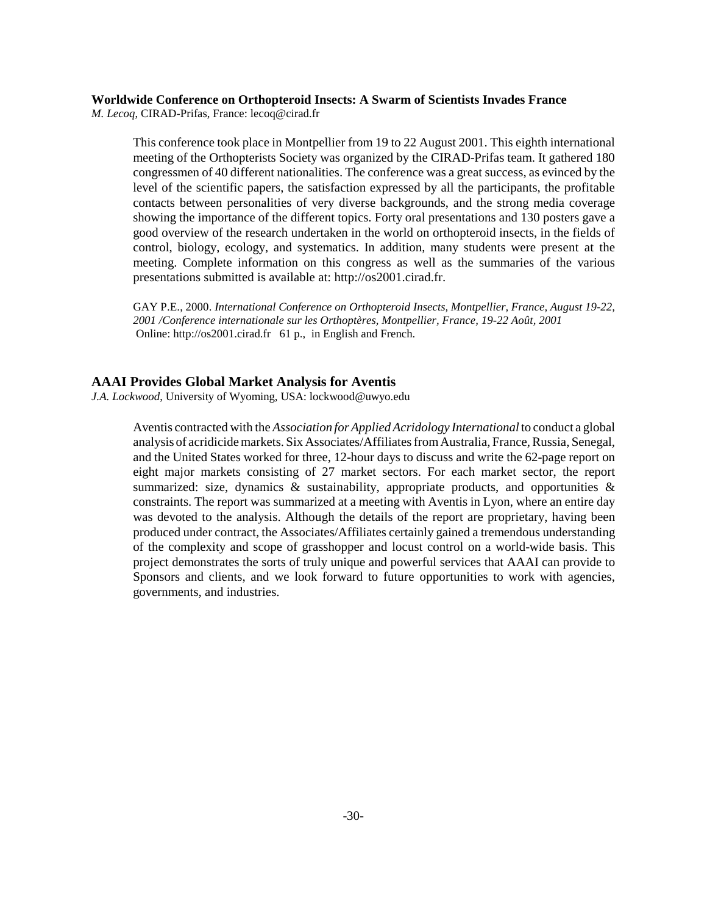### Worldwide Conference on Orthopteroid Insects: A Swarm of Scientists Invades France

*M. Lecoq*, CIRAD-Prifas, France: lecoq@cirad.fr

This conference took place in Montpellier from 19 to 22 August 2001. This eighth international meeting of the Orthopterists Society was organized by the CIRAD-Prifas team. It gathered 180 congressmen of 40 different nationalities. The conference was a great success, as evinced by the level of the scientific papers, the satisfaction expressed by all the participants, the profitable contacts between personalities of very diverse backgrounds, and the strong media coverage showing the importance of the different topics. Forty oral presentations and 130 posters gave a good overview of the research undertaken in the world on orthopteroid insects, in the fields of control, biology, ecology, and systematics. In addition, many students were present at the meeting. Complete information on this congress as well as the summaries of the various presentations submitted is available at: http://os2001.cirad.fr.

GAY P.E., 2000. *International Conference on Orthopteroid Insects, Montpellier, France, August 19-22, 2001 /Conference internationale sur les Orthoptères, Montpellier, France, 19-22 Août, 2001* Online: http://os2001.cirad.fr 61 p., in English and French.

## AAAI Provides Global Market Analysis for Aventis

*J.A. Lockwood*, University of Wyoming, USA: lockwood@uwyo.edu

Aventis contracted with the *Association for Applied Acridology International* to conduct a global analysis of acridicide markets. Six Associates/Affiliates from Australia, France, Russia, Senegal, and the United States worked for three, 12-hour days to discuss and write the 62-page report on eight major markets consisting of 27 market sectors. For each market sector, the report summarized: size, dynamics & sustainability, appropriate products, and opportunities & constraints. The report was summarized at a meeting with Aventis in Lyon, where an entire day was devoted to the analysis. Although the details of the report are proprietary, having been produced under contract, the Associates/Affiliates certainly gained a tremendous understanding of the complexity and scope of grasshopper and locust control on a world-wide basis. This project demonstrates the sorts of truly unique and powerful services that AAAI can provide to Sponsors and clients, and we look forward to future opportunities to work with agencies, governments, and industries.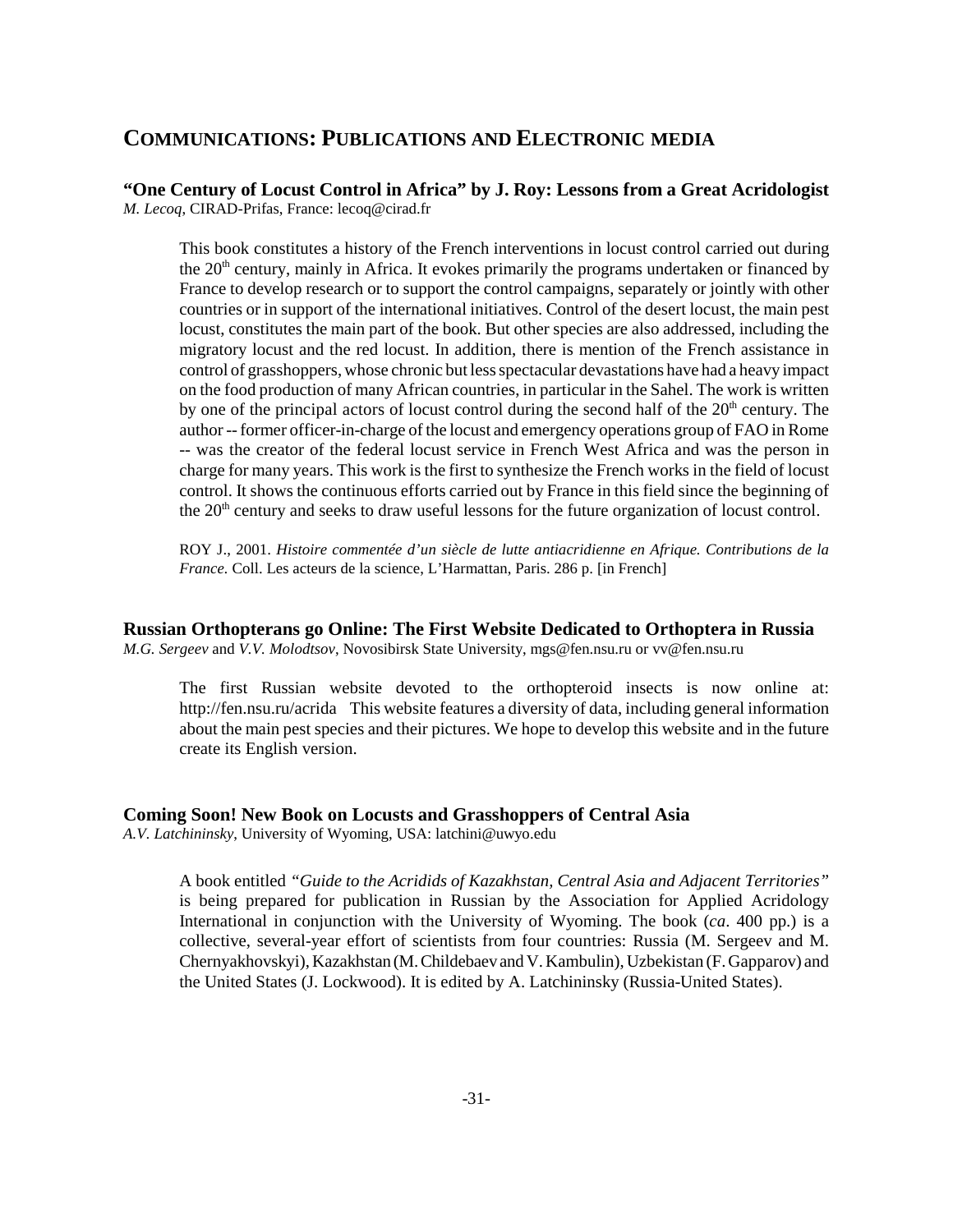# Communications: Publications and Electronic media

## "One Century of Locust Control in Africa" by J. Roy: Lessons from a Great Acridologist

*M. Lecoq*, CIRAD-Prifas, France: lecoq@cirad.fr

This book constitutes a history of the French interventions in locust control carried out during the 20th century, mainly in Africa. It evokes primarily the programs undertaken or financed by France to develop research or to support the control campaigns, separately or jointly with other countries or in support of the international initiatives. Control of the desert locust, the main pest locust, constitutes the main part of the book. But other species are also addressed, including the migratory locust and the red locust. In addition, there is mention of the French assistance in control of grasshoppers, whose chronic but less spectacular devastations have had a heavy impact on the food production of many African countries, in particular in the Sahel. The work is written by one of the principal actors of locust control during the second half of the 20th century. The author -- former officer-in-charge of the locust and emergency operations group of FAO in Rome -- was the creator of the federal locust service in French West Africa and was the person in charge for many years. This work is the first to synthesize the French works in the field of locust control. It shows the continuous efforts carried out by France in this field since the beginning of the 20th century and seeks to draw useful lessons for the future organization of locust control.

ROY J., 2001. *Histoire commentée d'un siècle de lutte antiacridienne en Afrique. Contributions de la France.* Coll. Les acteurs de la science, L'Harmattan, Paris. 286 p. [in French]

## Russian Orthopterans go Online: The First Website Dedicated to Orthoptera in Russia

*M.G. Sergeev* and *V.V. Molodtsov*, Novosibirsk State University, mgs@fen.nsu.ru or vv@fen.nsu.ru

The first Russian website devoted to the orthopteroid insects is now online at: http://fen.nsu.ru/acrida This website features a diversity of data, including general information about the main pest species and their pictures. We hope to develop this website and in the future create its English version.

## Coming Soon! New Book on Locusts and Grasshoppers of Central Asia

*A.V. Latchininsky*, University of Wyoming, USA: latchini@uwyo.edu

A book entitled *"Guide to the Acridids of Kazakhstan, Central Asia and Adjacent Territories"* is being prepared for publication in Russian by the Association for Applied Acridology International in conjunction with the University of Wyoming. The book (*ca*. 400 pp.) is a collective, several-year effort of scientists from four countries: Russia (M. Sergeev and M. Chernyakhovskyi), Kazakhstan (M. Childebaev and V. Kambulin), Uzbekistan (F. Gapparov) and the United States (J. Lockwood). It is edited by A. Latchininsky (Russia-United States).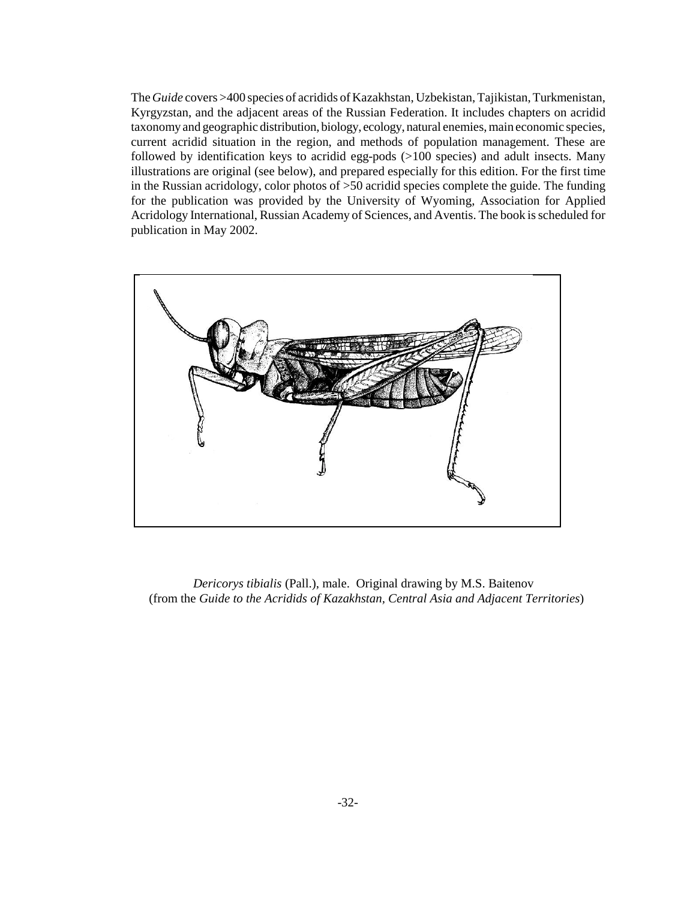The *Guide* covers >400 species of acridids of Kazakhstan, Uzbekistan, Tajikistan, Turkmenistan, Kyrgyzstan, and the adjacent areas of the Russian Federation. It includes chapters on acridid taxonomy and geographic distribution, biology, ecology, natural enemies, main economic species, current acridid situation in the region, and methods of population management. These are followed by identification keys to acridid egg-pods (>100 species) and adult insects. Many illustrations are original (see below), and prepared especially for this edition. For the first time in the Russian acridology, color photos of >50 acridid species complete the guide. The funding for the publication was provided by the University of Wyoming, Association for Applied Acridology International, Russian Academy of Sciences, and Aventis. The book is scheduled for publication in May 2002.

*Dericorys tibialis* (Pall.), male. Original drawing by M.S. Baitenov (from the *Guide to the Acridids of Kazakhstan, Central Asia and Adjacent Territories*)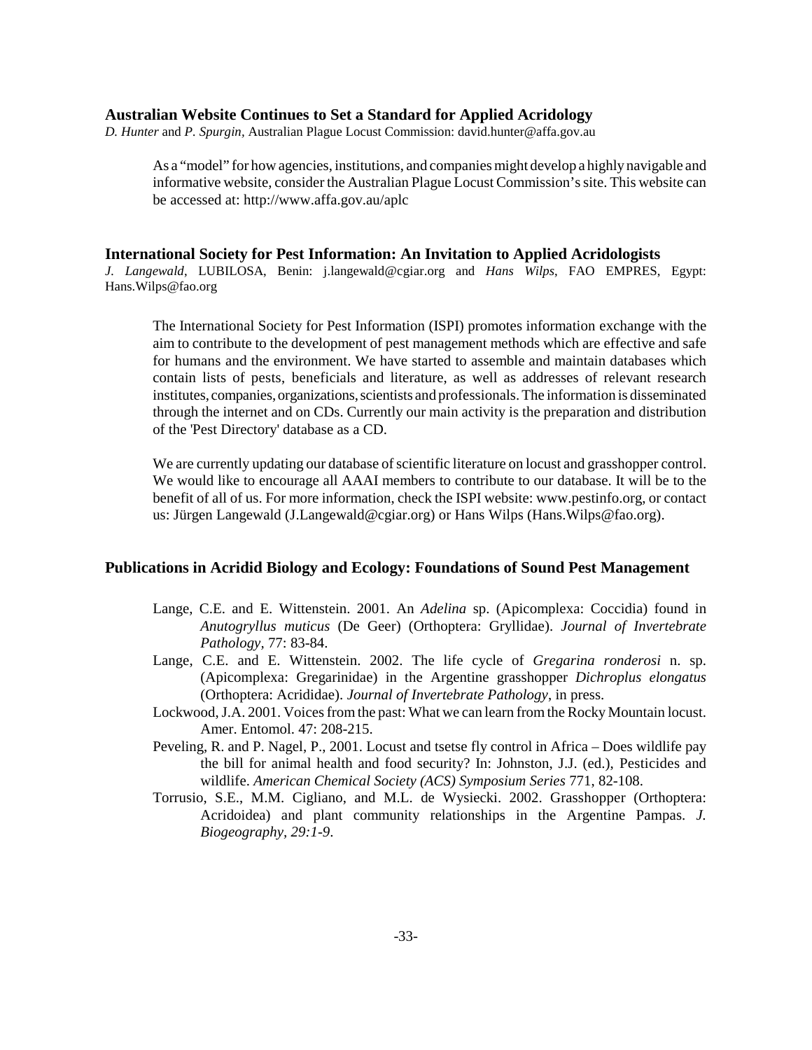### Australian Website Continues to Set a Standard for Applied Acridology

*D. Hunter* and *P. Spurgin*, Australian Plague Locust Commission: david.hunter@affa.gov.au

As a "model" for how agencies, institutions, and companies might develop a highly navigable and informative website, consider the Australian Plague Locust Commission's site. This website can be accessed at: http://www.affa.gov.au/aplc

### International Society for Pest Information: An Invitation to Applied Acridologists

*J. Langewald*, LUBILOSA, Benin: j.langewald@cgiar.org and *Hans Wilps*, FAO EMPRES, Egypt: Hans.Wilps@fao.org

The International Society for Pest Information (ISPI) promotes information exchange with the aim to contribute to the development of pest management methods which are effective and safe for humans and the environment. We have started to assemble and maintain databases which contain lists of pests, beneficials and literature, as well as addresses of relevant research institutes, companies, organizations, scientists and professionals. The information is disseminated through the internet and on CDs. Currently our main activity is the preparation and distribution of the 'Pest Directory' database as a CD.

We are currently updating our database of scientific literature on locust and grasshopper control. We would like to encourage all AAAI members to contribute to our database. It will be to the benefit of all of us. For more information, check the ISPI website: www.pestinfo.org, or contact us: Jürgen Langewald (J.Langewald@cgiar.org) or Hans Wilps (Hans.Wilps@fao.org).

### Publications in Acridid Biology and Ecology: Foundations of Sound Pest Management

- Lange, C.E. and E. Wittenstein. 2001. An *Adelina* sp. (Apicomplexa: Coccidia) found in *Anutogryllus muticus* (De Geer) (Orthoptera: Gryllidae). *Journal of Invertebrate Pathology*, 77: 83-84.
- Lange, C.E. and E. Wittenstein. 2002. The life cycle of *Gregarina ronderosi* n. sp. (Apicomplexa: Gregarinidae) in the Argentine grasshopper *Dichroplus elongatus* (Orthoptera: Acrididae). *Journal of Invertebrate Pathology*, in press.
- Lockwood, J.A. 2001. Voices from the past: What we can learn from the Rocky Mountain locust. Amer. Entomol. 47: 208-215.
- Peveling, R. and P. Nagel, P., 2001. Locust and tsetse fly control in Africa – Does wildlife pay the bill for animal health and food security? In: Johnston, J.J. (ed.), Pesticides and wildlife. *American Chemical Society (ACS) Symposium Series* 771, 82-108.
- Torrusio, S.E., M.M. Cigliano, and M.L. de Wysiecki. 2002. Grasshopper (Orthoptera: Acridoidea) and plant community relationships in the Argentine Pampas. *J. Biogeography, 29:1-9*.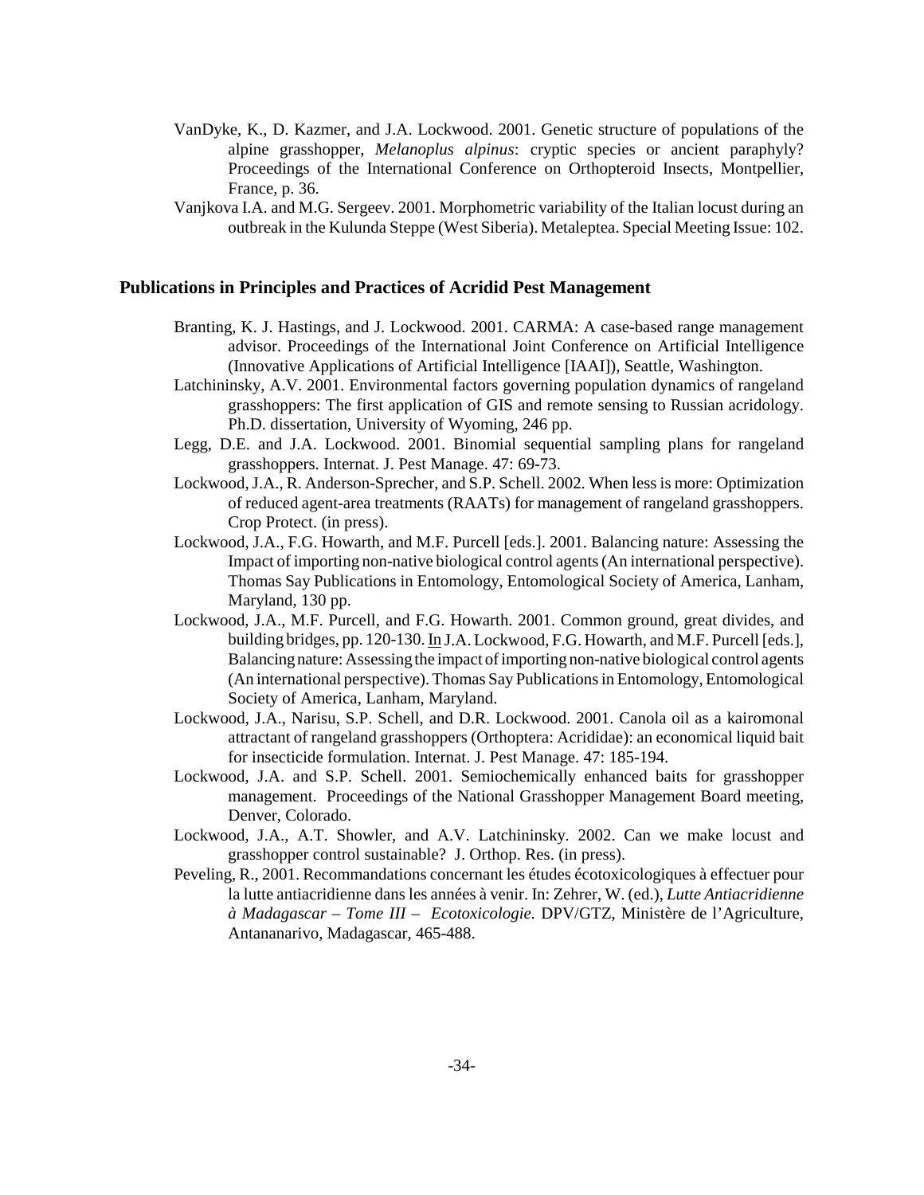VanDyke, K., D. Kazmer, and J.A. Lockwood. 2001. Genetic structure of populations of the alpine grasshopper, *Melanoplus alpinus*: cryptic species or ancient paraphyly? Proceedings of the International Conference on Orthopteroid Insects, Montpellier, France, p. 36.

Vanjkova I.A. and M.G. Sergeev. 2001. Morphometric variability of the Italian locust during an outbreak in the Kulunda Steppe (West Siberia). Metaleptea. Special Meeting Issue: 102.

### Publications in Principles and Practices of Acridid Pest Management

Branting, K. J. Hastings, and J. Lockwood. 2001. CARMA: A case-based range management advisor. Proceedings of the International Joint Conference on Artificial Intelligence (Innovative Applications of Artificial Intelligence [IAAI]), Seattle, Washington.

Latchininsky, A.V. 2001. Environmental factors governing population dynamics of rangeland grasshoppers: The first application of GIS and remote sensing to Russian acridology. Ph.D. dissertation, University of Wyoming, 246 pp.

Legg, D.E. and J.A. Lockwood. 2001. Binomial sequential sampling plans for rangeland grasshoppers. Internat. J. Pest Manage. 47: 69-73.

Lockwood, J.A., R. Anderson-Sprecher, and S.P. Schell. 2002. When less is more: Optimization of reduced agent-area treatments (RAATs) for management of rangeland grasshoppers. Crop Protect. (in press).

Lockwood, J.A., F.G. Howarth, and M.F. Purcell [eds.]. 2001. Balancing nature: Assessing the Impact of importing non-native biological control agents (An international perspective). Thomas Say Publications in Entomology, Entomological Society of America, Lanham, Maryland, 130 pp.

Lockwood, J.A., M.F. Purcell, and F.G. Howarth. 2001. Common ground, great divides, and building bridges, pp. 120-130. In J.A. Lockwood, F.G. Howarth, and M.F. Purcell [eds.], Balancing nature: Assessing the impact of importing non-native biological control agents (An international perspective). Thomas Say Publications in Entomology, Entomological Society of America, Lanham, Maryland.

Lockwood, J.A., Narisu, S.P. Schell, and D.R. Lockwood. 2001. Canola oil as a kairomonal attractant of rangeland grasshoppers (Orthoptera: Acrididae): an economical liquid bait for insecticide formulation. Internat. J. Pest Manage. 47: 185-194.

Lockwood, J.A. and S.P. Schell. 2001. Semiochemically enhanced baits for grasshopper management. Proceedings of the National Grasshopper Management Board meeting, Denver, Colorado.

Lockwood, J.A., A.T. Showler, and A.V. Latchininsky. 2002. Can we make locust and grasshopper control sustainable? J. Orthop. Res. (in press).

Peveling, R., 2001. Recommandations concernant les études écotoxicologiques à effectuer pour la lutte antiacridienne dans les années à venir. In: Zehrer, W. (ed.), *Lutte Antiacridienne à Madagascar – Tome III – Ecotoxicologie*. DPV/GTZ, Ministère de l'Agriculture, Antananarivo, Madagascar, 465-488.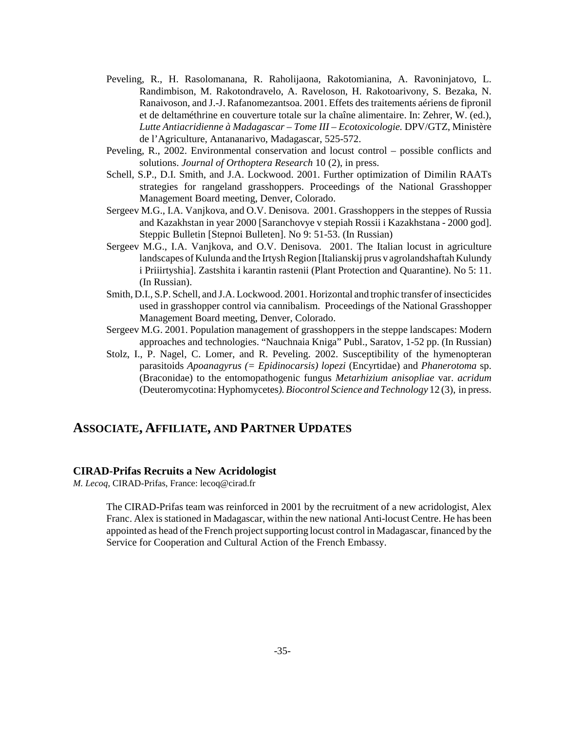Peveling, R., H. Rasolomanana, R. Raholijaona, Rakotomianina, A. Ravoninjatovo, L. Randimbison, M. Rakotondravelo, A. Raveloson, H. Rakotoarivony, S. Bezaka, N. Ranaivoson, and J.-J. Rafanomezantsoa. 2001. Effets des traitements aériens de fipronil et de deltaméthrine en couverture totale sur la chaîne alimentaire. In: Zehrer, W. (ed.), *Lutte Antiacridienne à Madagascar – Tome III – Ecotoxicologie.* DPV/GTZ, Ministère de l'Agriculture, Antananarivo, Madagascar, 525-572.

Peveling, R., 2002. Environmental conservation and locust control – possible conflicts and solutions. *Journal of Orthoptera Research* 10 (2), in press.

Schell, S.P., D.I. Smith, and J.A. Lockwood. 2001. Further optimization of Dimilin RAATs strategies for rangeland grasshoppers. Proceedings of the National Grasshopper Management Board meeting, Denver, Colorado.

Sergeev M.G., I.A. Vanjkova, and O.V. Denisova. 2001. Grasshoppers in the steppes of Russia and Kazakhstan in year 2000 [Saranchovye v stepiah Rossii i Kazakhstana - 2000 god]. Steppic Bulletin [Stepnoi Bulleten]. No 9: 51-53. (In Russian)

Sergeev M.G., I.A. Vanjkova, and O.V. Denisova. 2001. The Italian locust in agriculture landscapes of Kulunda and the Irtysh Region [Italianskij prus v agrolandshaftah Kulundy i Priiirtyshia]. Zastshita i karantin rastenii (Plant Protection and Quarantine). No 5: 11. (In Russian).

Smith, D.I., S.P. Schell, and J.A. Lockwood. 2001. Horizontal and trophic transfer of insecticides used in grasshopper control via cannibalism. Proceedings of the National Grasshopper Management Board meeting, Denver, Colorado.

Sergeev M.G. 2001. Population management of grasshoppers in the steppe landscapes: Modern approaches and technologies. "Nauchnaia Kniga" Publ., Saratov, 1-52 pp. (In Russian)

Stolz, I., P. Nagel, C. Lomer, and R. Peveling. 2002. Susceptibility of the hymenopteran parasitoids *Apoanagyrus (= Epidinocarsis) lopezi* (Encyrtidae) and *Phanerotoma* sp. (Braconidae) to the entomopathogenic fungus *Metarhizium anisopliae* var. *acridum* (Deuteromycotina: Hyphomycetes*). Biocontrol Science and Technology* 12 (3), in press.

## Associate, Affiliate, and Partner Updates

### CIRAD-Prifas Recruits a New Acridologist

*M. Lecoq*, CIRAD-Prifas, France: lecoq@cirad.fr

The CIRAD-Prifas team was reinforced in 2001 by the recruitment of a new acridologist, Alex Franc. Alex is stationed in Madagascar, within the new national Anti-locust Centre. He has been appointed as head of the French project supporting locust control in Madagascar, financed by the Service for Cooperation and Cultural Action of the French Embassy.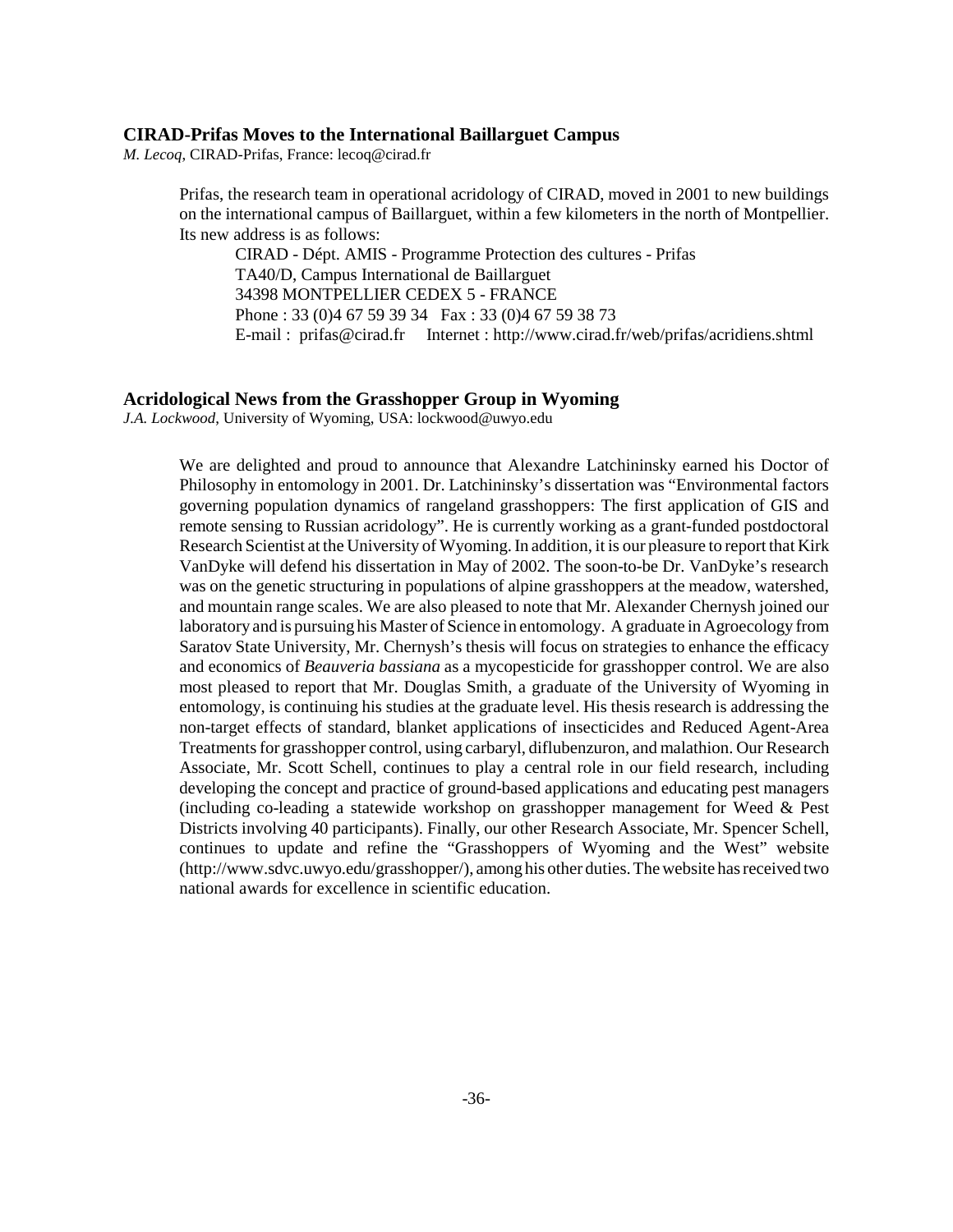## CIRAD-Prifas Moves to the International Baillarguet Campus

*M. Lecoq*, CIRAD-Prifas, France: lecoq@cirad.fr

Prifas, the research team in operational acridology of CIRAD, moved in 2001 to new buildings on the international campus of Baillarguet, within a few kilometers in the north of Montpellier. Its new address is as follows:

CIRAD - Dépt. AMIS - Programme Protection des cultures - Prifas
TA40/D, Campus International de Baillarguet
34398 MONTPELLIER CEDEX 5 - FRANCE
Phone : 33 (0)4 67 59 39 34 Fax : 33 (0)4 67 59 38 73
E-mail : prifas@cirad.fr Internet : http://www.cirad.fr/web/prifas/acridiens.shtml

## Acridological News from the Grasshopper Group in Wyoming

*J.A. Lockwood*, University of Wyoming, USA: lockwood@uwyo.edu

We are delighted and proud to announce that Alexandre Latchininsky earned his Doctor of Philosophy in entomology in 2001. Dr. Latchininsky's dissertation was "Environmental factors governing population dynamics of rangeland grasshoppers: The first application of GIS and remote sensing to Russian acridology". He is currently working as a grant-funded postdoctoral Research Scientist at the University of Wyoming. In addition, it is our pleasure to report that Kirk VanDyke will defend his dissertation in May of 2002. The soon-to-be Dr. VanDyke's research was on the genetic structuring in populations of alpine grasshoppers at the meadow, watershed, and mountain range scales. We are also pleased to note that Mr. Alexander Chernysh joined our laboratory and is pursuing his Master of Science in entomology. A graduate in Agroecology from Saratov State University, Mr. Chernysh's thesis will focus on strategies to enhance the efficacy and economics of *Beauveria bassiana* as a mycopesticide for grasshopper control. We are also most pleased to report that Mr. Douglas Smith, a graduate of the University of Wyoming in entomology, is continuing his studies at the graduate level. His thesis research is addressing the non-target effects of standard, blanket applications of insecticides and Reduced Agent-Area Treatments for grasshopper control, using carbaryl, diflubenzuron, and malathion. Our Research Associate, Mr. Scott Schell, continues to play a central role in our field research, including developing the concept and practice of ground-based applications and educating pest managers (including co-leading a statewide workshop on grasshopper management for Weed & Pest Districts involving 40 participants). Finally, our other Research Associate, Mr. Spencer Schell, continues to update and refine the "Grasshoppers of Wyoming and the West" website (http://www.sdvc.uwyo.edu/grasshopper/), among his other duties. The website has received two national awards for excellence in scientific education.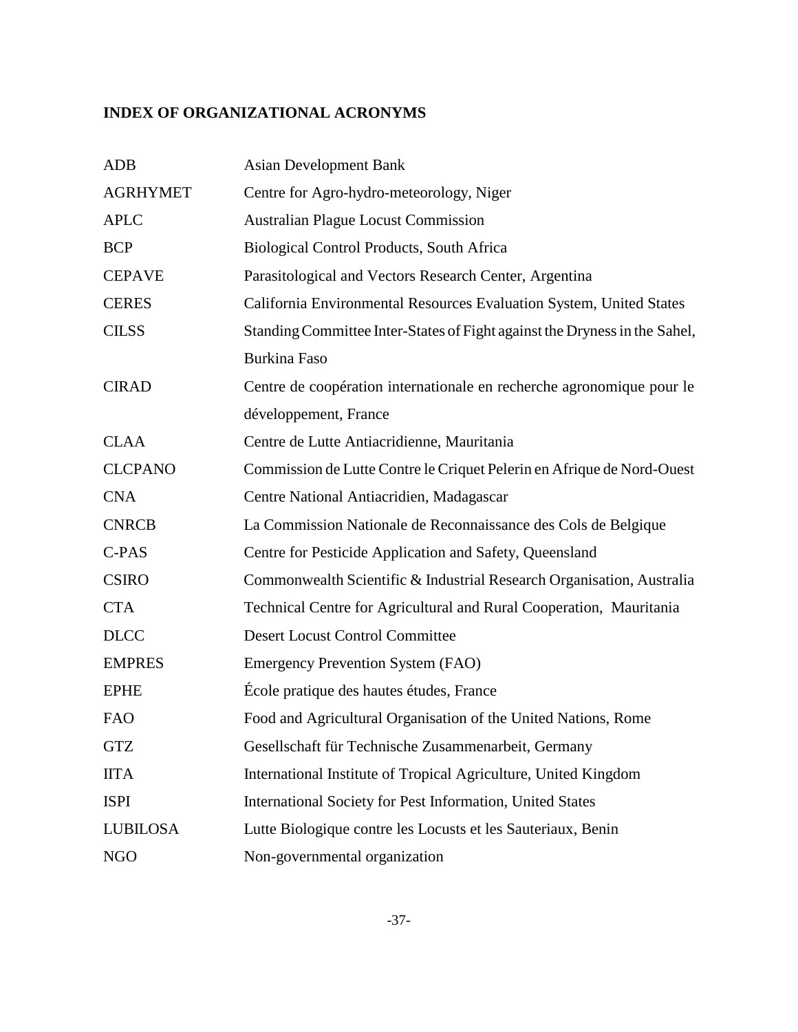## INDEX OF ORGANIZATIONAL ACRONYMS

| | |
|---|---|
| ADB | Asian Development Bank |
| AGRHYMET | Centre for Agro-hydro-meteorology, Niger |
| APLC | Australian Plague Locust Commission |
| BCP | Biological Control Products, South Africa |
| CEPAVE | Parasitological and Vectors Research Center, Argentina |
| CERES | California Environmental Resources Evaluation System, United States |
| CILSS | Standing Committee Inter-States of Fight against the Dryness in the Sahel, Burkina Faso |
| CIRAD | Centre de coopération internationale en recherche agronomique pour le développement, France |
| CLAA | Centre de Lutte Antiacridienne, Mauritania |
| CLCPANO | Commission de Lutte Contre le Criquet Pelerin en Afrique de Nord-Ouest |
| CNA | Centre National Antiacridien, Madagascar |
| CNRCB | La Commission Nationale de Reconnaissance des Cols de Belgique |
| C-PAS | Centre for Pesticide Application and Safety, Queensland |
| CSIRO | Commonwealth Scientific & Industrial Research Organisation, Australia |
| CTA | Technical Centre for Agricultural and Rural Cooperation, Mauritania |
| DLCC | Desert Locust Control Committee |
| EMPRES | Emergency Prevention System (FAO) |
| EPHE | École pratique des hautes études, France |
| FAO | Food and Agricultural Organisation of the United Nations, Rome |
| GTZ | Gesellschaft für Technische Zusammenarbeit, Germany |
| IITA | International Institute of Tropical Agriculture, United Kingdom |
| ISPI | International Society for Pest Information, United States |
| LUBILOSA | Lutte Biologique contre les Locusts et les Sauteriaux, Benin |
| NGO | Non-governmental organization |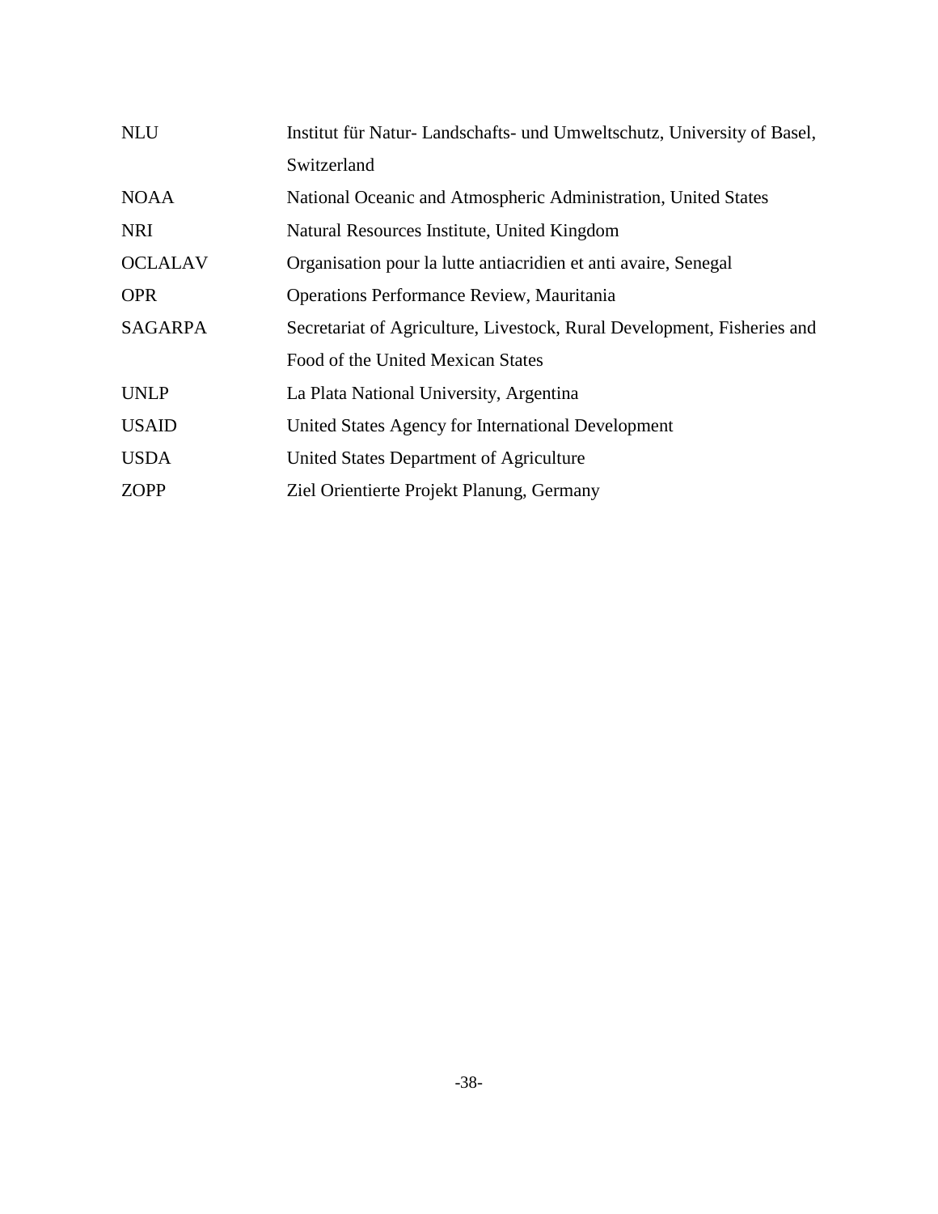| | |
|---|---|
| NLU | Institut für Natur- Landschafts- und Umweltschutz, University of Basel, Switzerland |
| NOAA | National Oceanic and Atmospheric Administration, United States |
| NRI | Natural Resources Institute, United Kingdom |
| OCLALAV | Organisation pour la lutte antiacridien et anti avaire, Senegal |
| OPR | Operations Performance Review, Mauritania |
| SAGARPA | Secretariat of Agriculture, Livestock, Rural Development, Fisheries and Food of the United Mexican States |
| UNLP | La Plata National University, Argentina |
| USAID | United States Agency for International Development |
| USDA | United States Department of Agriculture |
| ZOPP | Ziel Orientierte Projekt Planung, Germany |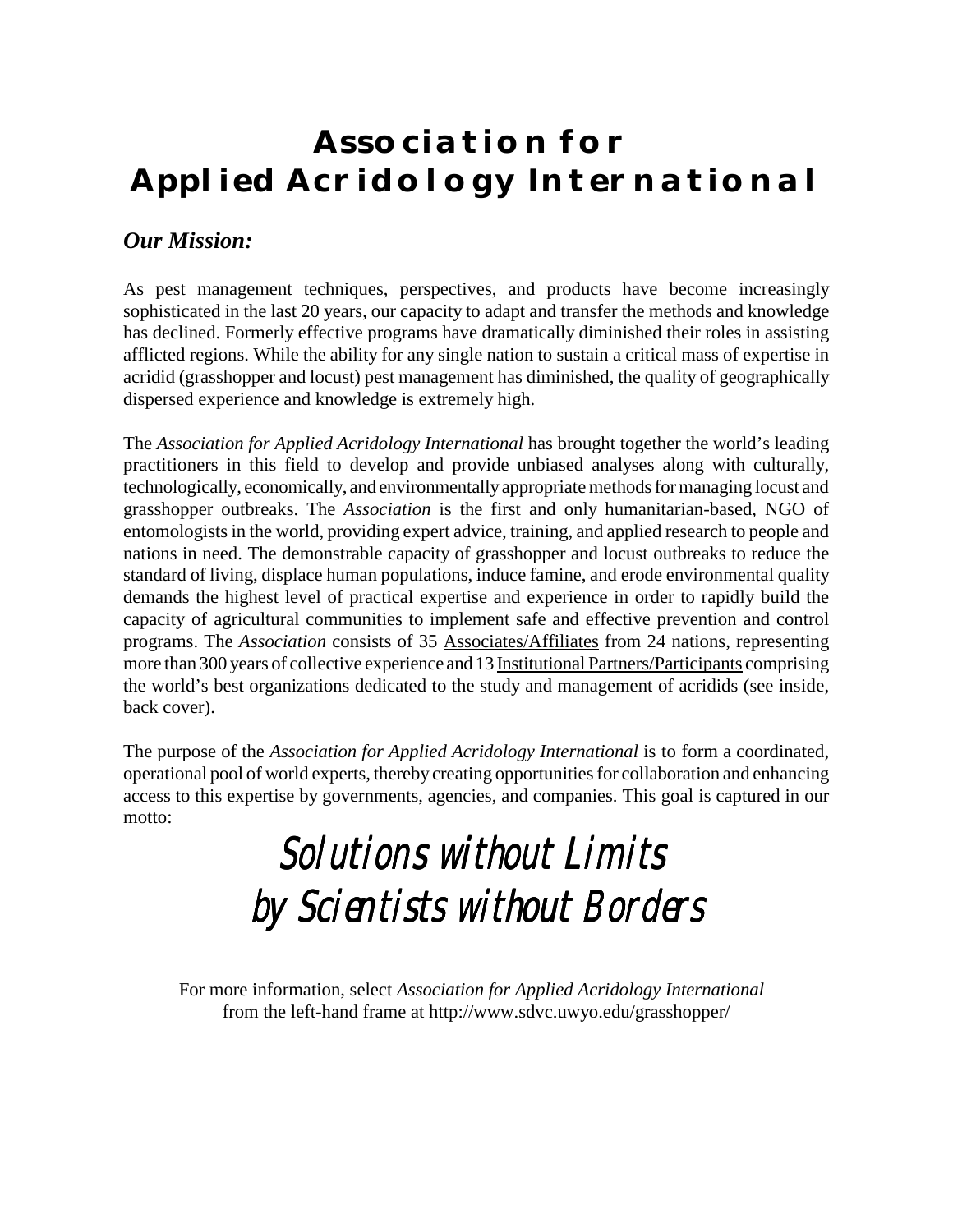# Association for Applied Acridology International

*Our Mission:*

As pest management techniques, perspectives, and products have become increasingly sophisticated in the last 20 years, our capacity to adapt and transfer the methods and knowledge has declined. Formerly effective programs have dramatically diminished their roles in assisting afflicted regions. While the ability for any single nation to sustain a critical mass of expertise in acridid (grasshopper and locust) pest management has diminished, the quality of geographically dispersed experience and knowledge is extremely high.

The *Association for Applied Acridology International* has brought together the world's leading practitioners in this field to develop and provide unbiased analyses along with culturally, technologically, economically, and environmentally appropriate methods for managing locust and grasshopper outbreaks. The *Association* is the first and only humanitarian-based, NGO of entomologists in the world, providing expert advice, training, and applied research to people and nations in need. The demonstrable capacity of grasshopper and locust outbreaks to reduce the standard of living, displace human populations, induce famine, and erode environmental quality demands the highest level of practical expertise and experience in order to rapidly build the capacity of agricultural communities to implement safe and effective prevention and control programs. The *Association* consists of 35 Associates/Affiliates from 24 nations, representing more than 300 years of collective experience and 13 Institutional Partners/Participants comprising the world's best organizations dedicated to the study and management of acridids (see inside, back cover).

The purpose of the *Association for Applied Acridology International* is to form a coordinated, operational pool of world experts, thereby creating opportunities for collaboration and enhancing access to this expertise by governments, agencies, and companies. This goal is captured in our motto:

*Solutions without Limits*
*by Scientists without Borders*

For more information, select *Association for Applied Acridology International* from the left-hand frame at http://www.sdvc.uwyo.edu/grasshopper/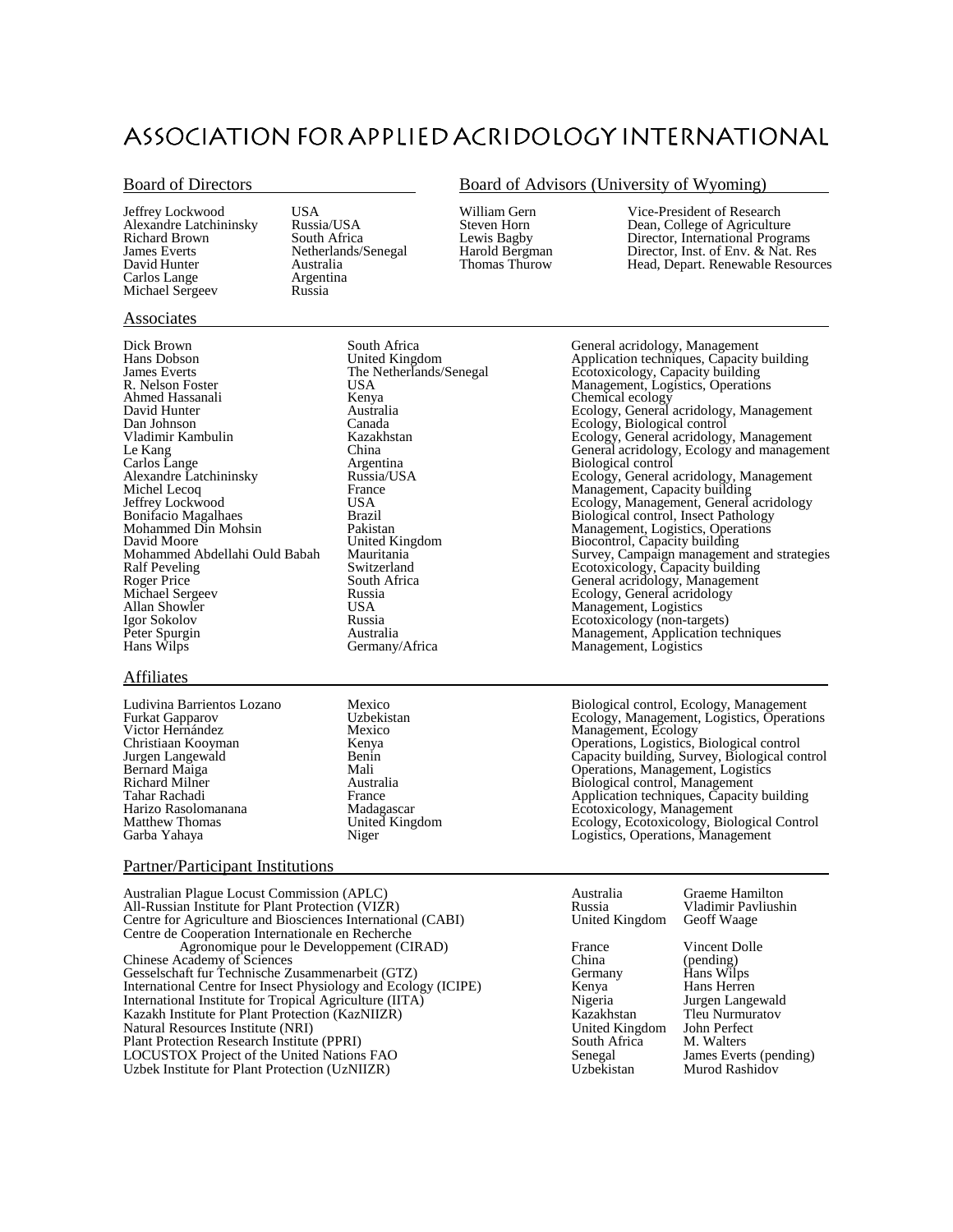# ASSOCIATION FOR APPLIED ACRIDOLOGY INTERNATIONAL

## Board of Directors

| | |
|---|---|
| Jeffrey Lockwood | USA |
| Alexandre Latchininsky | Russia/USA |
| Richard Brown | South Africa |
| James Everts | Netherlands/Senegal |
| David Hunter | Australia |
| Carlos Lange | Argentina |
| Michael Sergeev | Russia |

## Board of Advisors (University of Wyoming)

| | |
|---|---|
| William Gern | Vice-President of Research |
| Steven Horn | Dean, College of Agriculture |
| Lewis Bagby | Director, International Programs |
| Harold Bergman | Director, Inst. of Env. & Nat. Res |
| Thomas Thurow | Head, Depart. Renewable Resources |

## Associates

| | | |
|---|---|---|
| Dick Brown | South Africa | General acridology, Management |
| Hans Dobson | United Kingdom | Application techniques, Capacity building |
| James Everts | The Netherlands/Senegal | Ecotoxicology, Capacity building |
| R. Nelson Foster | USA | Management, Logistics, Operations |
| Ahmed Hassanali | Kenya | Chemical ecology |
| David Hunter | Australia | Ecology, General acridology, Management |
| Dan Johnson | Canada | Ecology, Biological control |
| Vladimir Kambulin | Kazakhstan | Ecology, General acridology, Management |
| Le Kang | China | General acridology, Ecology and management |
| Carlos Lange | Argentina | Biological control |
| Alexandre Latchininsky | Russia/USA | Ecology, General acridology, Management |
| Michel Lecoq | France | Management, Capacity building |
| Jeffrey Lockwood | USA | Ecology, Management, General acridology |
| Bonifacio Magalhaes | Brazil | Biological control, Insect Pathology |
| Mohammed Din Mohsin | Pakistan | Management, Logistics, Operations |
| David Moore | United Kingdom | Biocontrol, Capacity building |
| Mohammed Abdellahi Ould Babah | Mauritania | Survey, Campaign management and strategies |
| Ralf Peveling | Switzerland | Ecotoxicology, Capacity building |
| Roger Price | South Africa | General acridology, Management |
| Michael Sergeev | Russia | Ecology, General acridology |
| Allan Showler | USA | Management, Logistics |
| Igor Sokolov | Russia | Ecotoxicology (non-targets) |
| Peter Spurgin | Australia | Management, Application techniques |
| Hans Wilps | Germany/Africa | Management, Logistics |

## Affiliates

| | | |
|---|---|---|
| Ludivina Barrientos Lozano | Mexico | Biological control, Ecology, Management |
| Furkat Gapparov | Uzbekistan | Ecology, Management, Logistics, Operations |
| Victor Hernández | Mexico | Management, Ecology |
| Christiaan Kooyman | Kenya | Operations, Logistics, Biological control |
| Jurgen Langewald | Benin | Capacity building, Survey, Biological control |
| Bernard Maiga | Mali | Operations, Management, Logistics |
| Richard Milner | Australia | Biological control, Management |
| Tahar Rachadi | France | Application techniques, Capacity building |
| Harizo Rasolomanana | Madagascar | Ecotoxicology, Management |
| Matthew Thomas | United Kingdom | Ecology, Ecotoxicology, Biological Control |
| Garba Yahaya | Niger | Logistics, Operations, Management |

## Partner/Participant Institutions

| | | |
|---|---|---|
| Australian Plague Locust Commission (APLC) | Australia | Graeme Hamilton |
| All-Russian Institute for Plant Protection (VIZR) | Russia | Vladimir Pavliushin |
| Centre for Agriculture and Biosciences International (CABI) | United Kingdom | Geoff Waage |
| Centre de Cooperation Internationale en Recherche Agronomique pour le Developpement (CIRAD) | France | Vincent Dolle |
| Chinese Academy of Sciences | China | (pending) |
| Gesselschaft fur Technische Zusammenarbeit (GTZ) | Germany | Hans Wilps |
| International Centre for Insect Physiology and Ecology (ICIPE) | Kenya | Hans Herren |
| International Institute for Tropical Agriculture (IITA) | Nigeria | Jurgen Langewald |
| Kazakh Institute for Plant Protection (KazNIIZR) | Kazakhstan | Tleu Nurmuratov |
| Natural Resources Institute (NRI) | United Kingdom | John Perfect |
| Plant Protection Research Institute (PPRI) | South Africa | M. Walters |
| LOCUSTOX Project of the United Nations FAO | Senegal | James Everts (pending) |
| Uzbek Institute for Plant Protection (UzNIIZR) | Uzbekistan | Murod Rashidov |